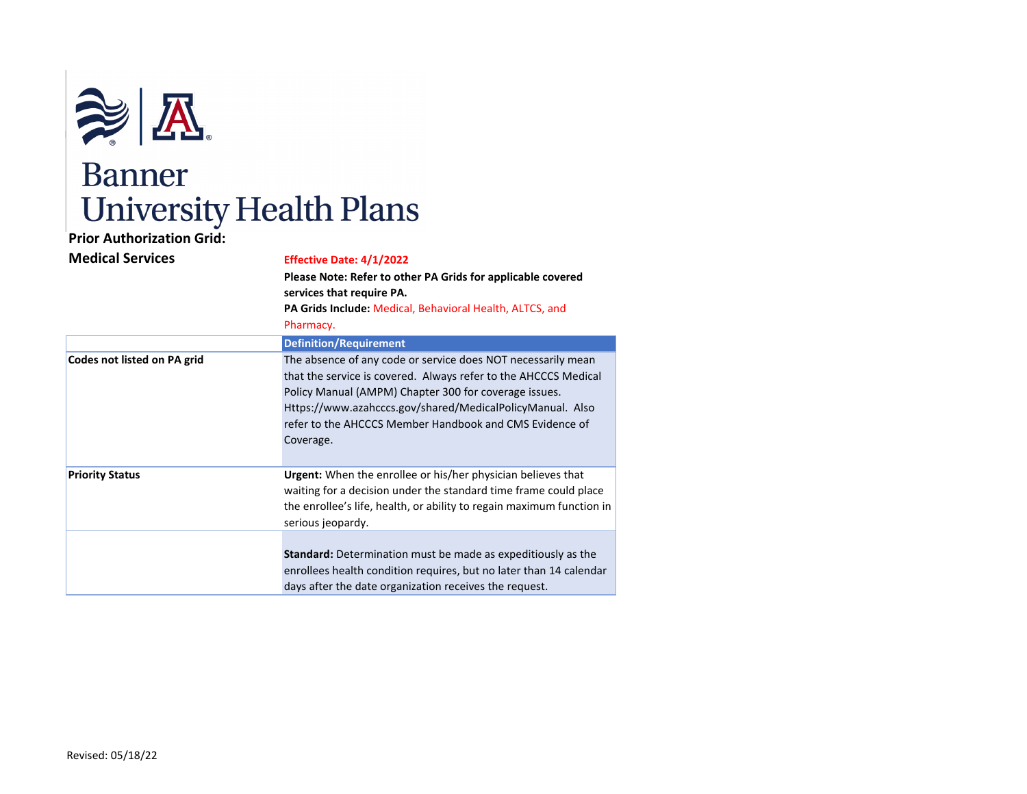# Banner University Health Plans

**Prior Authorization Grid: Medical Services**

**Effective Date: 4/1/2022**

**Please Note: Refer to other PA Grids for applicable covered services that require PA.**

**PA Grids Include:** Medical, Behavioral Health, ALTCS, and Pharmacy.

| | Definition/Requirement |
|---|---|
| **Codes not listed on PA grid** | The absence of any code or service does NOT necessarily mean that the service is covered. Always refer to the AHCCCS Medical Policy Manual (AMPM) Chapter 300 for coverage issues. Https://www.azahcccs.gov/shared/MedicalPolicyManual. Also refer to the AHCCCS Member Handbook and CMS Evidence of Coverage. |
| **Priority Status** | **Urgent:** When the enrollee or his/her physician believes that waiting for a decision under the standard time frame could place the enrollee's life, health, or ability to regain maximum function in serious jeopardy. |
| | **Standard:** Determination must be made as expeditiously as the enrollees health condition requires, but no later than 14 calendar days after the date organization receives the request. |

Revised: 05/18/22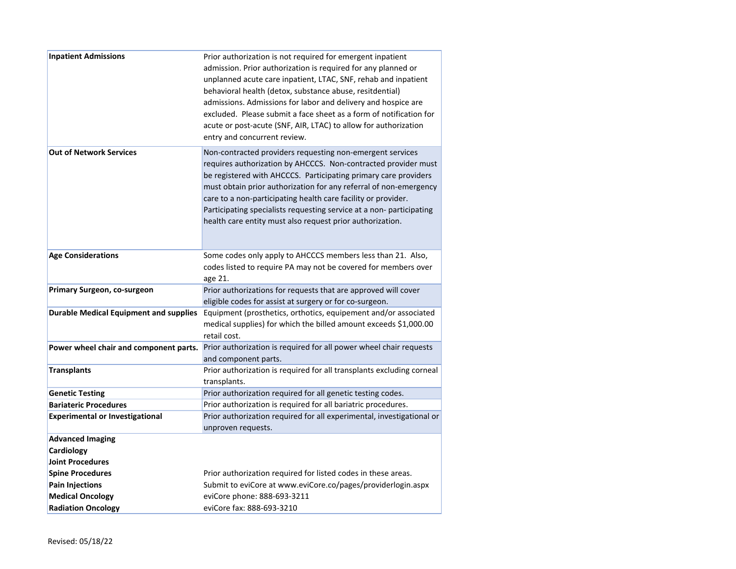| | |
|---|---|
| **Inpatient Admissions** | Prior authorization is not required for emergent inpatient admission. Prior authorization is required for any planned or unplanned acute care inpatient, LTAC, SNF, rehab and inpatient behavioral health (detox, substance abuse, resitdential) admissions. Admissions for labor and delivery and hospice are excluded. Please submit a face sheet as a form of notification for acute or post-acute (SNF, AIR, LTAC) to allow for authorization entry and concurrent review. |
| **Out of Network Services** | Non-contracted providers requesting non-emergent services requires authorization by AHCCCS. Non-contracted provider must be registered with AHCCCS. Participating primary care providers must obtain prior authorization for any referral of non-emergency care to a non-participating health care facility or provider. Participating specialists requesting service at a non- participating health care entity must also request prior authorization. |
| **Age Considerations** | Some codes only apply to AHCCCS members less than 21. Also, codes listed to require PA may not be covered for members over age 21. |
| **Primary Surgeon, co-surgeon** | Prior authorizations for requests that are approved will cover eligible codes for assist at surgery or for co-surgeon. |
| **Durable Medical Equipment and supplies** | Equipment (prosthetics, orthotics, equipement and/or associated medical supplies) for which the billed amount exceeds $1,000.00 retail cost. |
| **Power wheel chair and component parts.** | Prior authorization is required for all power wheel chair requests and component parts. |
| **Transplants** | Prior authorization is required for all transplants excluding corneal transplants. |
| **Genetic Testing** | Prior authorization required for all genetic testing codes. |
| **Bariateric Procedures** | Prior authorization is required for all bariatric procedures. |
| **Experimental or Investigational** | Prior authorization required for all experimental, investigational or unproven requests. |
| **Advanced Imaging**<br>**Cardiology**<br>**Joint Procedures**<br>**Spine Procedures**<br>**Pain Injections**<br>**Medical Oncology**<br>**Radiation Oncology** | Prior authorization required for listed codes in these areas.<br>Submit to eviCore at www.eviCore.co/pages/providerlogin.aspx<br>eviCore phone: 888-693-3211<br>eviCore fax: 888-693-3210 |

Revised: 05/18/22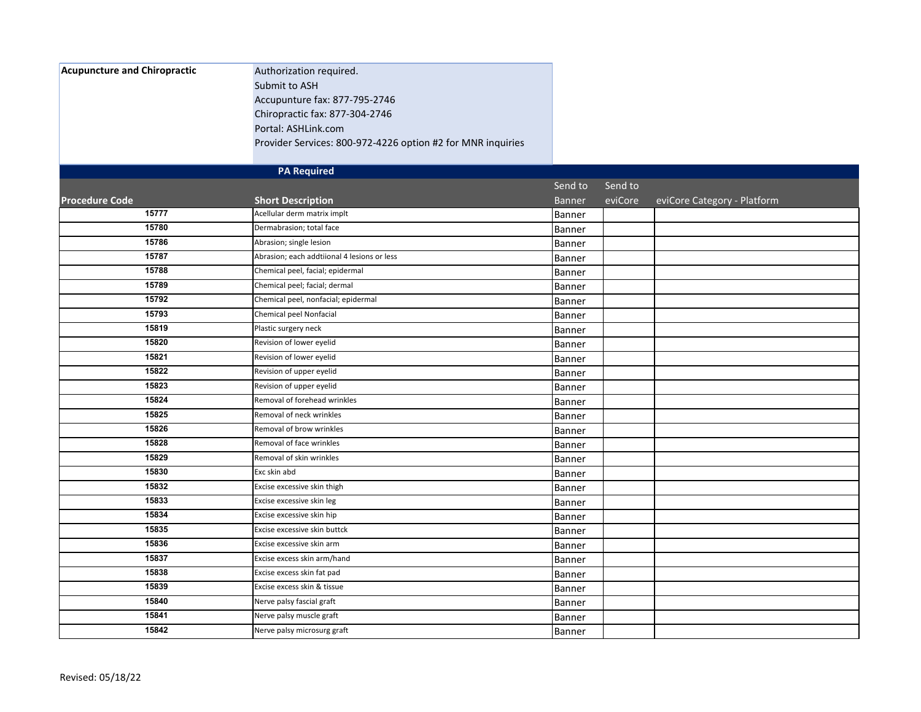| Acupuncture and Chiropractic | Authorization required.<br>Submit to ASH<br>Accupunture fax: 877-795-2746<br>Chiropractic fax: 877-304-2746<br>Portal: ASHLink.com<br>Provider Services: 800-972-4226 option #2 for MNR inquiries |
|---|---|

**PA Required**

| Procedure Code | Short Description | Send to Banner | Send to eviCore | eviCore Category - Platform |
|---|---|---|---|---|
| 15777 | Acellular derm matrix implt | Banner | | |
| 15780 | Dermabrasion; total face | Banner | | |
| 15786 | Abrasion; single lesion | Banner | | |
| 15787 | Abrasion; each addtiional 4 lesions or less | Banner | | |
| 15788 | Chemical peel, facial; epidermal | Banner | | |
| 15789 | Chemical peel; facial; dermal | Banner | | |
| 15792 | Chemical peel, nonfacial; epidermal | Banner | | |
| 15793 | Chemical peel Nonfacial | Banner | | |
| 15819 | Plastic surgery neck | Banner | | |
| 15820 | Revision of lower eyelid | Banner | | |
| 15821 | Revision of lower eyelid | Banner | | |
| 15822 | Revision of upper eyelid | Banner | | |
| 15823 | Revision of upper eyelid | Banner | | |
| 15824 | Removal of forehead wrinkles | Banner | | |
| 15825 | Removal of neck wrinkles | Banner | | |
| 15826 | Removal of brow wrinkles | Banner | | |
| 15828 | Removal of face wrinkles | Banner | | |
| 15829 | Removal of skin wrinkles | Banner | | |
| 15830 | Exc skin abd | Banner | | |
| 15832 | Excise excessive skin thigh | Banner | | |
| 15833 | Excise excessive skin leg | Banner | | |
| 15834 | Excise excessive skin hip | Banner | | |
| 15835 | Excise excessive skin buttck | Banner | | |
| 15836 | Excise excessive skin arm | Banner | | |
| 15837 | Excise excess skin arm/hand | Banner | | |
| 15838 | Excise excess skin fat pad | Banner | | |
| 15839 | Excise excess skin & tissue | Banner | | |
| 15840 | Nerve palsy fascial graft | Banner | | |
| 15841 | Nerve palsy muscle graft | Banner | | |
| 15842 | Nerve palsy microsurg graft | Banner | | |

Revised: 05/18/22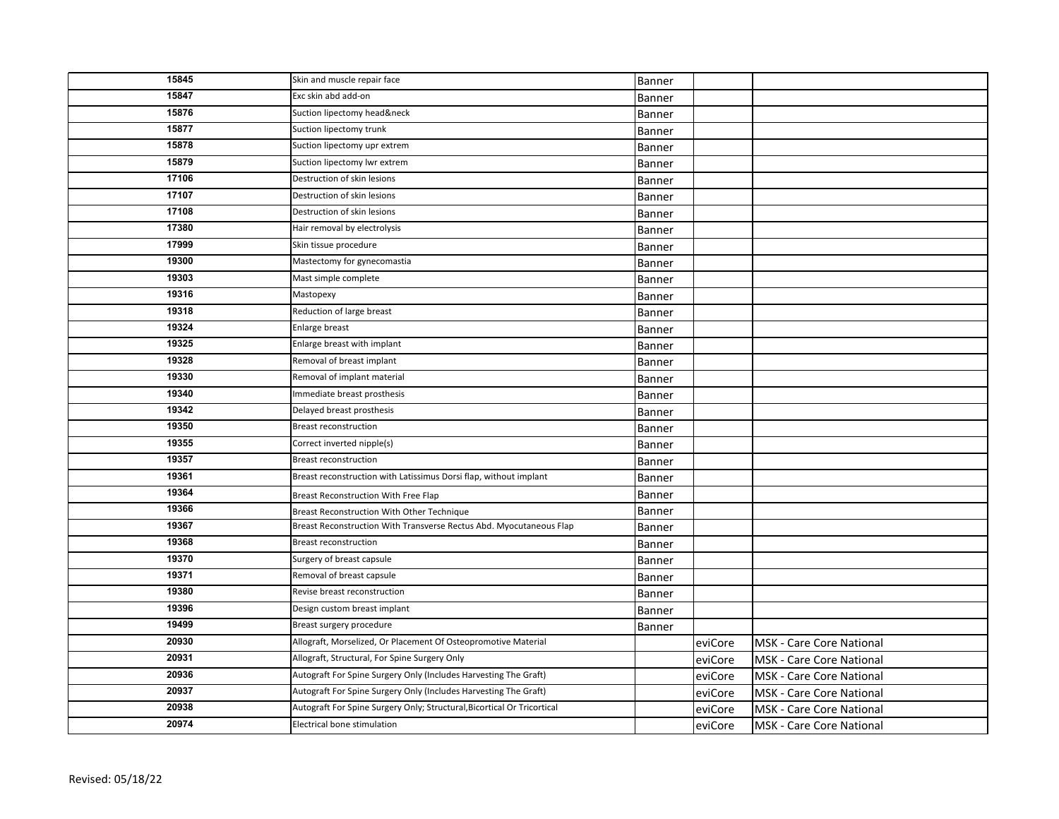| | | | | |
|---|---|---|---|---|
| 15845 | Skin and muscle repair face | Banner | | |
| 15847 | Exc skin abd add-on | Banner | | |
| 15876 | Suction lipectomy head&neck | Banner | | |
| 15877 | Suction lipectomy trunk | Banner | | |
| 15878 | Suction lipectomy upr extrem | Banner | | |
| 15879 | Suction lipectomy lwr extrem | Banner | | |
| 17106 | Destruction of skin lesions | Banner | | |
| 17107 | Destruction of skin lesions | Banner | | |
| 17108 | Destruction of skin lesions | Banner | | |
| 17380 | Hair removal by electrolysis | Banner | | |
| 17999 | Skin tissue procedure | Banner | | |
| 19300 | Mastectomy for gynecomastia | Banner | | |
| 19303 | Mast simple complete | Banner | | |
| 19316 | Mastopexy | Banner | | |
| 19318 | Reduction of large breast | Banner | | |
| 19324 | Enlarge breast | Banner | | |
| 19325 | Enlarge breast with implant | Banner | | |
| 19328 | Removal of breast implant | Banner | | |
| 19330 | Removal of implant material | Banner | | |
| 19340 | Immediate breast prosthesis | Banner | | |
| 19342 | Delayed breast prosthesis | Banner | | |
| 19350 | Breast reconstruction | Banner | | |
| 19355 | Correct inverted nipple(s) | Banner | | |
| 19357 | Breast reconstruction | Banner | | |
| 19361 | Breast reconstruction with Latissimus Dorsi flap, without implant | Banner | | |
| 19364 | Breast Reconstruction With Free Flap | Banner | | |
| 19366 | Breast Reconstruction With Other Technique | Banner | | |
| 19367 | Breast Reconstruction With Transverse Rectus Abd. Myocutaneous Flap | Banner | | |
| 19368 | Breast reconstruction | Banner | | |
| 19370 | Surgery of breast capsule | Banner | | |
| 19371 | Removal of breast capsule | Banner | | |
| 19380 | Revise breast reconstruction | Banner | | |
| 19396 | Design custom breast implant | Banner | | |
| 19499 | Breast surgery procedure | Banner | | |
| 20930 | Allograft, Morselized, Or Placement Of Osteopromotive Material | | eviCore | MSK - Care Core National |
| 20931 | Allograft, Structural, For Spine Surgery Only | | eviCore | MSK - Care Core National |
| 20936 | Autograft For Spine Surgery Only (Includes Harvesting The Graft) | | eviCore | MSK - Care Core National |
| 20937 | Autograft For Spine Surgery Only (Includes Harvesting The Graft) | | eviCore | MSK - Care Core National |
| 20938 | Autograft For Spine Surgery Only; Structural,Bicortical Or Tricortical | | eviCore | MSK - Care Core National |
| 20974 | Electrical bone stimulation | | eviCore | MSK - Care Core National |

Revised: 05/18/22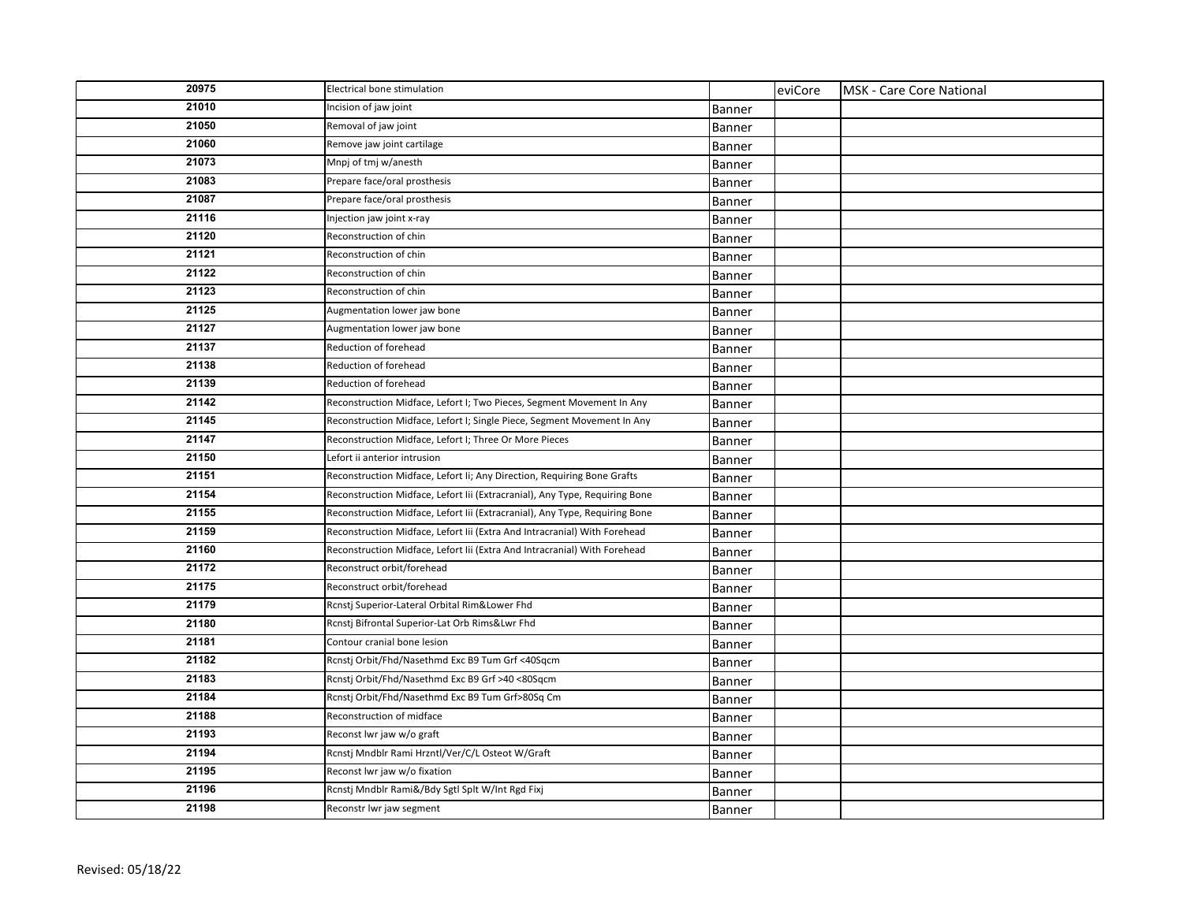| | | | | |
|---|---|---|---|---|
| 20975 | Electrical bone stimulation | | eviCore | MSK - Care Core National |
| 21010 | Incision of jaw joint | Banner | | |
| 21050 | Removal of jaw joint | Banner | | |
| 21060 | Remove jaw joint cartilage | Banner | | |
| 21073 | Mnpj of tmj w/anesth | Banner | | |
| 21083 | Prepare face/oral prosthesis | Banner | | |
| 21087 | Prepare face/oral prosthesis | Banner | | |
| 21116 | Injection jaw joint x-ray | Banner | | |
| 21120 | Reconstruction of chin | Banner | | |
| 21121 | Reconstruction of chin | Banner | | |
| 21122 | Reconstruction of chin | Banner | | |
| 21123 | Reconstruction of chin | Banner | | |
| 21125 | Augmentation lower jaw bone | Banner | | |
| 21127 | Augmentation lower jaw bone | Banner | | |
| 21137 | Reduction of forehead | Banner | | |
| 21138 | Reduction of forehead | Banner | | |
| 21139 | Reduction of forehead | Banner | | |
| 21142 | Reconstruction Midface, Lefort I; Two Pieces, Segment Movement In Any | Banner | | |
| 21145 | Reconstruction Midface, Lefort I; Single Piece, Segment Movement In Any | Banner | | |
| 21147 | Reconstruction Midface, Lefort I; Three Or More Pieces | Banner | | |
| 21150 | Lefort ii anterior intrusion | Banner | | |
| 21151 | Reconstruction Midface, Lefort Ii; Any Direction, Requiring Bone Grafts | Banner | | |
| 21154 | Reconstruction Midface, Lefort Iii (Extracranial), Any Type, Requiring Bone | Banner | | |
| 21155 | Reconstruction Midface, Lefort Iii (Extracranial), Any Type, Requiring Bone | Banner | | |
| 21159 | Reconstruction Midface, Lefort Iii (Extra And Intracranial) With Forehead | Banner | | |
| 21160 | Reconstruction Midface, Lefort Iii (Extra And Intracranial) With Forehead | Banner | | |
| 21172 | Reconstruct orbit/forehead | Banner | | |
| 21175 | Reconstruct orbit/forehead | Banner | | |
| 21179 | Rcnstj Superior-Lateral Orbital Rim&Lower Fhd | Banner | | |
| 21180 | Rcnstj Bifrontal Superior-Lat Orb Rims&Lwr Fhd | Banner | | |
| 21181 | Contour cranial bone lesion | Banner | | |
| 21182 | Rcnstj Orbit/Fhd/Nasethmd Exc B9 Tum Grf <40Sqcm | Banner | | |
| 21183 | Rcnstj Orbit/Fhd/Nasethmd Exc B9 Grf >40 <80Sqcm | Banner | | |
| 21184 | Rcnstj Orbit/Fhd/Nasethmd Exc B9 Tum Grf>80Sq Cm | Banner | | |
| 21188 | Reconstruction of midface | Banner | | |
| 21193 | Reconst lwr jaw w/o graft | Banner | | |
| 21194 | Rcnstj Mndblr Rami Hrzntl/Ver/C/L Osteot W/Graft | Banner | | |
| 21195 | Reconst lwr jaw w/o fixation | Banner | | |
| 21196 | Rcnstj Mndblr Rami&/Bdy Sgtl Splt W/Int Rgd Fixj | Banner | | |
| 21198 | Reconstr lwr jaw segment | Banner | | |

Revised: 05/18/22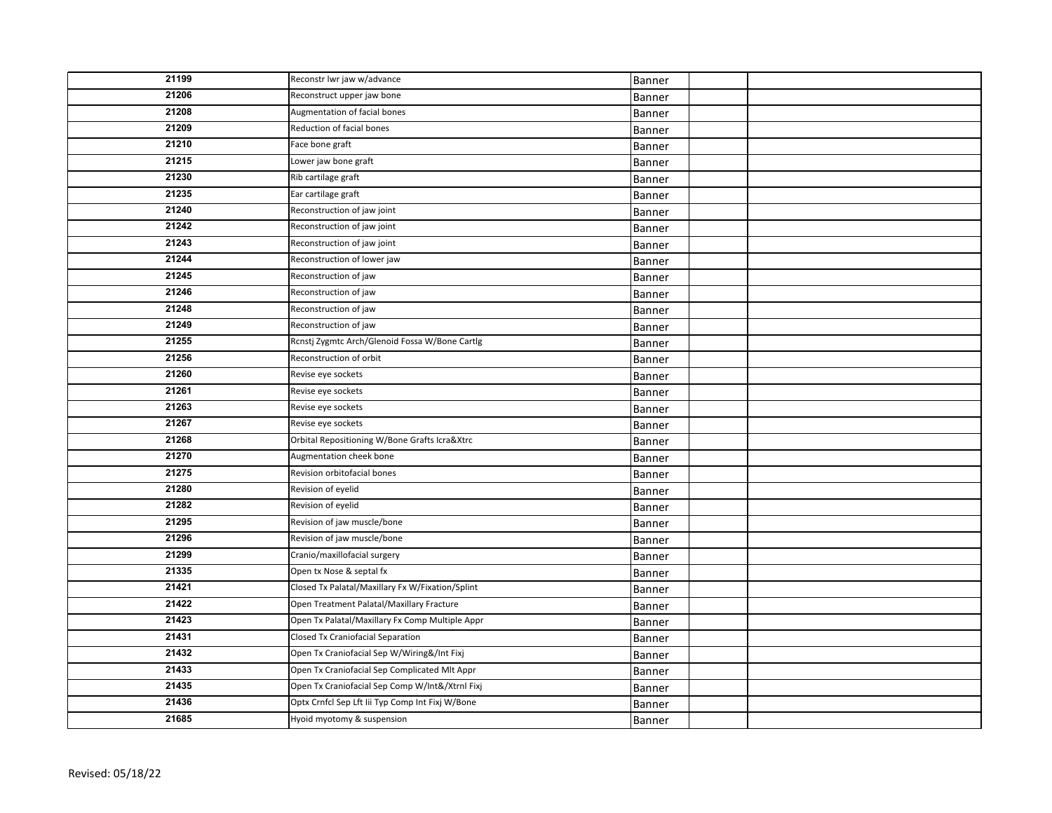| 21199 | Reconstr lwr jaw w/advance | Banner | | |
|---|---|---|---|---|
| 21206 | Reconstruct upper jaw bone | Banner | | |
| 21208 | Augmentation of facial bones | Banner | | |
| 21209 | Reduction of facial bones | Banner | | |
| 21210 | Face bone graft | Banner | | |
| 21215 | Lower jaw bone graft | Banner | | |
| 21230 | Rib cartilage graft | Banner | | |
| 21235 | Ear cartilage graft | Banner | | |
| 21240 | Reconstruction of jaw joint | Banner | | |
| 21242 | Reconstruction of jaw joint | Banner | | |
| 21243 | Reconstruction of jaw joint | Banner | | |
| 21244 | Reconstruction of lower jaw | Banner | | |
| 21245 | Reconstruction of jaw | Banner | | |
| 21246 | Reconstruction of jaw | Banner | | |
| 21248 | Reconstruction of jaw | Banner | | |
| 21249 | Reconstruction of jaw | Banner | | |
| 21255 | Rcnstj Zygmtc Arch/Glenoid Fossa W/Bone Cartlg | Banner | | |
| 21256 | Reconstruction of orbit | Banner | | |
| 21260 | Revise eye sockets | Banner | | |
| 21261 | Revise eye sockets | Banner | | |
| 21263 | Revise eye sockets | Banner | | |
| 21267 | Revise eye sockets | Banner | | |
| 21268 | Orbital Repositioning W/Bone Grafts Icra&Xtrc | Banner | | |
| 21270 | Augmentation cheek bone | Banner | | |
| 21275 | Revision orbitofacial bones | Banner | | |
| 21280 | Revision of eyelid | Banner | | |
| 21282 | Revision of eyelid | Banner | | |
| 21295 | Revision of jaw muscle/bone | Banner | | |
| 21296 | Revision of jaw muscle/bone | Banner | | |
| 21299 | Cranio/maxillofacial surgery | Banner | | |
| 21335 | Open tx Nose & septal fx | Banner | | |
| 21421 | Closed Tx Palatal/Maxillary Fx W/Fixation/Splint | Banner | | |
| 21422 | Open Treatment Palatal/Maxillary Fracture | Banner | | |
| 21423 | Open Tx Palatal/Maxillary Fx Comp Multiple Appr | Banner | | |
| 21431 | Closed Tx Craniofacial Separation | Banner | | |
| 21432 | Open Tx Craniofacial Sep W/Wiring&/Int Fixj | Banner | | |
| 21433 | Open Tx Craniofacial Sep Complicated Mlt Appr | Banner | | |
| 21435 | Open Tx Craniofacial Sep Comp W/Int&/Xtrnl Fixj | Banner | | |
| 21436 | Optx Crnfcl Sep Lft Iii Typ Comp Int Fixj W/Bone | Banner | | |
| 21685 | Hyoid myotomy & suspension | Banner | | |

Revised: 05/18/22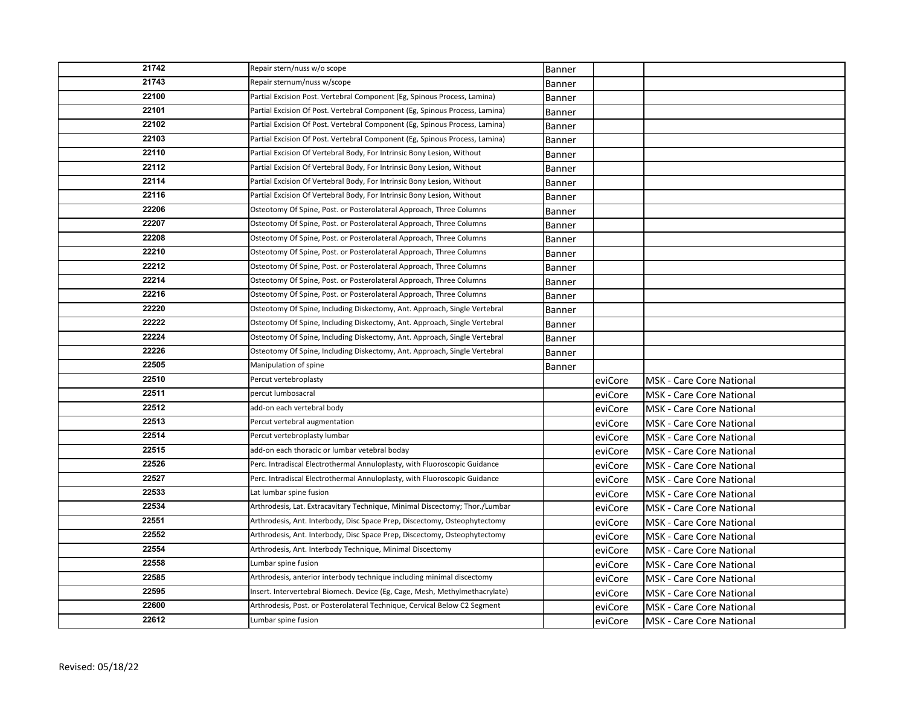| | | | | |
|---|---|---|---|---|
| 21742 | Repair stern/nuss w/o scope | Banner | | |
| 21743 | Repair sternum/nuss w/scope | Banner | | |
| 22100 | Partial Excision Post. Vertebral Component (Eg, Spinous Process, Lamina) | Banner | | |
| 22101 | Partial Excision Of Post. Vertebral Component (Eg, Spinous Process, Lamina) | Banner | | |
| 22102 | Partial Excision Of Post. Vertebral Component (Eg, Spinous Process, Lamina) | Banner | | |
| 22103 | Partial Excision Of Post. Vertebral Component (Eg, Spinous Process, Lamina) | Banner | | |
| 22110 | Partial Excision Of Vertebral Body, For Intrinsic Bony Lesion, Without | Banner | | |
| 22112 | Partial Excision Of Vertebral Body, For Intrinsic Bony Lesion, Without | Banner | | |
| 22114 | Partial Excision Of Vertebral Body, For Intrinsic Bony Lesion, Without | Banner | | |
| 22116 | Partial Excision Of Vertebral Body, For Intrinsic Bony Lesion, Without | Banner | | |
| 22206 | Osteotomy Of Spine, Post. or Posterolateral Approach, Three Columns | Banner | | |
| 22207 | Osteotomy Of Spine, Post. or Posterolateral Approach, Three Columns | Banner | | |
| 22208 | Osteotomy Of Spine, Post. or Posterolateral Approach, Three Columns | Banner | | |
| 22210 | Osteotomy Of Spine, Post. or Posterolateral Approach, Three Columns | Banner | | |
| 22212 | Osteotomy Of Spine, Post. or Posterolateral Approach, Three Columns | Banner | | |
| 22214 | Osteotomy Of Spine, Post. or Posterolateral Approach, Three Columns | Banner | | |
| 22216 | Osteotomy Of Spine, Post. or Posterolateral Approach, Three Columns | Banner | | |
| 22220 | Osteotomy Of Spine, Including Diskectomy, Ant. Approach, Single Vertebral | Banner | | |
| 22222 | Osteotomy Of Spine, Including Diskectomy, Ant. Approach, Single Vertebral | Banner | | |
| 22224 | Osteotomy Of Spine, Including Diskectomy, Ant. Approach, Single Vertebral | Banner | | |
| 22226 | Osteotomy Of Spine, Including Diskectomy, Ant. Approach, Single Vertebral | Banner | | |
| 22505 | Manipulation of spine | Banner | | |
| 22510 | Percut vertebroplasty | | eviCore | MSK - Care Core National |
| 22511 | percut lumbosacral | | eviCore | MSK - Care Core National |
| 22512 | add-on each vertebral body | | eviCore | MSK - Care Core National |
| 22513 | Percut vertebral augmentation | | eviCore | MSK - Care Core National |
| 22514 | Percut vertebroplasty lumbar | | eviCore | MSK - Care Core National |
| 22515 | add-on each thoracic or lumbar vetebral boday | | eviCore | MSK - Care Core National |
| 22526 | Perc. Intradiscal Electrothermal Annuloplasty, with Fluoroscopic Guidance | | eviCore | MSK - Care Core National |
| 22527 | Perc. Intradiscal Electrothermal Annuloplasty, with Fluoroscopic Guidance | | eviCore | MSK - Care Core National |
| 22533 | Lat lumbar spine fusion | | eviCore | MSK - Care Core National |
| 22534 | Arthrodesis, Lat. Extracavitary Technique, Minimal Discectomy; Thor./Lumbar | | eviCore | MSK - Care Core National |
| 22551 | Arthrodesis, Ant. Interbody, Disc Space Prep, Discectomy, Osteophytectomy | | eviCore | MSK - Care Core National |
| 22552 | Arthrodesis, Ant. Interbody, Disc Space Prep, Discectomy, Osteophytectomy | | eviCore | MSK - Care Core National |
| 22554 | Arthrodesis, Ant. Interbody Technique, Minimal Discectomy | | eviCore | MSK - Care Core National |
| 22558 | Lumbar spine fusion | | eviCore | MSK - Care Core National |
| 22585 | Arthrodesis, anterior interbody technique including minimal discectomy | | eviCore | MSK - Care Core National |
| 22595 | Insert. Intervertebral Biomech. Device (Eg, Cage, Mesh, Methylmethacrylate) | | eviCore | MSK - Care Core National |
| 22600 | Arthrodesis, Post. or Posterolateral Technique, Cervical Below C2 Segment | | eviCore | MSK - Care Core National |
| 22612 | Lumbar spine fusion | | eviCore | MSK - Care Core National |

Revised: 05/18/22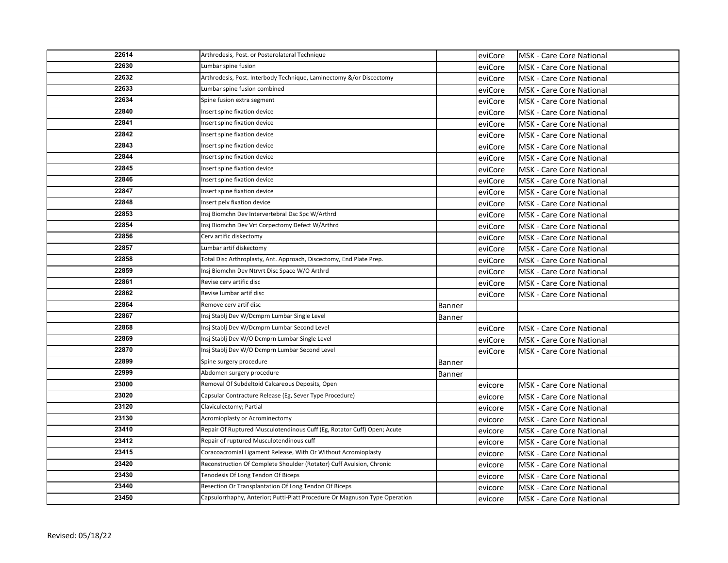| | | | | |
|---|---|---|---|---|
| 22614 | Arthrodesis, Post. or Posterolateral Technique | | eviCore | MSK - Care Core National |
| 22630 | Lumbar spine fusion | | eviCore | MSK - Care Core National |
| 22632 | Arthrodesis, Post. Interbody Technique, Laminectomy &/or Discectomy | | eviCore | MSK - Care Core National |
| 22633 | Lumbar spine fusion combined | | eviCore | MSK - Care Core National |
| 22634 | Spine fusion extra segment | | eviCore | MSK - Care Core National |
| 22840 | Insert spine fixation device | | eviCore | MSK - Care Core National |
| 22841 | Insert spine fixation device | | eviCore | MSK - Care Core National |
| 22842 | Insert spine fixation device | | eviCore | MSK - Care Core National |
| 22843 | Insert spine fixation device | | eviCore | MSK - Care Core National |
| 22844 | Insert spine fixation device | | eviCore | MSK - Care Core National |
| 22845 | Insert spine fixation device | | eviCore | MSK - Care Core National |
| 22846 | Insert spine fixation device | | eviCore | MSK - Care Core National |
| 22847 | Insert spine fixation device | | eviCore | MSK - Care Core National |
| 22848 | Insert pelv fixation device | | eviCore | MSK - Care Core National |
| 22853 | Insj Biomchn Dev Intervertebral Dsc Spc W/Arthrd | | eviCore | MSK - Care Core National |
| 22854 | Insj Biomchn Dev Vrt Corpectomy Defect W/Arthrd | | eviCore | MSK - Care Core National |
| 22856 | Cerv artific diskectomy | | eviCore | MSK - Care Core National |
| 22857 | Lumbar artif diskectomy | | eviCore | MSK - Care Core National |
| 22858 | Total Disc Arthroplasty, Ant. Approach, Discectomy, End Plate Prep. | | eviCore | MSK - Care Core National |
| 22859 | Insj Biomchn Dev Ntrvrt Disc Space W/O Arthrd | | eviCore | MSK - Care Core National |
| 22861 | Revise cerv artific disc | | eviCore | MSK - Care Core National |
| 22862 | Revise lumbar artif disc | | eviCore | MSK - Care Core National |
| 22864 | Remove cerv artif disc | Banner | | |
| 22867 | Insj Stablj Dev W/Dcmprn Lumbar Single Level | Banner | | |
| 22868 | Insj Stablj Dev W/Dcmprn Lumbar Second Level | | eviCore | MSK - Care Core National |
| 22869 | Insj Stablj Dev W/O Dcmprn Lumbar Single Level | | eviCore | MSK - Care Core National |
| 22870 | Insj Stablj Dev W/O Dcmprn Lumbar Second Level | | eviCore | MSK - Care Core National |
| 22899 | Spine surgery procedure | Banner | | |
| 22999 | Abdomen surgery procedure | Banner | | |
| 23000 | Removal Of Subdeltoid Calcareous Deposits, Open | | evicore | MSK - Care Core National |
| 23020 | Capsular Contracture Release (Eg, Sever Type Procedure) | | evicore | MSK - Care Core National |
| 23120 | Claviculectomy; Partial | | evicore | MSK - Care Core National |
| 23130 | Acromioplasty or Acrominectomy | | evicore | MSK - Care Core National |
| 23410 | Repair Of Ruptured Musculotendinous Cuff (Eg, Rotator Cuff) Open; Acute | | evicore | MSK - Care Core National |
| 23412 | Repair of ruptured Musculotendinous cuff | | evicore | MSK - Care Core National |
| 23415 | Coracoacromial Ligament Release, With Or Without Acromioplasty | | evicore | MSK - Care Core National |
| 23420 | Reconstruction Of Complete Shoulder (Rotator) Cuff Avulsion, Chronic | | evicore | MSK - Care Core National |
| 23430 | Tenodesis Of Long Tendon Of Biceps | | evicore | MSK - Care Core National |
| 23440 | Resection Or Transplantation Of Long Tendon Of Biceps | | evicore | MSK - Care Core National |
| 23450 | Capsulorrhaphy, Anterior; Putti-Platt Procedure Or Magnuson Type Operation | | evicore | MSK - Care Core National |

Revised: 05/18/22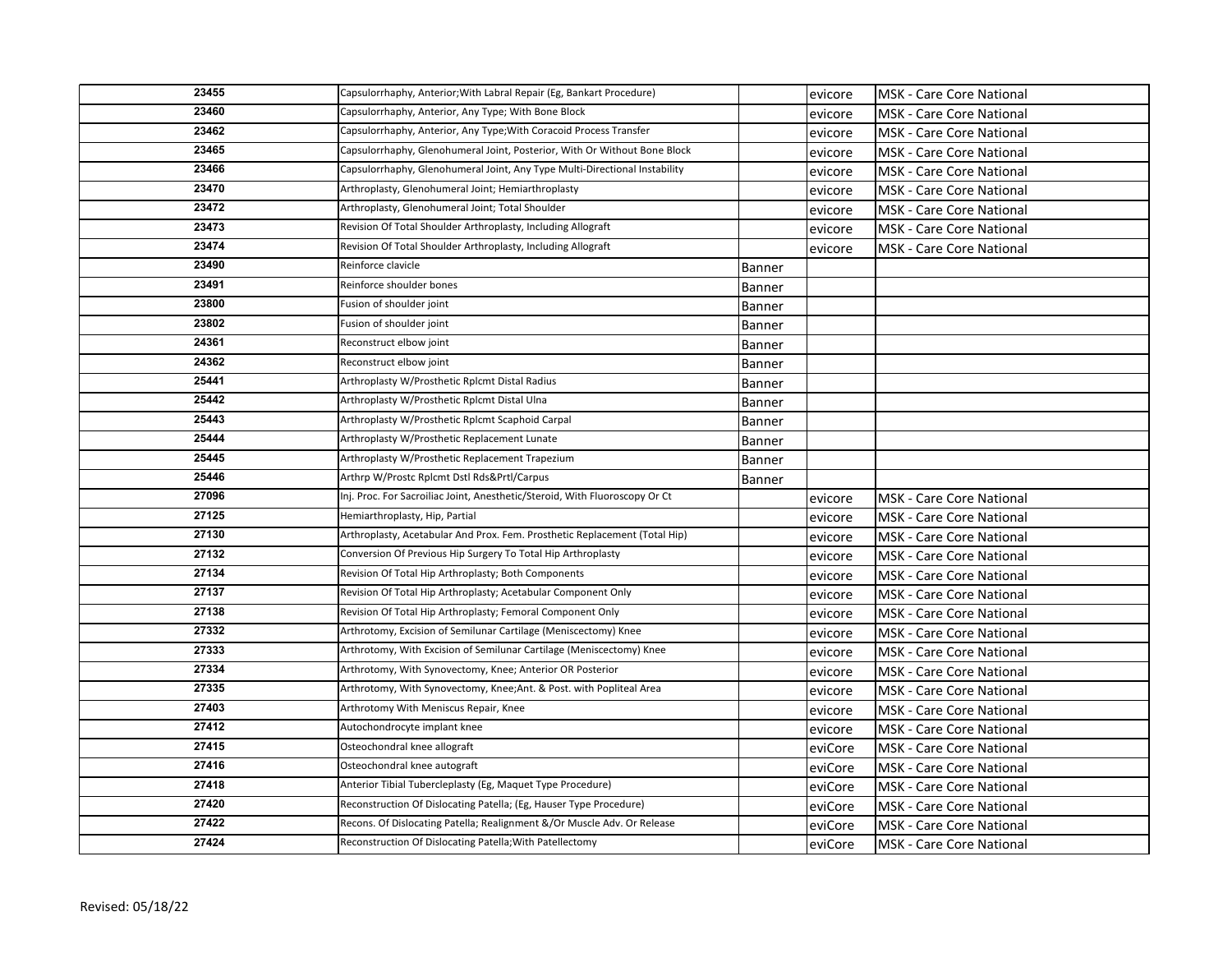| | | | | |
|---|---|---|---|---|
| 23455 | Capsulorrhaphy, Anterior;With Labral Repair (Eg, Bankart Procedure) | | evicore | MSK - Care Core National |
| 23460 | Capsulorrhaphy, Anterior, Any Type; With Bone Block | | evicore | MSK - Care Core National |
| 23462 | Capsulorrhaphy, Anterior, Any Type;With Coracoid Process Transfer | | evicore | MSK - Care Core National |
| 23465 | Capsulorrhaphy, Glenohumeral Joint, Posterior, With Or Without Bone Block | | evicore | MSK - Care Core National |
| 23466 | Capsulorrhaphy, Glenohumeral Joint, Any Type Multi-Directional Instability | | evicore | MSK - Care Core National |
| 23470 | Arthroplasty, Glenohumeral Joint; Hemiarthroplasty | | evicore | MSK - Care Core National |
| 23472 | Arthroplasty, Glenohumeral Joint; Total Shoulder | | evicore | MSK - Care Core National |
| 23473 | Revision Of Total Shoulder Arthroplasty, Including Allograft | | evicore | MSK - Care Core National |
| 23474 | Revision Of Total Shoulder Arthroplasty, Including Allograft | | evicore | MSK - Care Core National |
| 23490 | Reinforce clavicle | Banner | | |
| 23491 | Reinforce shoulder bones | Banner | | |
| 23800 | Fusion of shoulder joint | Banner | | |
| 23802 | Fusion of shoulder joint | Banner | | |
| 24361 | Reconstruct elbow joint | Banner | | |
| 24362 | Reconstruct elbow joint | Banner | | |
| 25441 | Arthroplasty W/Prosthetic Rplcmt Distal Radius | Banner | | |
| 25442 | Arthroplasty W/Prosthetic Rplcmt Distal Ulna | Banner | | |
| 25443 | Arthroplasty W/Prosthetic Rplcmt Scaphoid Carpal | Banner | | |
| 25444 | Arthroplasty W/Prosthetic Replacement Lunate | Banner | | |
| 25445 | Arthroplasty W/Prosthetic Replacement Trapezium | Banner | | |
| 25446 | Arthrp W/Prostc Rplcmt Dstl Rds&Prtl/Carpus | Banner | | |
| 27096 | Inj. Proc. For Sacroiliac Joint, Anesthetic/Steroid, With Fluoroscopy Or Ct | | evicore | MSK - Care Core National |
| 27125 | Hemiarthroplasty, Hip, Partial | | evicore | MSK - Care Core National |
| 27130 | Arthroplasty, Acetabular And Prox. Fem. Prosthetic Replacement (Total Hip) | | evicore | MSK - Care Core National |
| 27132 | Conversion Of Previous Hip Surgery To Total Hip Arthroplasty | | evicore | MSK - Care Core National |
| 27134 | Revision Of Total Hip Arthroplasty; Both Components | | evicore | MSK - Care Core National |
| 27137 | Revision Of Total Hip Arthroplasty; Acetabular Component Only | | evicore | MSK - Care Core National |
| 27138 | Revision Of Total Hip Arthroplasty; Femoral Component Only | | evicore | MSK - Care Core National |
| 27332 | Arthrotomy, Excision of Semilunar Cartilage (Meniscectomy) Knee | | evicore | MSK - Care Core National |
| 27333 | Arthrotomy, With Excision of Semilunar Cartilage (Meniscectomy) Knee | | evicore | MSK - Care Core National |
| 27334 | Arthrotomy, With Synovectomy, Knee; Anterior OR Posterior | | evicore | MSK - Care Core National |
| 27335 | Arthrotomy, With Synovectomy, Knee;Ant. & Post. with Popliteal Area | | evicore | MSK - Care Core National |
| 27403 | Arthrotomy With Meniscus Repair, Knee | | evicore | MSK - Care Core National |
| 27412 | Autochondrocyte implant knee | | evicore | MSK - Care Core National |
| 27415 | Osteochondral knee allograft | | eviCore | MSK - Care Core National |
| 27416 | Osteochondral knee autograft | | eviCore | MSK - Care Core National |
| 27418 | Anterior Tibial Tubercleplasty (Eg, Maquet Type Procedure) | | eviCore | MSK - Care Core National |
| 27420 | Reconstruction Of Dislocating Patella; (Eg, Hauser Type Procedure) | | eviCore | MSK - Care Core National |
| 27422 | Recons. Of Dislocating Patella; Realignment &/Or Muscle Adv. Or Release | | eviCore | MSK - Care Core National |
| 27424 | Reconstruction Of Dislocating Patella;With Patellectomy | | eviCore | MSK - Care Core National |

Revised: 05/18/22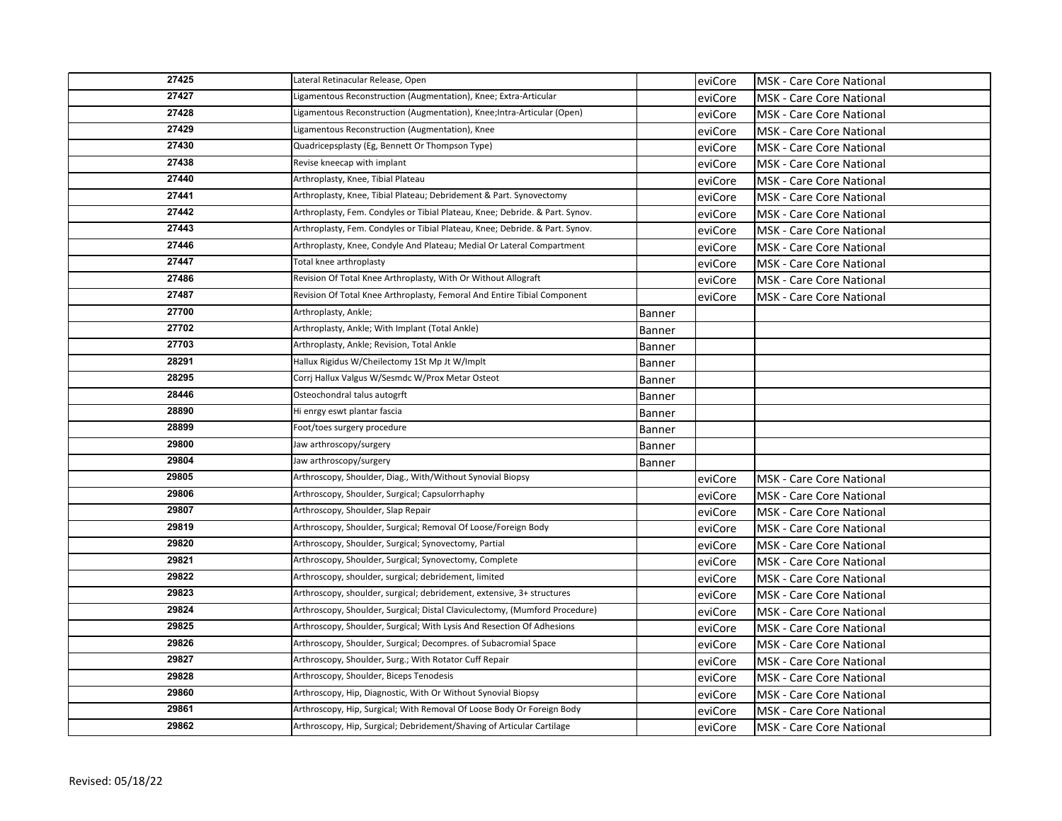| | | | | |
|---|---|---|---|---|
| 27425 | Lateral Retinacular Release, Open | | eviCore | MSK - Care Core National |
| 27427 | Ligamentous Reconstruction (Augmentation), Knee; Extra-Articular | | eviCore | MSK - Care Core National |
| 27428 | Ligamentous Reconstruction (Augmentation), Knee;Intra-Articular (Open) | | eviCore | MSK - Care Core National |
| 27429 | Ligamentous Reconstruction (Augmentation), Knee | | eviCore | MSK - Care Core National |
| 27430 | Quadricepsplasty (Eg, Bennett Or Thompson Type) | | eviCore | MSK - Care Core National |
| 27438 | Revise kneecap with implant | | eviCore | MSK - Care Core National |
| 27440 | Arthroplasty, Knee, Tibial Plateau | | eviCore | MSK - Care Core National |
| 27441 | Arthroplasty, Knee, Tibial Plateau; Debridement & Part. Synovectomy | | eviCore | MSK - Care Core National |
| 27442 | Arthroplasty, Fem. Condyles or Tibial Plateau, Knee; Debride. & Part. Synov. | | eviCore | MSK - Care Core National |
| 27443 | Arthroplasty, Fem. Condyles or Tibial Plateau, Knee; Debride. & Part. Synov. | | eviCore | MSK - Care Core National |
| 27446 | Arthroplasty, Knee, Condyle And Plateau; Medial Or Lateral Compartment | | eviCore | MSK - Care Core National |
| 27447 | Total knee arthroplasty | | eviCore | MSK - Care Core National |
| 27486 | Revision Of Total Knee Arthroplasty, With Or Without Allograft | | eviCore | MSK - Care Core National |
| 27487 | Revision Of Total Knee Arthroplasty, Femoral And Entire Tibial Component | | eviCore | MSK - Care Core National |
| 27700 | Arthroplasty, Ankle; | Banner | | |
| 27702 | Arthroplasty, Ankle; With Implant (Total Ankle) | Banner | | |
| 27703 | Arthroplasty, Ankle; Revision, Total Ankle | Banner | | |
| 28291 | Hallux Rigidus W/Cheilectomy 1St Mp Jt W/Implt | Banner | | |
| 28295 | Corrj Hallux Valgus W/Sesmdc W/Prox Metar Osteot | Banner | | |
| 28446 | Osteochondral talus autogrft | Banner | | |
| 28890 | Hi enrgy eswt plantar fascia | Banner | | |
| 28899 | Foot/toes surgery procedure | Banner | | |
| 29800 | Jaw arthroscopy/surgery | Banner | | |
| 29804 | Jaw arthroscopy/surgery | Banner | | |
| 29805 | Arthroscopy, Shoulder, Diag., With/Without Synovial Biopsy | | eviCore | MSK - Care Core National |
| 29806 | Arthroscopy, Shoulder, Surgical; Capsulorrhaphy | | eviCore | MSK - Care Core National |
| 29807 | Arthroscopy, Shoulder, Slap Repair | | eviCore | MSK - Care Core National |
| 29819 | Arthroscopy, Shoulder, Surgical; Removal Of Loose/Foreign Body | | eviCore | MSK - Care Core National |
| 29820 | Arthroscopy, Shoulder, Surgical; Synovectomy, Partial | | eviCore | MSK - Care Core National |
| 29821 | Arthroscopy, Shoulder, Surgical; Synovectomy, Complete | | eviCore | MSK - Care Core National |
| 29822 | Arthroscopy, shoulder, surgical; debridement, limited | | eviCore | MSK - Care Core National |
| 29823 | Arthroscopy, shoulder, surgical; debridement, extensive, 3+ structures | | eviCore | MSK - Care Core National |
| 29824 | Arthroscopy, Shoulder, Surgical; Distal Claviculectomy, (Mumford Procedure) | | eviCore | MSK - Care Core National |
| 29825 | Arthroscopy, Shoulder, Surgical; With Lysis And Resection Of Adhesions | | eviCore | MSK - Care Core National |
| 29826 | Arthroscopy, Shoulder, Surgical; Decompres. of Subacromial Space | | eviCore | MSK - Care Core National |
| 29827 | Arthroscopy, Shoulder, Surg.; With Rotator Cuff Repair | | eviCore | MSK - Care Core National |
| 29828 | Arthroscopy, Shoulder, Biceps Tenodesis | | eviCore | MSK - Care Core National |
| 29860 | Arthroscopy, Hip, Diagnostic, With Or Without Synovial Biopsy | | eviCore | MSK - Care Core National |
| 29861 | Arthroscopy, Hip, Surgical; With Removal Of Loose Body Or Foreign Body | | eviCore | MSK - Care Core National |
| 29862 | Arthroscopy, Hip, Surgical; Debridement/Shaving of Articular Cartilage | | eviCore | MSK - Care Core National |

Revised: 05/18/22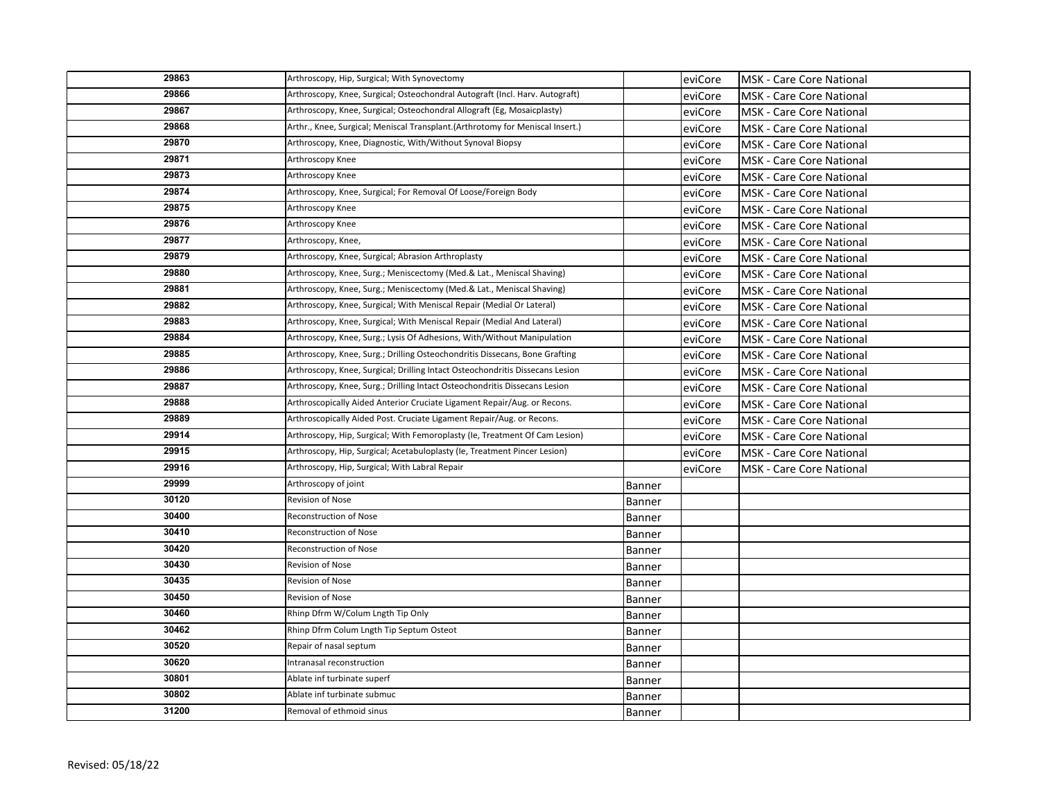| | | | | |
|---|---|---|---|---|
| 29863 | Arthroscopy, Hip, Surgical; With Synovectomy | | eviCore | MSK - Care Core National |
| 29866 | Arthroscopy, Knee, Surgical; Osteochondral Autograft (Incl. Harv. Autograft) | | eviCore | MSK - Care Core National |
| 29867 | Arthroscopy, Knee, Surgical; Osteochondral Allograft (Eg, Mosaicplasty) | | eviCore | MSK - Care Core National |
| 29868 | Arthr., Knee, Surgical; Meniscal Transplant.(Arthrotomy for Meniscal Insert.) | | eviCore | MSK - Care Core National |
| 29870 | Arthroscopy, Knee, Diagnostic, With/Without Synoval Biopsy | | eviCore | MSK - Care Core National |
| 29871 | Arthroscopy Knee | | eviCore | MSK - Care Core National |
| 29873 | Arthroscopy Knee | | eviCore | MSK - Care Core National |
| 29874 | Arthroscopy, Knee, Surgical; For Removal Of Loose/Foreign Body | | eviCore | MSK - Care Core National |
| 29875 | Arthroscopy Knee | | eviCore | MSK - Care Core National |
| 29876 | Arthroscopy Knee | | eviCore | MSK - Care Core National |
| 29877 | Arthroscopy, Knee, | | eviCore | MSK - Care Core National |
| 29879 | Arthroscopy, Knee, Surgical; Abrasion Arthroplasty | | eviCore | MSK - Care Core National |
| 29880 | Arthroscopy, Knee, Surg.; Meniscectomy (Med.& Lat., Meniscal Shaving) | | eviCore | MSK - Care Core National |
| 29881 | Arthroscopy, Knee, Surg.; Meniscectomy (Med.& Lat., Meniscal Shaving) | | eviCore | MSK - Care Core National |
| 29882 | Arthroscopy, Knee, Surgical; With Meniscal Repair (Medial Or Lateral) | | eviCore | MSK - Care Core National |
| 29883 | Arthroscopy, Knee, Surgical; With Meniscal Repair (Medial And Lateral) | | eviCore | MSK - Care Core National |
| 29884 | Arthroscopy, Knee, Surg.; Lysis Of Adhesions, With/Without Manipulation | | eviCore | MSK - Care Core National |
| 29885 | Arthroscopy, Knee, Surg.; Drilling Osteochondritis Dissecans, Bone Grafting | | eviCore | MSK - Care Core National |
| 29886 | Arthroscopy, Knee, Surgical; Drilling Intact Osteochondritis Dissecans Lesion | | eviCore | MSK - Care Core National |
| 29887 | Arthroscopy, Knee, Surg.; Drilling Intact Osteochondritis Dissecans Lesion | | eviCore | MSK - Care Core National |
| 29888 | Arthroscopically Aided Anterior Cruciate Ligament Repair/Aug. or Recons. | | eviCore | MSK - Care Core National |
| 29889 | Arthroscopically Aided Post. Cruciate Ligament Repair/Aug. or Recons. | | eviCore | MSK - Care Core National |
| 29914 | Arthroscopy, Hip, Surgical; With Femoroplasty (Ie, Treatment Of Cam Lesion) | | eviCore | MSK - Care Core National |
| 29915 | Arthroscopy, Hip, Surgical; Acetabuloplasty (Ie, Treatment Pincer Lesion) | | eviCore | MSK - Care Core National |
| 29916 | Arthroscopy, Hip, Surgical; With Labral Repair | | eviCore | MSK - Care Core National |
| 29999 | Arthroscopy of joint | Banner | | |
| 30120 | Revision of Nose | Banner | | |
| 30400 | Reconstruction of Nose | Banner | | |
| 30410 | Reconstruction of Nose | Banner | | |
| 30420 | Reconstruction of Nose | Banner | | |
| 30430 | Revision of Nose | Banner | | |
| 30435 | Revision of Nose | Banner | | |
| 30450 | Revision of Nose | Banner | | |
| 30460 | Rhinp Dfrm W/Colum Lngth Tip Only | Banner | | |
| 30462 | Rhinp Dfrm Colum Lngth Tip Septum Osteot | Banner | | |
| 30520 | Repair of nasal septum | Banner | | |
| 30620 | Intranasal reconstruction | Banner | | |
| 30801 | Ablate inf turbinate superf | Banner | | |
| 30802 | Ablate inf turbinate submuc | Banner | | |
| 31200 | Removal of ethmoid sinus | Banner | | |

Revised: 05/18/22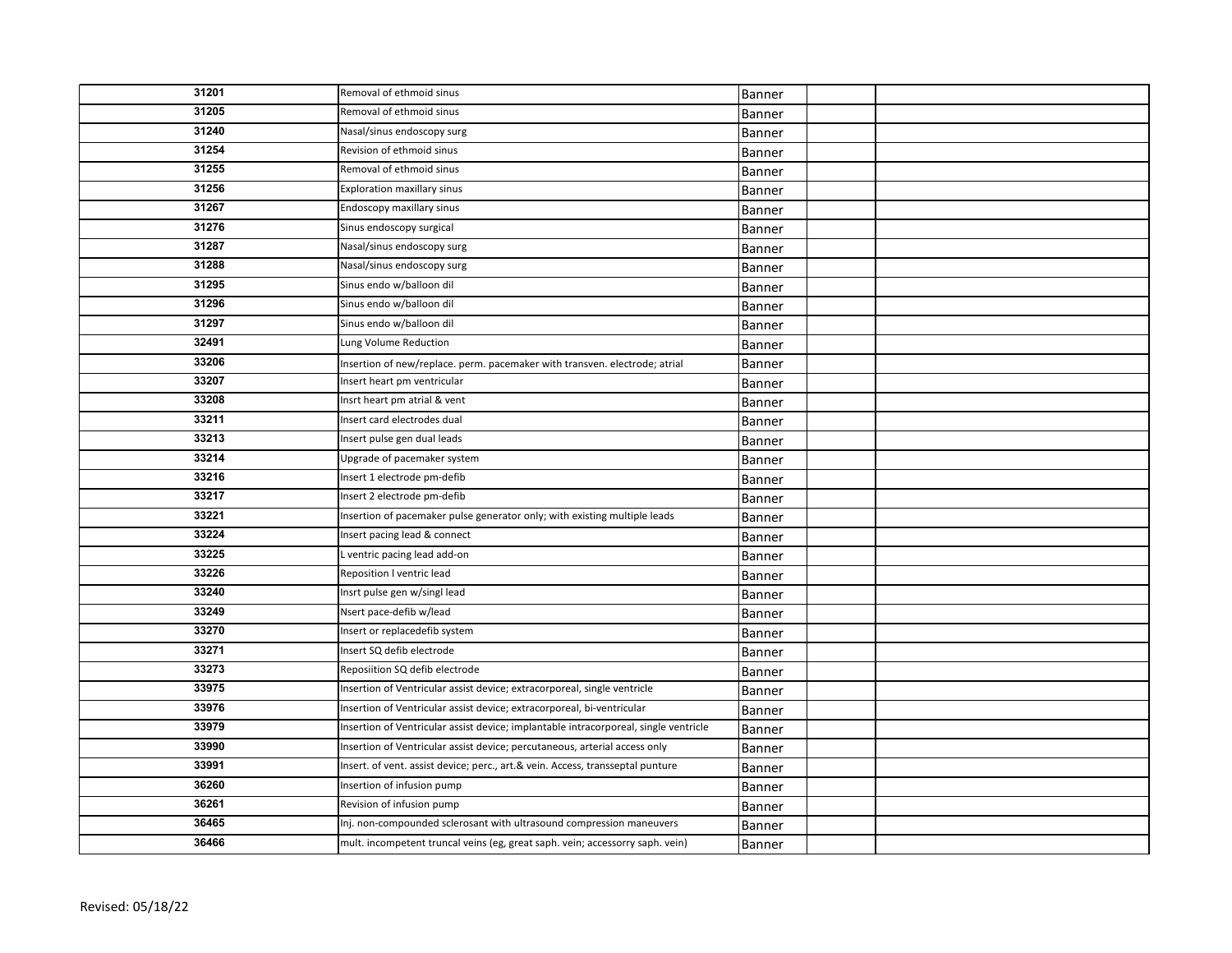| | | | | |
|---|---|---|---|---|
| 31201 | Removal of ethmoid sinus | Banner | | |
| 31205 | Removal of ethmoid sinus | Banner | | |
| 31240 | Nasal/sinus endoscopy surg | Banner | | |
| 31254 | Revision of ethmoid sinus | Banner | | |
| 31255 | Removal of ethmoid sinus | Banner | | |
| 31256 | Exploration maxillary sinus | Banner | | |
| 31267 | Endoscopy maxillary sinus | Banner | | |
| 31276 | Sinus endoscopy surgical | Banner | | |
| 31287 | Nasal/sinus endoscopy surg | Banner | | |
| 31288 | Nasal/sinus endoscopy surg | Banner | | |
| 31295 | Sinus endo w/balloon dil | Banner | | |
| 31296 | Sinus endo w/balloon dil | Banner | | |
| 31297 | Sinus endo w/balloon dil | Banner | | |
| 32491 | Lung Volume Reduction | Banner | | |
| 33206 | Insertion of new/replace. perm. pacemaker with transven. electrode; atrial | Banner | | |
| 33207 | Insert heart pm ventricular | Banner | | |
| 33208 | Insrt heart pm atrial & vent | Banner | | |
| 33211 | Insert card electrodes dual | Banner | | |
| 33213 | Insert pulse gen dual leads | Banner | | |
| 33214 | Upgrade of pacemaker system | Banner | | |
| 33216 | Insert 1 electrode pm-defib | Banner | | |
| 33217 | Insert 2 electrode pm-defib | Banner | | |
| 33221 | Insertion of pacemaker pulse generator only; with existing multiple leads | Banner | | |
| 33224 | Insert pacing lead & connect | Banner | | |
| 33225 | L ventric pacing lead add-on | Banner | | |
| 33226 | Reposition l ventric lead | Banner | | |
| 33240 | Insrt pulse gen w/singl lead | Banner | | |
| 33249 | Nsert pace-defib w/lead | Banner | | |
| 33270 | Insert or replacedefib system | Banner | | |
| 33271 | Insert SQ defib electrode | Banner | | |
| 33273 | Reposiition SQ defib electrode | Banner | | |
| 33975 | Insertion of Ventricular assist device; extracorporeal, single ventricle | Banner | | |
| 33976 | Insertion of Ventricular assist device; extracorporeal, bi-ventricular | Banner | | |
| 33979 | Insertion of Ventricular assist device; implantable intracorporeal, single ventricle | Banner | | |
| 33990 | Insertion of Ventricular assist device; percutaneous, arterial access only | Banner | | |
| 33991 | Insert. of vent. assist device; perc., art.& vein. Access, transseptal punture | Banner | | |
| 36260 | Insertion of infusion pump | Banner | | |
| 36261 | Revision of infusion pump | Banner | | |
| 36465 | Inj. non-compounded sclerosant with ultrasound compression maneuvers | Banner | | |
| 36466 | mult. incompetent truncal veins (eg, great saph. vein; accessorry saph. vein) | Banner | | |

Revised: 05/18/22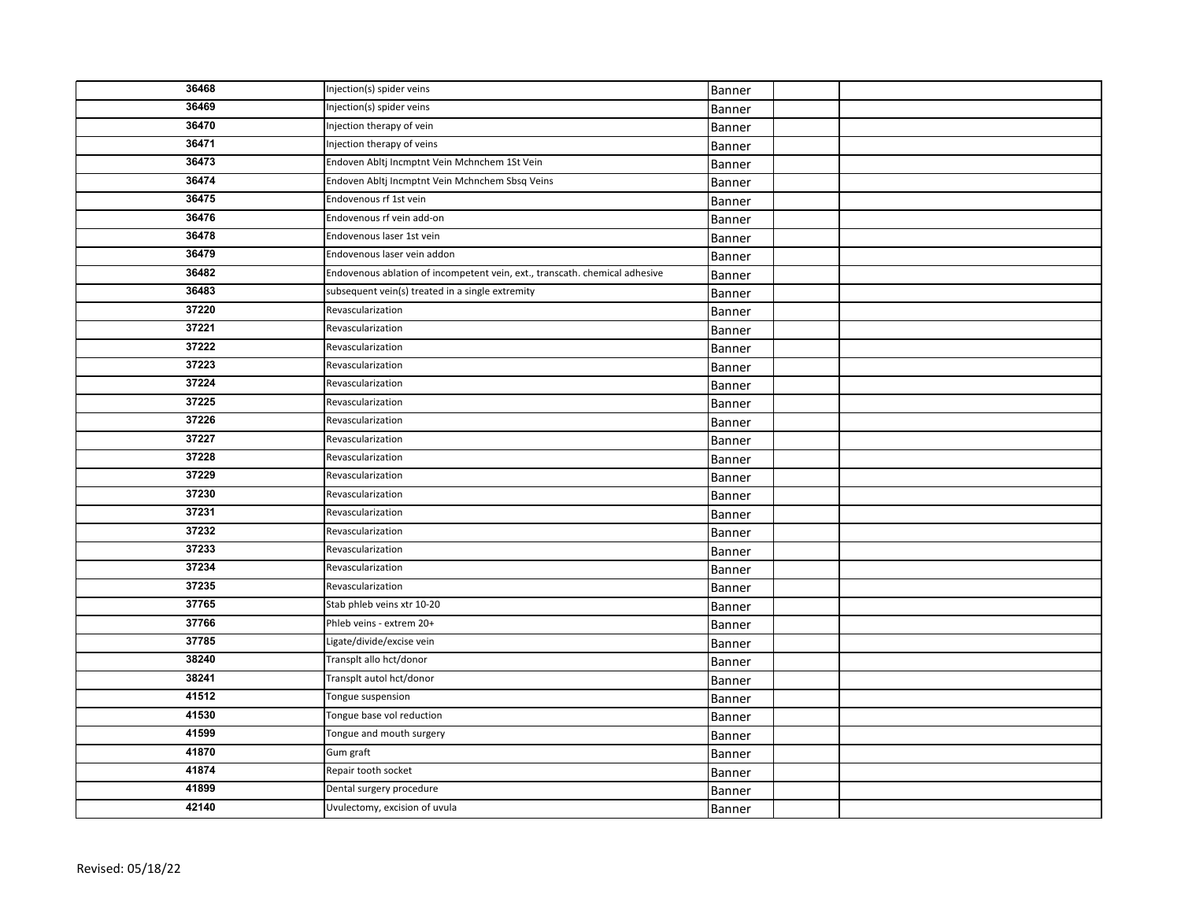| | | | | |
|---|---|---|---|---|
| 36468 | Injection(s) spider veins | Banner | | |
| 36469 | Injection(s) spider veins | Banner | | |
| 36470 | Injection therapy of vein | Banner | | |
| 36471 | Injection therapy of veins | Banner | | |
| 36473 | Endoven Abltj Incmptnt Vein Mchnchem 1St Vein | Banner | | |
| 36474 | Endoven Abltj Incmptnt Vein Mchnchem Sbsq Veins | Banner | | |
| 36475 | Endovenous rf 1st vein | Banner | | |
| 36476 | Endovenous rf vein add-on | Banner | | |
| 36478 | Endovenous laser 1st vein | Banner | | |
| 36479 | Endovenous laser vein addon | Banner | | |
| 36482 | Endovenous ablation of incompetent vein, ext., transcath. chemical adhesive | Banner | | |
| 36483 | subsequent vein(s) treated in a single extremity | Banner | | |
| 37220 | Revascularization | Banner | | |
| 37221 | Revascularization | Banner | | |
| 37222 | Revascularization | Banner | | |
| 37223 | Revascularization | Banner | | |
| 37224 | Revascularization | Banner | | |
| 37225 | Revascularization | Banner | | |
| 37226 | Revascularization | Banner | | |
| 37227 | Revascularization | Banner | | |
| 37228 | Revascularization | Banner | | |
| 37229 | Revascularization | Banner | | |
| 37230 | Revascularization | Banner | | |
| 37231 | Revascularization | Banner | | |
| 37232 | Revascularization | Banner | | |
| 37233 | Revascularization | Banner | | |
| 37234 | Revascularization | Banner | | |
| 37235 | Revascularization | Banner | | |
| 37765 | Stab phleb veins xtr 10-20 | Banner | | |
| 37766 | Phleb veins - extrem 20+ | Banner | | |
| 37785 | Ligate/divide/excise vein | Banner | | |
| 38240 | Transplt allo hct/donor | Banner | | |
| 38241 | Transplt autol hct/donor | Banner | | |
| 41512 | Tongue suspension | Banner | | |
| 41530 | Tongue base vol reduction | Banner | | |
| 41599 | Tongue and mouth surgery | Banner | | |
| 41870 | Gum graft | Banner | | |
| 41874 | Repair tooth socket | Banner | | |
| 41899 | Dental surgery procedure | Banner | | |
| 42140 | Uvulectomy, excision of uvula | Banner | | |

Revised: 05/18/22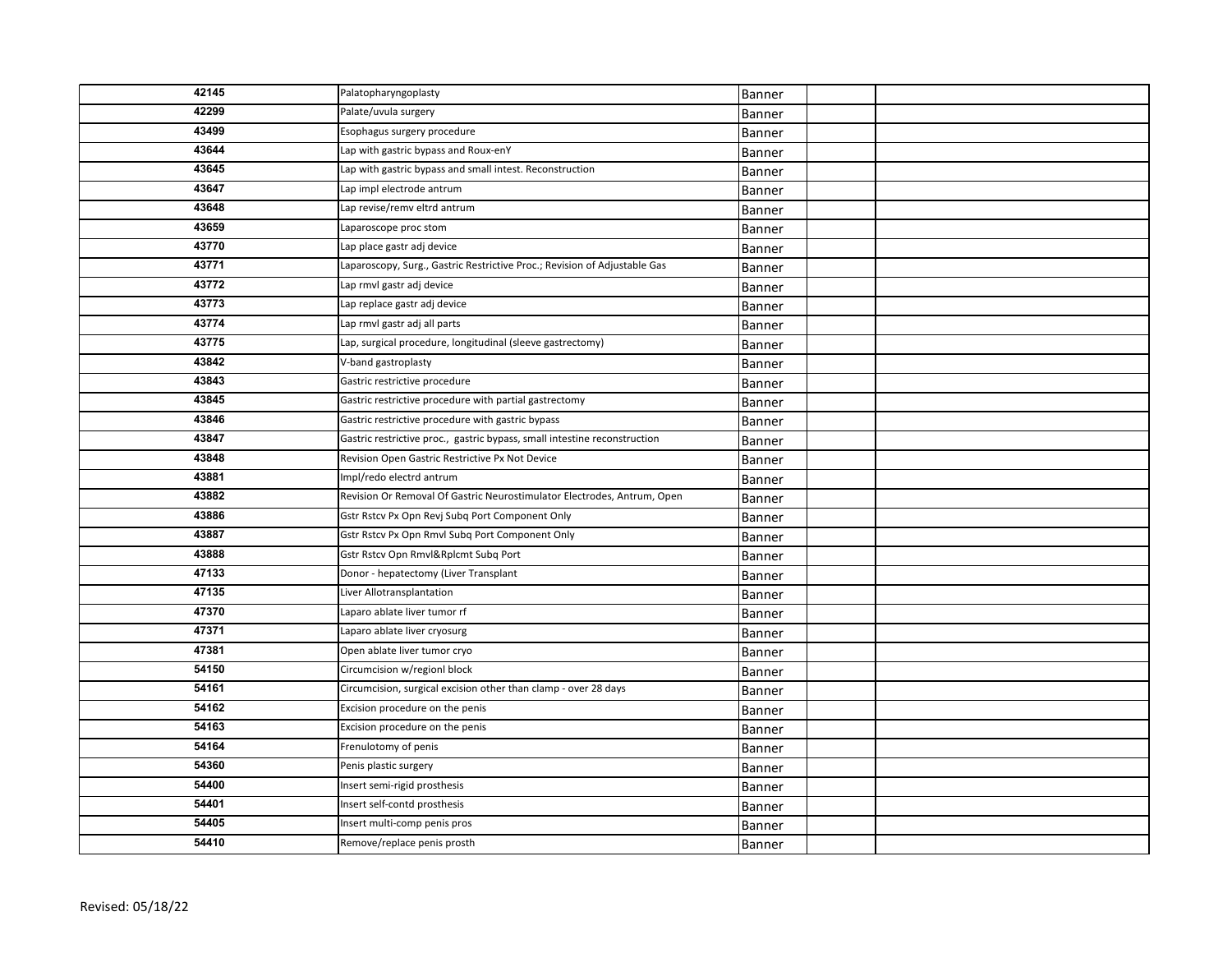| | | | | |
|---|---|---|---|---|
| 42145 | Palatopharyngoplasty | Banner | | |
| 42299 | Palate/uvula surgery | Banner | | |
| 43499 | Esophagus surgery procedure | Banner | | |
| 43644 | Lap with gastric bypass and Roux-enY | Banner | | |
| 43645 | Lap with gastric bypass and small intest. Reconstruction | Banner | | |
| 43647 | Lap impl electrode antrum | Banner | | |
| 43648 | Lap revise/remv eltrd antrum | Banner | | |
| 43659 | Laparoscope proc stom | Banner | | |
| 43770 | Lap place gastr adj device | Banner | | |
| 43771 | Laparoscopy, Surg., Gastric Restrictive Proc.; Revision of Adjustable Gas | Banner | | |
| 43772 | Lap rmvl gastr adj device | Banner | | |
| 43773 | Lap replace gastr adj device | Banner | | |
| 43774 | Lap rmvl gastr adj all parts | Banner | | |
| 43775 | Lap, surgical procedure, longitudinal (sleeve gastrectomy) | Banner | | |
| 43842 | V-band gastroplasty | Banner | | |
| 43843 | Gastric restrictive procedure | Banner | | |
| 43845 | Gastric restrictive procedure with partial gastrectomy | Banner | | |
| 43846 | Gastric restrictive procedure with gastric bypass | Banner | | |
| 43847 | Gastric restrictive proc., gastric bypass, small intestine reconstruction | Banner | | |
| 43848 | Revision Open Gastric Restrictive Px Not Device | Banner | | |
| 43881 | Impl/redo electrd antrum | Banner | | |
| 43882 | Revision Or Removal Of Gastric Neurostimulator Electrodes, Antrum, Open | Banner | | |
| 43886 | Gstr Rstcv Px Opn Revj Subq Port Component Only | Banner | | |
| 43887 | Gstr Rstcv Px Opn Rmvl Subq Port Component Only | Banner | | |
| 43888 | Gstr Rstcv Opn Rmvl&Rplcmt Subq Port | Banner | | |
| 47133 | Donor - hepatectomy (Liver Transplant | Banner | | |
| 47135 | Liver Allotransplantation | Banner | | |
| 47370 | Laparo ablate liver tumor rf | Banner | | |
| 47371 | Laparo ablate liver cryosurg | Banner | | |
| 47381 | Open ablate liver tumor cryo | Banner | | |
| 54150 | Circumcision w/regionl block | Banner | | |
| 54161 | Circumcision, surgical excision other than clamp - over 28 days | Banner | | |
| 54162 | Excision procedure on the penis | Banner | | |
| 54163 | Excision procedure on the penis | Banner | | |
| 54164 | Frenulotomy of penis | Banner | | |
| 54360 | Penis plastic surgery | Banner | | |
| 54400 | Insert semi-rigid prosthesis | Banner | | |
| 54401 | Insert self-contd prosthesis | Banner | | |
| 54405 | Insert multi-comp penis pros | Banner | | |
| 54410 | Remove/replace penis prosth | Banner | | |

Revised: 05/18/22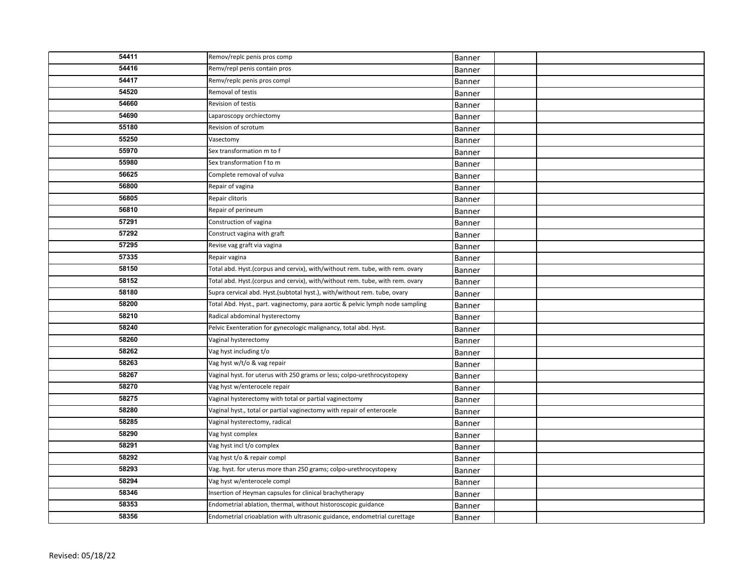| | | | | |
|---|---|---|---|---|
| 54411 | Remov/replc penis pros comp | Banner | | |
| 54416 | Remv/repl penis contain pros | Banner | | |
| 54417 | Remv/replc penis pros compl | Banner | | |
| 54520 | Removal of testis | Banner | | |
| 54660 | Revision of testis | Banner | | |
| 54690 | Laparoscopy orchiectomy | Banner | | |
| 55180 | Revision of scrotum | Banner | | |
| 55250 | Vasectomy | Banner | | |
| 55970 | Sex transformation m to f | Banner | | |
| 55980 | Sex transformation f to m | Banner | | |
| 56625 | Complete removal of vulva | Banner | | |
| 56800 | Repair of vagina | Banner | | |
| 56805 | Repair clitoris | Banner | | |
| 56810 | Repair of perineum | Banner | | |
| 57291 | Construction of vagina | Banner | | |
| 57292 | Construct vagina with graft | Banner | | |
| 57295 | Revise vag graft via vagina | Banner | | |
| 57335 | Repair vagina | Banner | | |
| 58150 | Total abd. Hyst.(corpus and cervix), with/without rem. tube, with rem. ovary | Banner | | |
| 58152 | Total abd. Hyst.(corpus and cervix), with/without rem. tube, with rem. ovary | Banner | | |
| 58180 | Supra cervical abd. Hyst.(subtotal hyst.), with/without rem. tube, ovary | Banner | | |
| 58200 | Total Abd. Hyst., part. vaginectomy, para aortic & pelvic lymph node sampling | Banner | | |
| 58210 | Radical abdominal hysterectomy | Banner | | |
| 58240 | Pelvic Exenteration for gynecologic malignancy, total abd. Hyst. | Banner | | |
| 58260 | Vaginal hysterectomy | Banner | | |
| 58262 | Vag hyst including t/o | Banner | | |
| 58263 | Vag hyst w/t/o & vag repair | Banner | | |
| 58267 | Vaginal hyst. for uterus with 250 grams or less; colpo-urethrocystopexy | Banner | | |
| 58270 | Vag hyst w/enterocele repair | Banner | | |
| 58275 | Vaginal hysterectomy with total or partial vaginectomy | Banner | | |
| 58280 | Vaginal hyst., total or partial vaginectomy with repair of enterocele | Banner | | |
| 58285 | Vaginal hysterectomy, radical | Banner | | |
| 58290 | Vag hyst complex | Banner | | |
| 58291 | Vag hyst incl t/o complex | Banner | | |
| 58292 | Vag hyst t/o & repair compl | Banner | | |
| 58293 | Vag. hyst. for uterus more than 250 grams; colpo-urethrocystopexy | Banner | | |
| 58294 | Vag hyst w/enterocele compl | Banner | | |
| 58346 | Insertion of Heyman capsules for clinical brachytherapy | Banner | | |
| 58353 | Endometrial ablation, thermal, without historoscopic guidance | Banner | | |
| 58356 | Endometrial crioablation with ultrasonic guidance, endometrial curettage | Banner | | |

Revised: 05/18/22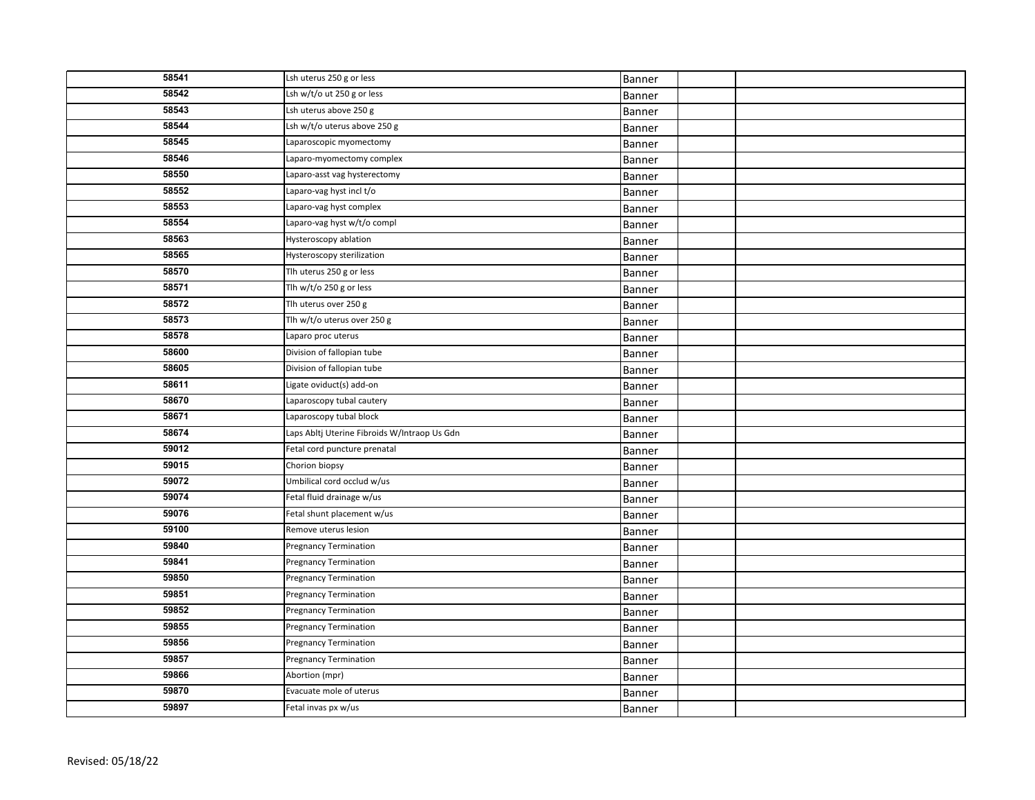| | | | | |
|---|---|---|---|---|
| 58541 | Lsh uterus 250 g or less | Banner | | |
| 58542 | Lsh w/t/o ut 250 g or less | Banner | | |
| 58543 | Lsh uterus above 250 g | Banner | | |
| 58544 | Lsh w/t/o uterus above 250 g | Banner | | |
| 58545 | Laparoscopic myomectomy | Banner | | |
| 58546 | Laparo-myomectomy complex | Banner | | |
| 58550 | Laparo-asst vag hysterectomy | Banner | | |
| 58552 | Laparo-vag hyst incl t/o | Banner | | |
| 58553 | Laparo-vag hyst complex | Banner | | |
| 58554 | Laparo-vag hyst w/t/o compl | Banner | | |
| 58563 | Hysteroscopy ablation | Banner | | |
| 58565 | Hysteroscopy sterilization | Banner | | |
| 58570 | Tlh uterus 250 g or less | Banner | | |
| 58571 | Tlh w/t/o 250 g or less | Banner | | |
| 58572 | Tlh uterus over 250 g | Banner | | |
| 58573 | Tlh w/t/o uterus over 250 g | Banner | | |
| 58578 | Laparo proc uterus | Banner | | |
| 58600 | Division of fallopian tube | Banner | | |
| 58605 | Division of fallopian tube | Banner | | |
| 58611 | Ligate oviduct(s) add-on | Banner | | |
| 58670 | Laparoscopy tubal cautery | Banner | | |
| 58671 | Laparoscopy tubal block | Banner | | |
| 58674 | Laps Abltj Uterine Fibroids W/Intraop Us Gdn | Banner | | |
| 59012 | Fetal cord puncture prenatal | Banner | | |
| 59015 | Chorion biopsy | Banner | | |
| 59072 | Umbilical cord occlud w/us | Banner | | |
| 59074 | Fetal fluid drainage w/us | Banner | | |
| 59076 | Fetal shunt placement w/us | Banner | | |
| 59100 | Remove uterus lesion | Banner | | |
| 59840 | Pregnancy Termination | Banner | | |
| 59841 | Pregnancy Termination | Banner | | |
| 59850 | Pregnancy Termination | Banner | | |
| 59851 | Pregnancy Termination | Banner | | |
| 59852 | Pregnancy Termination | Banner | | |
| 59855 | Pregnancy Termination | Banner | | |
| 59856 | Pregnancy Termination | Banner | | |
| 59857 | Pregnancy Termination | Banner | | |
| 59866 | Abortion (mpr) | Banner | | |
| 59870 | Evacuate mole of uterus | Banner | | |
| 59897 | Fetal invas px w/us | Banner | | |

Revised: 05/18/22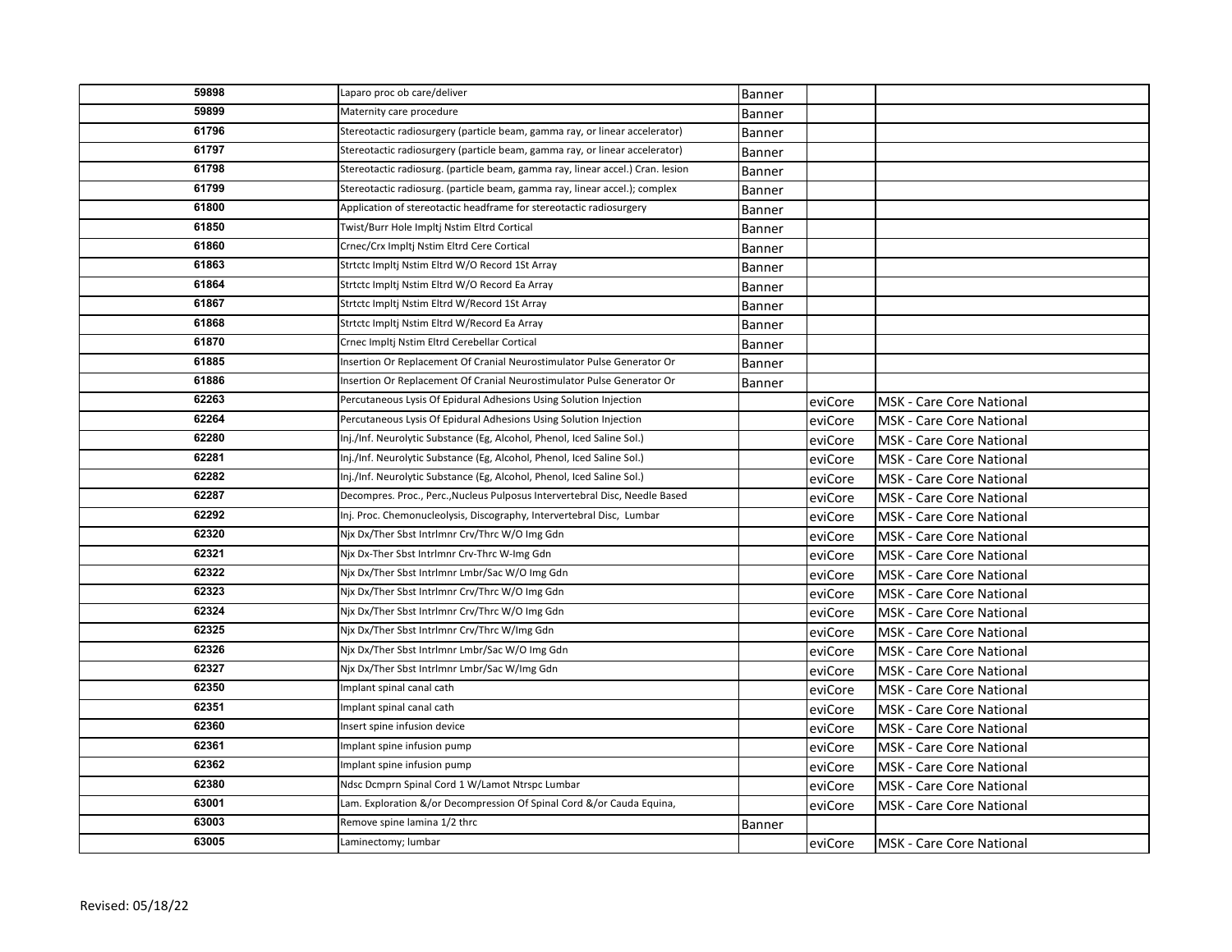| 59898 | Laparo proc ob care/deliver | Banner | | |
|---|---|---|---|---|
| 59899 | Maternity care procedure | Banner | | |
| 61796 | Stereotactic radiosurgery (particle beam, gamma ray, or linear accelerator) | Banner | | |
| 61797 | Stereotactic radiosurgery (particle beam, gamma ray, or linear accelerator) | Banner | | |
| 61798 | Stereotactic radiosurg. (particle beam, gamma ray, linear accel.) Cran. lesion | Banner | | |
| 61799 | Stereotactic radiosurg. (particle beam, gamma ray, linear accel.); complex | Banner | | |
| 61800 | Application of stereotactic headframe for stereotactic radiosurgery | Banner | | |
| 61850 | Twist/Burr Hole Impltj Nstim Eltrd Cortical | Banner | | |
| 61860 | Crnec/Crx Impltj Nstim Eltrd Cere Cortical | Banner | | |
| 61863 | Strtctc Impltj Nstim Eltrd W/O Record 1St Array | Banner | | |
| 61864 | Strtctc Impltj Nstim Eltrd W/O Record Ea Array | Banner | | |
| 61867 | Strtctc Impltj Nstim Eltrd W/Record 1St Array | Banner | | |
| 61868 | Strtctc Impltj Nstim Eltrd W/Record Ea Array | Banner | | |
| 61870 | Crnec Impltj Nstim Eltrd Cerebellar Cortical | Banner | | |
| 61885 | Insertion Or Replacement Of Cranial Neurostimulator Pulse Generator Or | Banner | | |
| 61886 | Insertion Or Replacement Of Cranial Neurostimulator Pulse Generator Or | Banner | | |
| 62263 | Percutaneous Lysis Of Epidural Adhesions Using Solution Injection | | eviCore | MSK - Care Core National |
| 62264 | Percutaneous Lysis Of Epidural Adhesions Using Solution Injection | | eviCore | MSK - Care Core National |
| 62280 | Inj./Inf. Neurolytic Substance (Eg, Alcohol, Phenol, Iced Saline Sol.) | | eviCore | MSK - Care Core National |
| 62281 | Inj./Inf. Neurolytic Substance (Eg, Alcohol, Phenol, Iced Saline Sol.) | | eviCore | MSK - Care Core National |
| 62282 | Inj./Inf. Neurolytic Substance (Eg, Alcohol, Phenol, Iced Saline Sol.) | | eviCore | MSK - Care Core National |
| 62287 | Decompres. Proc., Perc.,Nucleus Pulposus Intervertebral Disc, Needle Based | | eviCore | MSK - Care Core National |
| 62292 | Inj. Proc. Chemonucleolysis, Discography, Intervertebral Disc, Lumbar | | eviCore | MSK - Care Core National |
| 62320 | Njx Dx/Ther Sbst Intrlmnr Crv/Thrc W/O Img Gdn | | eviCore | MSK - Care Core National |
| 62321 | Njx Dx-Ther Sbst Intrlmnr Crv-Thrc W-Img Gdn | | eviCore | MSK - Care Core National |
| 62322 | Njx Dx/Ther Sbst Intrlmnr Lmbr/Sac W/O Img Gdn | | eviCore | MSK - Care Core National |
| 62323 | Njx Dx/Ther Sbst Intrlmnr Crv/Thrc W/O Img Gdn | | eviCore | MSK - Care Core National |
| 62324 | Njx Dx/Ther Sbst Intrlmnr Crv/Thrc W/O Img Gdn | | eviCore | MSK - Care Core National |
| 62325 | Njx Dx/Ther Sbst Intrlmnr Crv/Thrc W/Img Gdn | | eviCore | MSK - Care Core National |
| 62326 | Njx Dx/Ther Sbst Intrlmnr Lmbr/Sac W/O Img Gdn | | eviCore | MSK - Care Core National |
| 62327 | Njx Dx/Ther Sbst Intrlmnr Lmbr/Sac W/Img Gdn | | eviCore | MSK - Care Core National |
| 62350 | Implant spinal canal cath | | eviCore | MSK - Care Core National |
| 62351 | Implant spinal canal cath | | eviCore | MSK - Care Core National |
| 62360 | Insert spine infusion device | | eviCore | MSK - Care Core National |
| 62361 | Implant spine infusion pump | | eviCore | MSK - Care Core National |
| 62362 | Implant spine infusion pump | | eviCore | MSK - Care Core National |
| 62380 | Ndsc Dcmprn Spinal Cord 1 W/Lamot Ntrspc Lumbar | | eviCore | MSK - Care Core National |
| 63001 | Lam. Exploration &/or Decompression Of Spinal Cord &/or Cauda Equina, | | eviCore | MSK - Care Core National |
| 63003 | Remove spine lamina 1/2 thrc | Banner | | |
| 63005 | Laminectomy; lumbar | | eviCore | MSK - Care Core National |

Revised: 05/18/22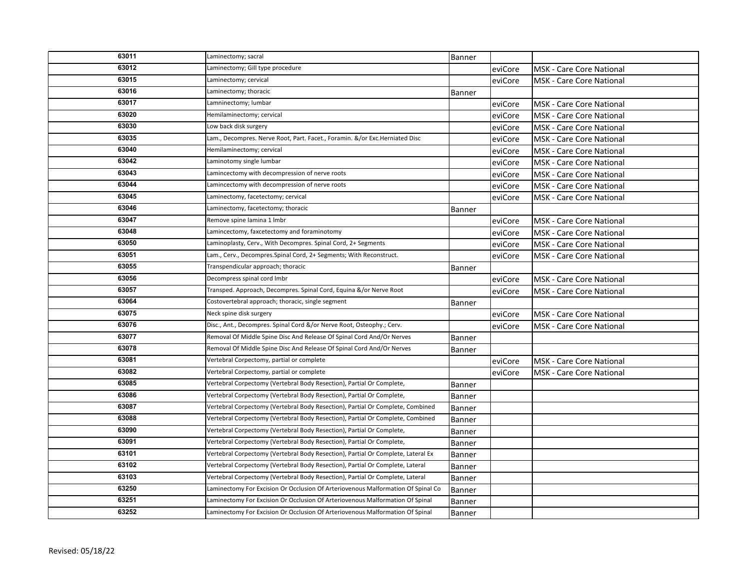| 63011 | Laminectomy; sacral | Banner | | |
|---|---|---|---|---|
| 63012 | Laminectomy; Gill type procedure | | eviCore | MSK - Care Core National |
| 63015 | Laminectomy; cervical | | eviCore | MSK - Care Core National |
| 63016 | Laminectomy; thoracic | Banner | | |
| 63017 | Lamninectomy; lumbar | | eviCore | MSK - Care Core National |
| 63020 | Hemilaminectomy; cervical | | eviCore | MSK - Care Core National |
| 63030 | Low back disk surgery | | eviCore | MSK - Care Core National |
| 63035 | Lam., Decompres. Nerve Root, Part. Facet., Foramin. &/or Exc.Herniated Disc | | eviCore | MSK - Care Core National |
| 63040 | Hemilaminectomy; cervical | | eviCore | MSK - Care Core National |
| 63042 | Laminotomy single lumbar | | eviCore | MSK - Care Core National |
| 63043 | Lamincectomy with decompression of nerve roots | | eviCore | MSK - Care Core National |
| 63044 | Lamincectomy with decompression of nerve roots | | eviCore | MSK - Care Core National |
| 63045 | Laminectomy, facetectomy; cervical | | eviCore | MSK - Care Core National |
| 63046 | Laminectomy, facetectomy; thoracic | Banner | | |
| 63047 | Remove spine lamina 1 lmbr | | eviCore | MSK - Care Core National |
| 63048 | Lamincectomy, faxcetectomy and foraminotomy | | eviCore | MSK - Care Core National |
| 63050 | Laminoplasty, Cerv., With Decompres. Spinal Cord, 2+ Segments | | eviCore | MSK - Care Core National |
| 63051 | Lam., Cerv., Decompres.Spinal Cord, 2+ Segments; With Reconstruct. | | eviCore | MSK - Care Core National |
| 63055 | Transpendicular approach; thoracic | Banner | | |
| 63056 | Decompress spinal cord lmbr | | eviCore | MSK - Care Core National |
| 63057 | Transped. Approach, Decompres. Spinal Cord, Equina &/or Nerve Root | | eviCore | MSK - Care Core National |
| 63064 | Costovertebral approach; thoracic, single segment | Banner | | |
| 63075 | Neck spine disk surgery | | eviCore | MSK - Care Core National |
| 63076 | Disc., Ant., Decompres. Spinal Cord &/or Nerve Root, Osteophy.; Cerv. | | eviCore | MSK - Care Core National |
| 63077 | Removal Of Middle Spine Disc And Release Of Spinal Cord And/Or Nerves | Banner | | |
| 63078 | Removal Of Middle Spine Disc And Release Of Spinal Cord And/Or Nerves | Banner | | |
| 63081 | Vertebral Corpectomy, partial or complete | | eviCore | MSK - Care Core National |
| 63082 | Vertebral Corpectomy, partial or complete | | eviCore | MSK - Care Core National |
| 63085 | Vertebral Corpectomy (Vertebral Body Resection), Partial Or Complete, | Banner | | |
| 63086 | Vertebral Corpectomy (Vertebral Body Resection), Partial Or Complete, | Banner | | |
| 63087 | Vertebral Corpectomy (Vertebral Body Resection), Partial Or Complete, Combined | Banner | | |
| 63088 | Vertebral Corpectomy (Vertebral Body Resection), Partial Or Complete, Combined | Banner | | |
| 63090 | Vertebral Corpectomy (Vertebral Body Resection), Partial Or Complete, | Banner | | |
| 63091 | Vertebral Corpectomy (Vertebral Body Resection), Partial Or Complete, | Banner | | |
| 63101 | Vertebral Corpectomy (Vertebral Body Resection), Partial Or Complete, Lateral Ex | Banner | | |
| 63102 | Vertebral Corpectomy (Vertebral Body Resection), Partial Or Complete, Lateral | Banner | | |
| 63103 | Vertebral Corpectomy (Vertebral Body Resection), Partial Or Complete, Lateral | Banner | | |
| 63250 | Laminectomy For Excision Or Occlusion Of Arteriovenous Malformation Of Spinal Co | Banner | | |
| 63251 | Laminectomy For Excision Or Occlusion Of Arteriovenous Malformation Of Spinal | Banner | | |
| 63252 | Laminectomy For Excision Or Occlusion Of Arteriovenous Malformation Of Spinal | Banner | | |

Revised: 05/18/22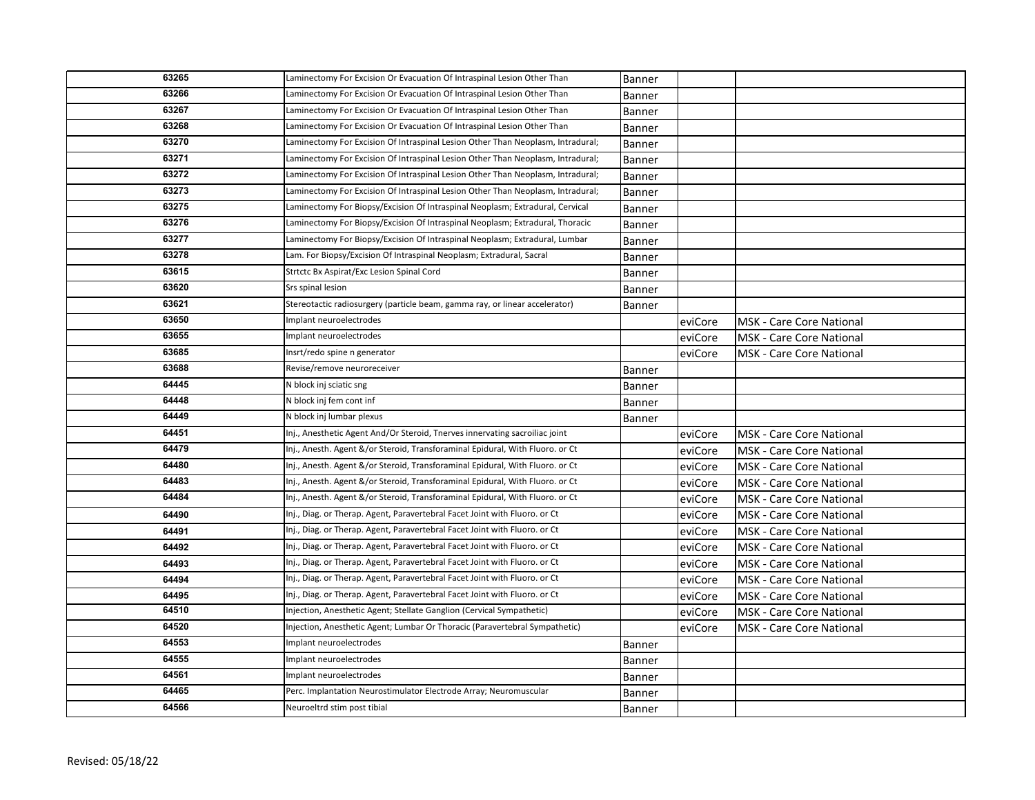| | | | | |
|---|---|---|---|---|
| 63265 | Laminectomy For Excision Or Evacuation Of Intraspinal Lesion Other Than | Banner | | |
| 63266 | Laminectomy For Excision Or Evacuation Of Intraspinal Lesion Other Than | Banner | | |
| 63267 | Laminectomy For Excision Or Evacuation Of Intraspinal Lesion Other Than | Banner | | |
| 63268 | Laminectomy For Excision Or Evacuation Of Intraspinal Lesion Other Than | Banner | | |
| 63270 | Laminectomy For Excision Of Intraspinal Lesion Other Than Neoplasm, Intradural; | Banner | | |
| 63271 | Laminectomy For Excision Of Intraspinal Lesion Other Than Neoplasm, Intradural; | Banner | | |
| 63272 | Laminectomy For Excision Of Intraspinal Lesion Other Than Neoplasm, Intradural; | Banner | | |
| 63273 | Laminectomy For Excision Of Intraspinal Lesion Other Than Neoplasm, Intradural; | Banner | | |
| 63275 | Laminectomy For Biopsy/Excision Of Intraspinal Neoplasm; Extradural, Cervical | Banner | | |
| 63276 | Laminectomy For Biopsy/Excision Of Intraspinal Neoplasm; Extradural, Thoracic | Banner | | |
| 63277 | Laminectomy For Biopsy/Excision Of Intraspinal Neoplasm; Extradural, Lumbar | Banner | | |
| 63278 | Lam. For Biopsy/Excision Of Intraspinal Neoplasm; Extradural, Sacral | Banner | | |
| 63615 | Strtctc Bx Aspirat/Exc Lesion Spinal Cord | Banner | | |
| 63620 | Srs spinal lesion | Banner | | |
| 63621 | Stereotactic radiosurgery (particle beam, gamma ray, or linear accelerator) | Banner | | |
| 63650 | Implant neuroelectrodes | | eviCore | MSK - Care Core National |
| 63655 | Implant neuroelectrodes | | eviCore | MSK - Care Core National |
| 63685 | Insrt/redo spine n generator | | eviCore | MSK - Care Core National |
| 63688 | Revise/remove neuroreceiver | Banner | | |
| 64445 | N block inj sciatic sng | Banner | | |
| 64448 | N block inj fem cont inf | Banner | | |
| 64449 | N block inj lumbar plexus | Banner | | |
| 64451 | Inj., Anesthetic Agent And/Or Steroid, Tnerves innervating sacroiliac joint | | eviCore | MSK - Care Core National |
| 64479 | Inj., Anesth. Agent &/or Steroid, Transforaminal Epidural, With Fluoro. or Ct | | eviCore | MSK - Care Core National |
| 64480 | Inj., Anesth. Agent &/or Steroid, Transforaminal Epidural, With Fluoro. or Ct | | eviCore | MSK - Care Core National |
| 64483 | Inj., Anesth. Agent &/or Steroid, Transforaminal Epidural, With Fluoro. or Ct | | eviCore | MSK - Care Core National |
| 64484 | Inj., Anesth. Agent &/or Steroid, Transforaminal Epidural, With Fluoro. or Ct | | eviCore | MSK - Care Core National |
| 64490 | Inj., Diag. or Therap. Agent, Paravertebral Facet Joint with Fluoro. or Ct | | eviCore | MSK - Care Core National |
| 64491 | Inj., Diag. or Therap. Agent, Paravertebral Facet Joint with Fluoro. or Ct | | eviCore | MSK - Care Core National |
| 64492 | Inj., Diag. or Therap. Agent, Paravertebral Facet Joint with Fluoro. or Ct | | eviCore | MSK - Care Core National |
| 64493 | Inj., Diag. or Therap. Agent, Paravertebral Facet Joint with Fluoro. or Ct | | eviCore | MSK - Care Core National |
| 64494 | Inj., Diag. or Therap. Agent, Paravertebral Facet Joint with Fluoro. or Ct | | eviCore | MSK - Care Core National |
| 64495 | Inj., Diag. or Therap. Agent, Paravertebral Facet Joint with Fluoro. or Ct | | eviCore | MSK - Care Core National |
| 64510 | Injection, Anesthetic Agent; Stellate Ganglion (Cervical Sympathetic) | | eviCore | MSK - Care Core National |
| 64520 | Injection, Anesthetic Agent; Lumbar Or Thoracic (Paravertebral Sympathetic) | | eviCore | MSK - Care Core National |
| 64553 | Implant neuroelectrodes | Banner | | |
| 64555 | Implant neuroelectrodes | Banner | | |
| 64561 | Implant neuroelectrodes | Banner | | |
| 64465 | Perc. Implantation Neurostimulator Electrode Array; Neuromuscular | Banner | | |
| 64566 | Neuroeltrd stim post tibial | Banner | | |

Revised: 05/18/22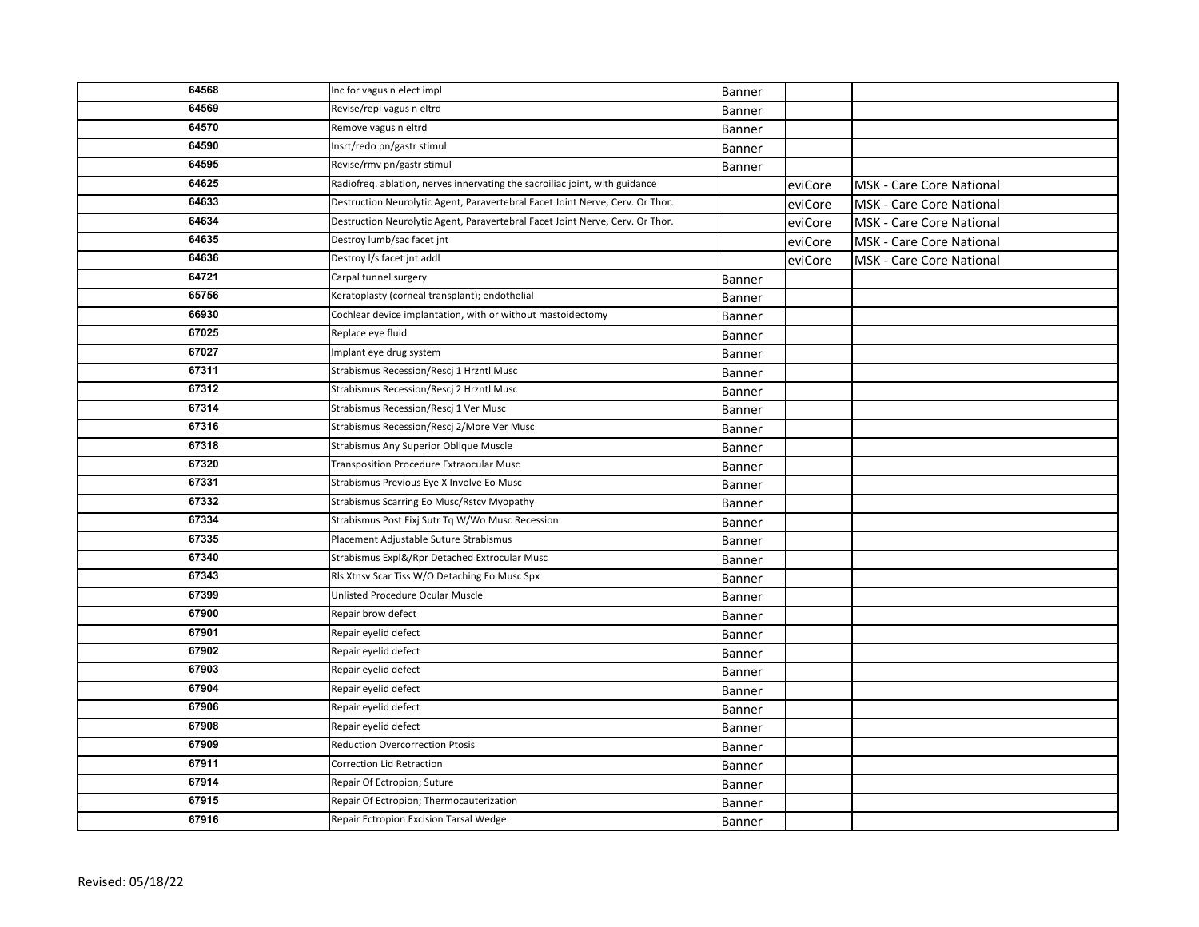| | | | | |
|---|---|---|---|---|
| 64568 | Inc for vagus n elect impl | Banner | | |
| 64569 | Revise/repl vagus n eltrd | Banner | | |
| 64570 | Remove vagus n eltrd | Banner | | |
| 64590 | Insrt/redo pn/gastr stimul | Banner | | |
| 64595 | Revise/rmv pn/gastr stimul | Banner | | |
| 64625 | Radiofreq. ablation, nerves innervating the sacroiliac joint, with guidance | | eviCore | MSK - Care Core National |
| 64633 | Destruction Neurolytic Agent, Paravertebral Facet Joint Nerve, Cerv. Or Thor. | | eviCore | MSK - Care Core National |
| 64634 | Destruction Neurolytic Agent, Paravertebral Facet Joint Nerve, Cerv. Or Thor. | | eviCore | MSK - Care Core National |
| 64635 | Destroy lumb/sac facet jnt | | eviCore | MSK - Care Core National |
| 64636 | Destroy l/s facet jnt addl | | eviCore | MSK - Care Core National |
| 64721 | Carpal tunnel surgery | Banner | | |
| 65756 | Keratoplasty (corneal transplant); endothelial | Banner | | |
| 66930 | Cochlear device implantation, with or without mastoidectomy | Banner | | |
| 67025 | Replace eye fluid | Banner | | |
| 67027 | Implant eye drug system | Banner | | |
| 67311 | Strabismus Recession/Rescj 1 Hrzntl Musc | Banner | | |
| 67312 | Strabismus Recession/Rescj 2 Hrzntl Musc | Banner | | |
| 67314 | Strabismus Recession/Rescj 1 Ver Musc | Banner | | |
| 67316 | Strabismus Recession/Rescj 2/More Ver Musc | Banner | | |
| 67318 | Strabismus Any Superior Oblique Muscle | Banner | | |
| 67320 | Transposition Procedure Extraocular Musc | Banner | | |
| 67331 | Strabismus Previous Eye X Involve Eo Musc | Banner | | |
| 67332 | Strabismus Scarring Eo Musc/Rstcv Myopathy | Banner | | |
| 67334 | Strabismus Post Fixj Sutr Tq W/Wo Musc Recession | Banner | | |
| 67335 | Placement Adjustable Suture Strabismus | Banner | | |
| 67340 | Strabismus Expl&/Rpr Detached Extrocular Musc | Banner | | |
| 67343 | Rls Xtnsv Scar Tiss W/O Detaching Eo Musc Spx | Banner | | |
| 67399 | Unlisted Procedure Ocular Muscle | Banner | | |
| 67900 | Repair brow defect | Banner | | |
| 67901 | Repair eyelid defect | Banner | | |
| 67902 | Repair eyelid defect | Banner | | |
| 67903 | Repair eyelid defect | Banner | | |
| 67904 | Repair eyelid defect | Banner | | |
| 67906 | Repair eyelid defect | Banner | | |
| 67908 | Repair eyelid defect | Banner | | |
| 67909 | Reduction Overcorrection Ptosis | Banner | | |
| 67911 | Correction Lid Retraction | Banner | | |
| 67914 | Repair Of Ectropion; Suture | Banner | | |
| 67915 | Repair Of Ectropion; Thermocauterization | Banner | | |
| 67916 | Repair Ectropion Excision Tarsal Wedge | Banner | | |

Revised: 05/18/22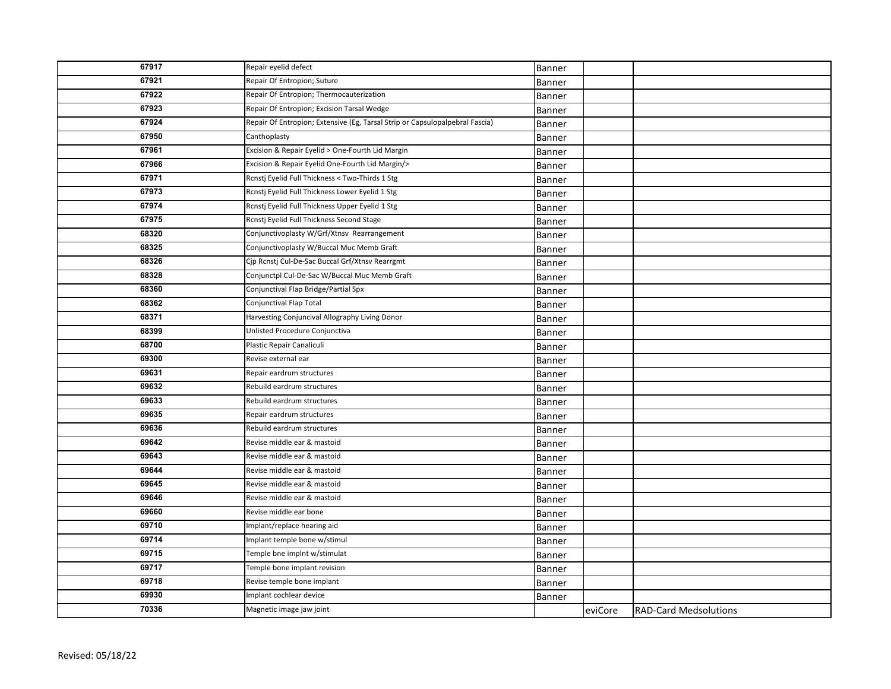| | | | | |
|---|---|---|---|---|
| 67917 | Repair eyelid defect | Banner | | |
| 67921 | Repair Of Entropion; Suture | Banner | | |
| 67922 | Repair Of Entropion; Thermocauterization | Banner | | |
| 67923 | Repair Of Entropion; Excision Tarsal Wedge | Banner | | |
| 67924 | Repair Of Entropion; Extensive (Eg, Tarsal Strip or Capsulopalpebral Fascia) | Banner | | |
| 67950 | Canthoplasty | Banner | | |
| 67961 | Excision & Repair Eyelid > One-Fourth Lid Margin | Banner | | |
| 67966 | Excision & Repair Eyelid One-Fourth Lid Margin/> | Banner | | |
| 67971 | Rcnstj Eyelid Full Thickness < Two-Thirds 1 Stg | Banner | | |
| 67973 | Rcnstj Eyelid Full Thickness Lower Eyelid 1 Stg | Banner | | |
| 67974 | Rcnstj Eyelid Full Thickness Upper Eyelid 1 Stg | Banner | | |
| 67975 | Rcnstj Eyelid Full Thickness Second Stage | Banner | | |
| 68320 | Conjunctivoplasty W/Grf/Xtnsv Rearrangement | Banner | | |
| 68325 | Conjunctivoplasty W/Buccal Muc Memb Graft | Banner | | |
| 68326 | Cjp Rcnstj Cul-De-Sac Buccal Grf/Xtnsv Rearrgmt | Banner | | |
| 68328 | Conjunctpl Cul-De-Sac W/Buccal Muc Memb Graft | Banner | | |
| 68360 | Conjunctival Flap Bridge/Partial Spx | Banner | | |
| 68362 | Conjunctival Flap Total | Banner | | |
| 68371 | Harvesting Conjuncival Allography Living Donor | Banner | | |
| 68399 | Unlisted Procedure Conjunctiva | Banner | | |
| 68700 | Plastic Repair Canaliculi | Banner | | |
| 69300 | Revise external ear | Banner | | |
| 69631 | Repair eardrum structures | Banner | | |
| 69632 | Rebuild eardrum structures | Banner | | |
| 69633 | Rebuild eardrum structures | Banner | | |
| 69635 | Repair eardrum structures | Banner | | |
| 69636 | Rebuild eardrum structures | Banner | | |
| 69642 | Revise middle ear & mastoid | Banner | | |
| 69643 | Revise middle ear & mastoid | Banner | | |
| 69644 | Revise middle ear & mastoid | Banner | | |
| 69645 | Revise middle ear & mastoid | Banner | | |
| 69646 | Revise middle ear & mastoid | Banner | | |
| 69660 | Revise middle ear bone | Banner | | |
| 69710 | Implant/replace hearing aid | Banner | | |
| 69714 | Implant temple bone w/stimul | Banner | | |
| 69715 | Temple bne implnt w/stimulat | Banner | | |
| 69717 | Temple bone implant revision | Banner | | |
| 69718 | Revise temple bone implant | Banner | | |
| 69930 | Implant cochlear device | Banner | | |
| 70336 | Magnetic image jaw joint | | eviCore | RAD-Card Medsolutions |

Revised: 05/18/22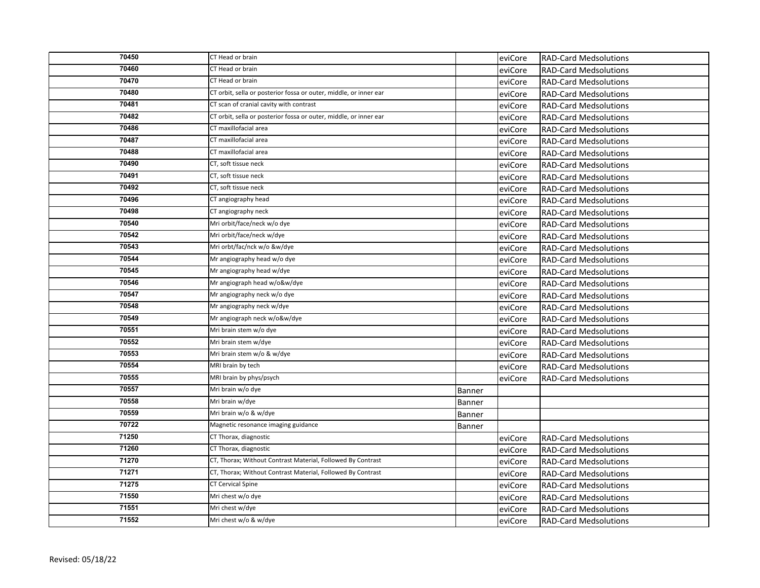| | | | | |
|---|---|---|---|---|
| 70450 | CT Head or brain | | eviCore | RAD-Card Medsolutions |
| 70460 | CT Head or brain | | eviCore | RAD-Card Medsolutions |
| 70470 | CT Head or brain | | eviCore | RAD-Card Medsolutions |
| 70480 | CT orbit, sella or posterior fossa or outer, middle, or inner ear | | eviCore | RAD-Card Medsolutions |
| 70481 | CT scan of cranial cavity with contrast | | eviCore | RAD-Card Medsolutions |
| 70482 | CT orbit, sella or posterior fossa or outer, middle, or inner ear | | eviCore | RAD-Card Medsolutions |
| 70486 | CT maxillofacial area | | eviCore | RAD-Card Medsolutions |
| 70487 | CT maxillofacial area | | eviCore | RAD-Card Medsolutions |
| 70488 | CT maxillofacial area | | eviCore | RAD-Card Medsolutions |
| 70490 | CT, soft tissue neck | | eviCore | RAD-Card Medsolutions |
| 70491 | CT, soft tissue neck | | eviCore | RAD-Card Medsolutions |
| 70492 | CT, soft tissue neck | | eviCore | RAD-Card Medsolutions |
| 70496 | CT angiography head | | eviCore | RAD-Card Medsolutions |
| 70498 | CT angiography neck | | eviCore | RAD-Card Medsolutions |
| 70540 | Mri orbit/face/neck w/o dye | | eviCore | RAD-Card Medsolutions |
| 70542 | Mri orbit/face/neck w/dye | | eviCore | RAD-Card Medsolutions |
| 70543 | Mri orbt/fac/nck w/o &w/dye | | eviCore | RAD-Card Medsolutions |
| 70544 | Mr angiography head w/o dye | | eviCore | RAD-Card Medsolutions |
| 70545 | Mr angiography head w/dye | | eviCore | RAD-Card Medsolutions |
| 70546 | Mr angiograph head w/o&w/dye | | eviCore | RAD-Card Medsolutions |
| 70547 | Mr angiography neck w/o dye | | eviCore | RAD-Card Medsolutions |
| 70548 | Mr angiography neck w/dye | | eviCore | RAD-Card Medsolutions |
| 70549 | Mr angiograph neck w/o&w/dye | | eviCore | RAD-Card Medsolutions |
| 70551 | Mri brain stem w/o dye | | eviCore | RAD-Card Medsolutions |
| 70552 | Mri brain stem w/dye | | eviCore | RAD-Card Medsolutions |
| 70553 | Mri brain stem w/o & w/dye | | eviCore | RAD-Card Medsolutions |
| 70554 | MRI brain by tech | | eviCore | RAD-Card Medsolutions |
| 70555 | MRI brain by phys/psych | | eviCore | RAD-Card Medsolutions |
| 70557 | Mri brain w/o dye | Banner | | |
| 70558 | Mri brain w/dye | Banner | | |
| 70559 | Mri brain w/o & w/dye | Banner | | |
| 70722 | Magnetic resonance imaging guidance | Banner | | |
| 71250 | CT Thorax, diagnostic | | eviCore | RAD-Card Medsolutions |
| 71260 | CT Thorax, diagnostic | | eviCore | RAD-Card Medsolutions |
| 71270 | CT, Thorax; Without Contrast Material, Followed By Contrast | | eviCore | RAD-Card Medsolutions |
| 71271 | CT, Thorax; Without Contrast Material, Followed By Contrast | | eviCore | RAD-Card Medsolutions |
| 71275 | CT Cervical Spine | | eviCore | RAD-Card Medsolutions |
| 71550 | Mri chest w/o dye | | eviCore | RAD-Card Medsolutions |
| 71551 | Mri chest w/dye | | eviCore | RAD-Card Medsolutions |
| 71552 | Mri chest w/o & w/dye | | eviCore | RAD-Card Medsolutions |

Revised: 05/18/22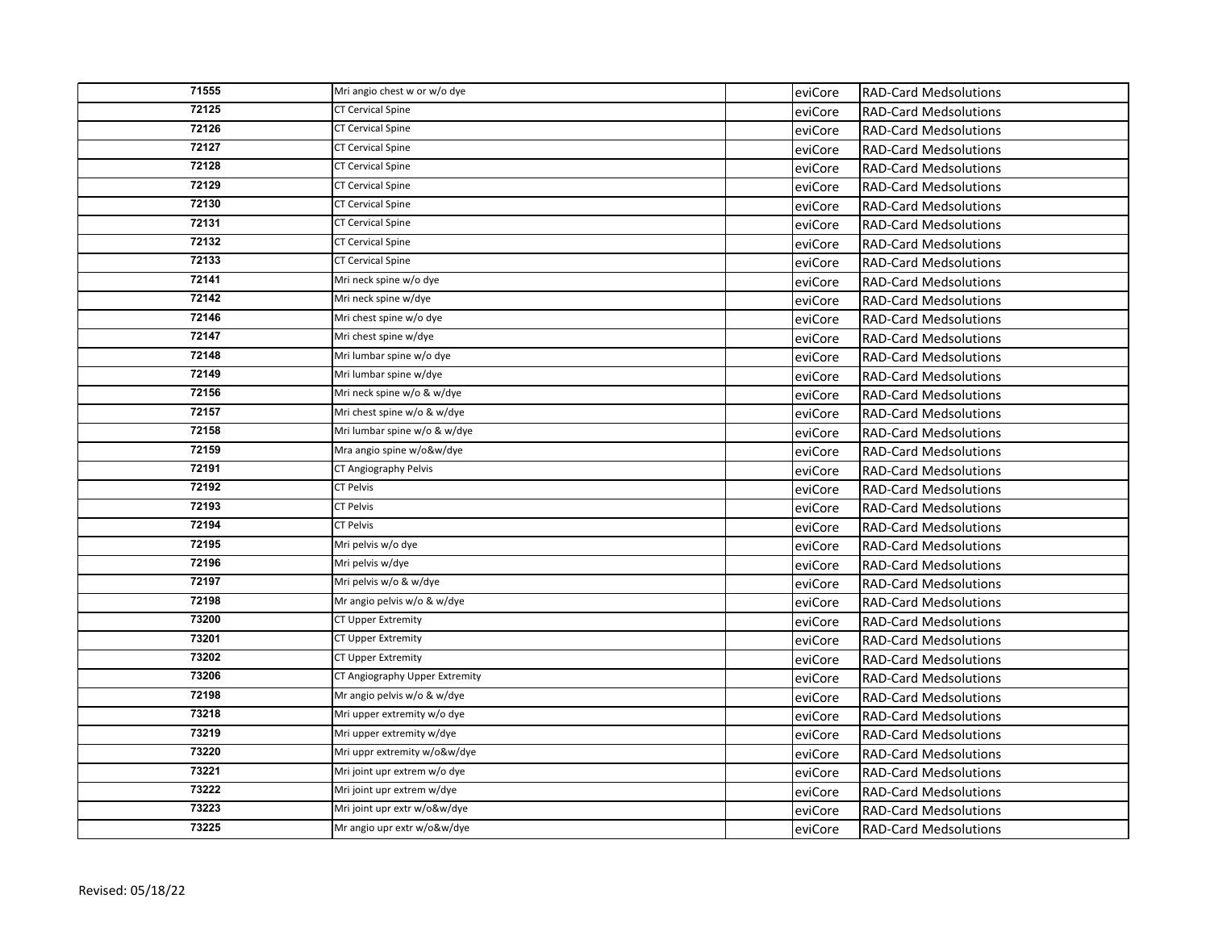| | | | | |
|---|---|---|---|---|
| 71555 | Mri angio chest w or w/o dye | | eviCore | RAD-Card Medsolutions |
| 72125 | CT Cervical Spine | | eviCore | RAD-Card Medsolutions |
| 72126 | CT Cervical Spine | | eviCore | RAD-Card Medsolutions |
| 72127 | CT Cervical Spine | | eviCore | RAD-Card Medsolutions |
| 72128 | CT Cervical Spine | | eviCore | RAD-Card Medsolutions |
| 72129 | CT Cervical Spine | | eviCore | RAD-Card Medsolutions |
| 72130 | CT Cervical Spine | | eviCore | RAD-Card Medsolutions |
| 72131 | CT Cervical Spine | | eviCore | RAD-Card Medsolutions |
| 72132 | CT Cervical Spine | | eviCore | RAD-Card Medsolutions |
| 72133 | CT Cervical Spine | | eviCore | RAD-Card Medsolutions |
| 72141 | Mri neck spine w/o dye | | eviCore | RAD-Card Medsolutions |
| 72142 | Mri neck spine w/dye | | eviCore | RAD-Card Medsolutions |
| 72146 | Mri chest spine w/o dye | | eviCore | RAD-Card Medsolutions |
| 72147 | Mri chest spine w/dye | | eviCore | RAD-Card Medsolutions |
| 72148 | Mri lumbar spine w/o dye | | eviCore | RAD-Card Medsolutions |
| 72149 | Mri lumbar spine w/dye | | eviCore | RAD-Card Medsolutions |
| 72156 | Mri neck spine w/o & w/dye | | eviCore | RAD-Card Medsolutions |
| 72157 | Mri chest spine w/o & w/dye | | eviCore | RAD-Card Medsolutions |
| 72158 | Mri lumbar spine w/o & w/dye | | eviCore | RAD-Card Medsolutions |
| 72159 | Mra angio spine w/o&w/dye | | eviCore | RAD-Card Medsolutions |
| 72191 | CT Angiography Pelvis | | eviCore | RAD-Card Medsolutions |
| 72192 | CT Pelvis | | eviCore | RAD-Card Medsolutions |
| 72193 | CT Pelvis | | eviCore | RAD-Card Medsolutions |
| 72194 | CT Pelvis | | eviCore | RAD-Card Medsolutions |
| 72195 | Mri pelvis w/o dye | | eviCore | RAD-Card Medsolutions |
| 72196 | Mri pelvis w/dye | | eviCore | RAD-Card Medsolutions |
| 72197 | Mri pelvis w/o & w/dye | | eviCore | RAD-Card Medsolutions |
| 72198 | Mr angio pelvis w/o & w/dye | | eviCore | RAD-Card Medsolutions |
| 73200 | CT Upper Extremity | | eviCore | RAD-Card Medsolutions |
| 73201 | CT Upper Extremity | | eviCore | RAD-Card Medsolutions |
| 73202 | CT Upper Extremity | | eviCore | RAD-Card Medsolutions |
| 73206 | CT Angiography Upper Extremity | | eviCore | RAD-Card Medsolutions |
| 72198 | Mr angio pelvis w/o & w/dye | | eviCore | RAD-Card Medsolutions |
| 73218 | Mri upper extremity w/o dye | | eviCore | RAD-Card Medsolutions |
| 73219 | Mri upper extremity w/dye | | eviCore | RAD-Card Medsolutions |
| 73220 | Mri uppr extremity w/o&w/dye | | eviCore | RAD-Card Medsolutions |
| 73221 | Mri joint upr extrem w/o dye | | eviCore | RAD-Card Medsolutions |
| 73222 | Mri joint upr extrem w/dye | | eviCore | RAD-Card Medsolutions |
| 73223 | Mri joint upr extr w/o&w/dye | | eviCore | RAD-Card Medsolutions |
| 73225 | Mr angio upr extr w/o&w/dye | | eviCore | RAD-Card Medsolutions |

Revised: 05/18/22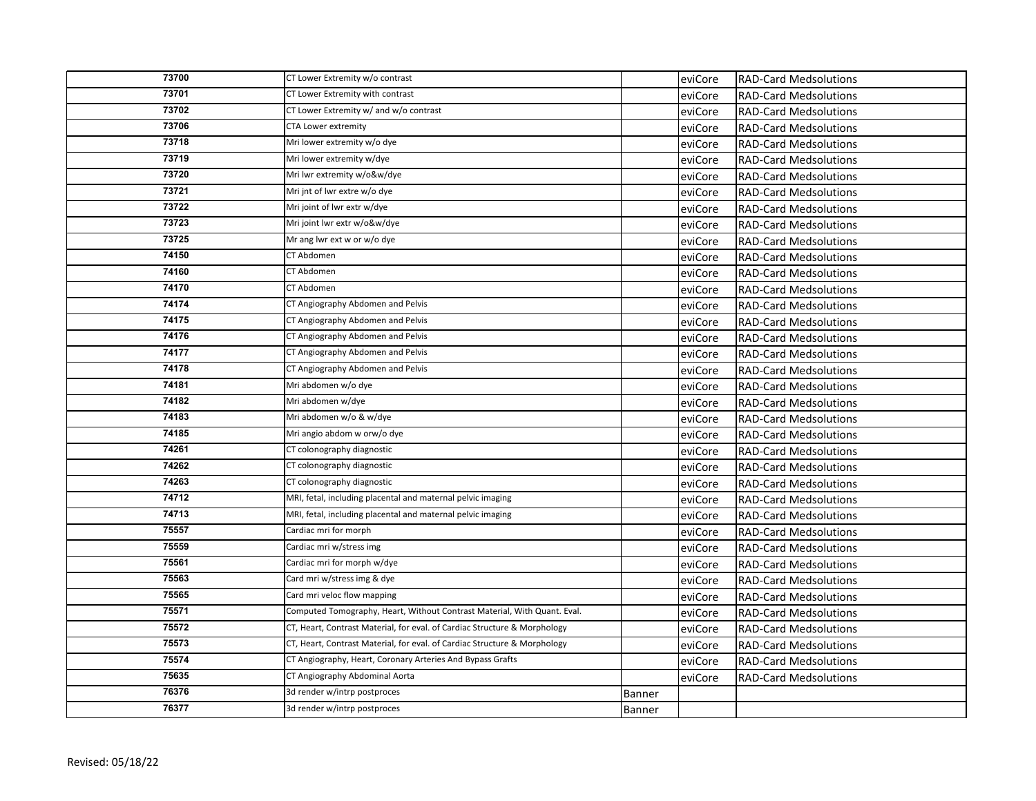| | | | | |
|---|---|---|---|---|
| 73700 | CT Lower Extremity w/o contrast | | eviCore | RAD-Card Medsolutions |
| 73701 | CT Lower Extremity with contrast | | eviCore | RAD-Card Medsolutions |
| 73702 | CT Lower Extremity w/ and w/o contrast | | eviCore | RAD-Card Medsolutions |
| 73706 | CTA Lower extremity | | eviCore | RAD-Card Medsolutions |
| 73718 | Mri lower extremity w/o dye | | eviCore | RAD-Card Medsolutions |
| 73719 | Mri lower extremity w/dye | | eviCore | RAD-Card Medsolutions |
| 73720 | Mri lwr extremity w/o&w/dye | | eviCore | RAD-Card Medsolutions |
| 73721 | Mri jnt of lwr extre w/o dye | | eviCore | RAD-Card Medsolutions |
| 73722 | Mri joint of lwr extr w/dye | | eviCore | RAD-Card Medsolutions |
| 73723 | Mri joint lwr extr w/o&w/dye | | eviCore | RAD-Card Medsolutions |
| 73725 | Mr ang lwr ext w or w/o dye | | eviCore | RAD-Card Medsolutions |
| 74150 | CT Abdomen | | eviCore | RAD-Card Medsolutions |
| 74160 | CT Abdomen | | eviCore | RAD-Card Medsolutions |
| 74170 | CT Abdomen | | eviCore | RAD-Card Medsolutions |
| 74174 | CT Angiography Abdomen and Pelvis | | eviCore | RAD-Card Medsolutions |
| 74175 | CT Angiography Abdomen and Pelvis | | eviCore | RAD-Card Medsolutions |
| 74176 | CT Angiography Abdomen and Pelvis | | eviCore | RAD-Card Medsolutions |
| 74177 | CT Angiography Abdomen and Pelvis | | eviCore | RAD-Card Medsolutions |
| 74178 | CT Angiography Abdomen and Pelvis | | eviCore | RAD-Card Medsolutions |
| 74181 | Mri abdomen w/o dye | | eviCore | RAD-Card Medsolutions |
| 74182 | Mri abdomen w/dye | | eviCore | RAD-Card Medsolutions |
| 74183 | Mri abdomen w/o & w/dye | | eviCore | RAD-Card Medsolutions |
| 74185 | Mri angio abdom w orw/o dye | | eviCore | RAD-Card Medsolutions |
| 74261 | CT colonography diagnostic | | eviCore | RAD-Card Medsolutions |
| 74262 | CT colonography diagnostic | | eviCore | RAD-Card Medsolutions |
| 74263 | CT colonography diagnostic | | eviCore | RAD-Card Medsolutions |
| 74712 | MRI, fetal, including placental and maternal pelvic imaging | | eviCore | RAD-Card Medsolutions |
| 74713 | MRI, fetal, including placental and maternal pelvic imaging | | eviCore | RAD-Card Medsolutions |
| 75557 | Cardiac mri for morph | | eviCore | RAD-Card Medsolutions |
| 75559 | Cardiac mri w/stress img | | eviCore | RAD-Card Medsolutions |
| 75561 | Cardiac mri for morph w/dye | | eviCore | RAD-Card Medsolutions |
| 75563 | Card mri w/stress img & dye | | eviCore | RAD-Card Medsolutions |
| 75565 | Card mri veloc flow mapping | | eviCore | RAD-Card Medsolutions |
| 75571 | Computed Tomography, Heart, Without Contrast Material, With Quant. Eval. | | eviCore | RAD-Card Medsolutions |
| 75572 | CT, Heart, Contrast Material, for eval. of Cardiac Structure & Morphology | | eviCore | RAD-Card Medsolutions |
| 75573 | CT, Heart, Contrast Material, for eval. of Cardiac Structure & Morphology | | eviCore | RAD-Card Medsolutions |
| 75574 | CT Angiography, Heart, Coronary Arteries And Bypass Grafts | | eviCore | RAD-Card Medsolutions |
| 75635 | CT Angiography Abdominal Aorta | | eviCore | RAD-Card Medsolutions |
| 76376 | 3d render w/intrp postproces | Banner | | |
| 76377 | 3d render w/intrp postproces | Banner | | |

Revised: 05/18/22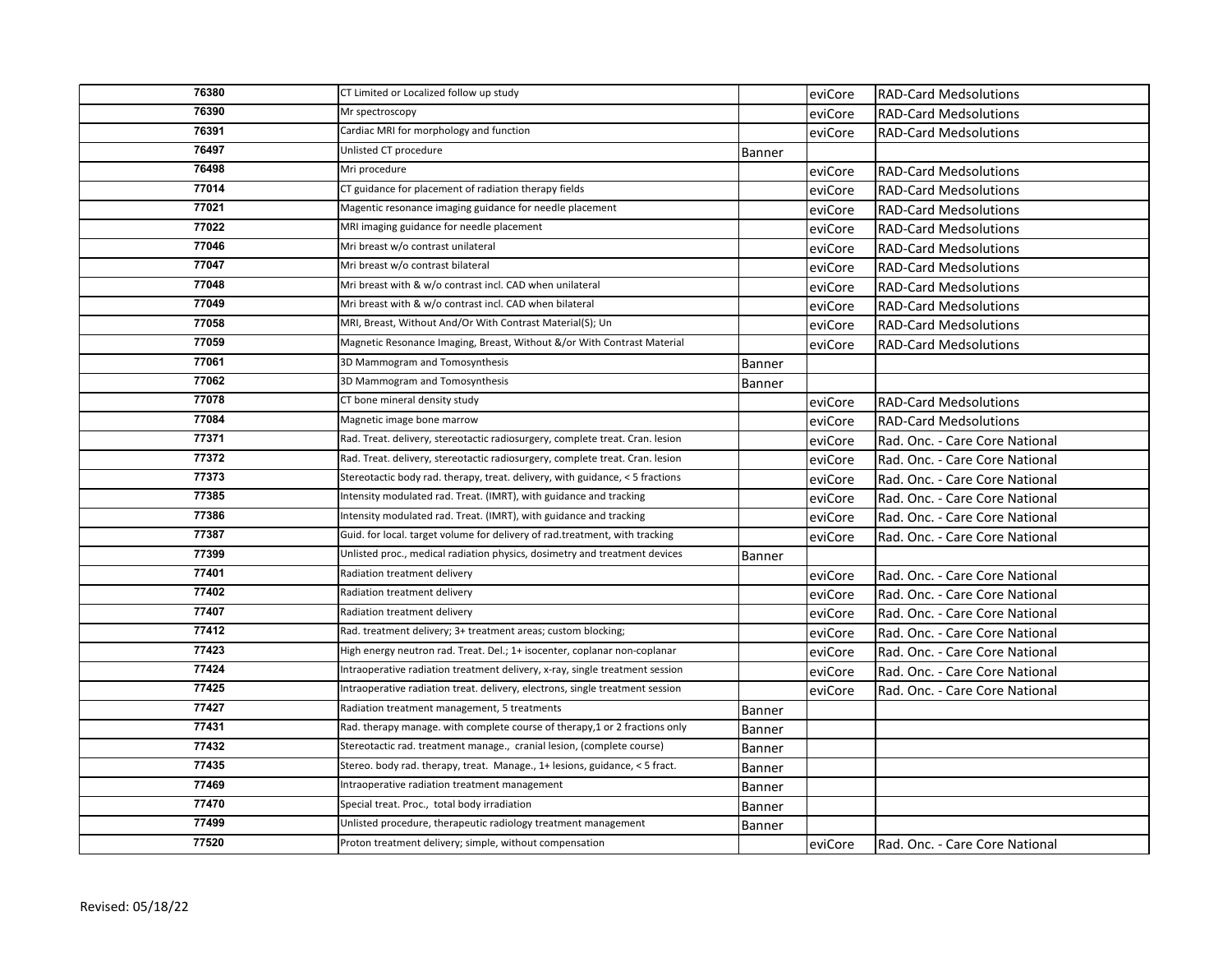| | | | | |
|---|---|---|---|---|
| 76380 | CT Limited or Localized follow up study | | eviCore | RAD-Card Medsolutions |
| 76390 | Mr spectroscopy | | eviCore | RAD-Card Medsolutions |
| 76391 | Cardiac MRI for morphology and function | | eviCore | RAD-Card Medsolutions |
| 76497 | Unlisted CT procedure | Banner | | |
| 76498 | Mri procedure | | eviCore | RAD-Card Medsolutions |
| 77014 | CT guidance for placement of radiation therapy fields | | eviCore | RAD-Card Medsolutions |
| 77021 | Magentic resonance imaging guidance for needle placement | | eviCore | RAD-Card Medsolutions |
| 77022 | MRI imaging guidance for needle placement | | eviCore | RAD-Card Medsolutions |
| 77046 | Mri breast w/o contrast unilateral | | eviCore | RAD-Card Medsolutions |
| 77047 | Mri breast w/o contrast bilateral | | eviCore | RAD-Card Medsolutions |
| 77048 | Mri breast with & w/o contrast incl. CAD when unilateral | | eviCore | RAD-Card Medsolutions |
| 77049 | Mri breast with & w/o contrast incl. CAD when bilateral | | eviCore | RAD-Card Medsolutions |
| 77058 | MRI, Breast, Without And/Or With Contrast Material(S); Un | | eviCore | RAD-Card Medsolutions |
| 77059 | Magnetic Resonance Imaging, Breast, Without &/or With Contrast Material | | eviCore | RAD-Card Medsolutions |
| 77061 | 3D Mammogram and Tomosynthesis | Banner | | |
| 77062 | 3D Mammogram and Tomosynthesis | Banner | | |
| 77078 | CT bone mineral density study | | eviCore | RAD-Card Medsolutions |
| 77084 | Magnetic image bone marrow | | eviCore | RAD-Card Medsolutions |
| 77371 | Rad. Treat. delivery, stereotactic radiosurgery, complete treat. Cran. lesion | | eviCore | Rad. Onc. - Care Core National |
| 77372 | Rad. Treat. delivery, stereotactic radiosurgery, complete treat. Cran. lesion | | eviCore | Rad. Onc. - Care Core National |
| 77373 | Stereotactic body rad. therapy, treat. delivery, with guidance, < 5 fractions | | eviCore | Rad. Onc. - Care Core National |
| 77385 | Intensity modulated rad. Treat. (IMRT), with guidance and tracking | | eviCore | Rad. Onc. - Care Core National |
| 77386 | Intensity modulated rad. Treat. (IMRT), with guidance and tracking | | eviCore | Rad. Onc. - Care Core National |
| 77387 | Guid. for local. target volume for delivery of rad.treatment, with tracking | | eviCore | Rad. Onc. - Care Core National |
| 77399 | Unlisted proc., medical radiation physics, dosimetry and treatment devices | Banner | | |
| 77401 | Radiation treatment delivery | | eviCore | Rad. Onc. - Care Core National |
| 77402 | Radiation treatment delivery | | eviCore | Rad. Onc. - Care Core National |
| 77407 | Radiation treatment delivery | | eviCore | Rad. Onc. - Care Core National |
| 77412 | Rad. treatment delivery; 3+ treatment areas; custom blocking; | | eviCore | Rad. Onc. - Care Core National |
| 77423 | High energy neutron rad. Treat. Del.; 1+ isocenter, coplanar non-coplanar | | eviCore | Rad. Onc. - Care Core National |
| 77424 | Intraoperative radiation treatment delivery, x-ray, single treatment session | | eviCore | Rad. Onc. - Care Core National |
| 77425 | Intraoperative radiation treat. delivery, electrons, single treatment session | | eviCore | Rad. Onc. - Care Core National |
| 77427 | Radiation treatment management, 5 treatments | Banner | | |
| 77431 | Rad. therapy manage. with complete course of therapy,1 or 2 fractions only | Banner | | |
| 77432 | Stereotactic rad. treatment manage., cranial lesion, (complete course) | Banner | | |
| 77435 | Stereo. body rad. therapy, treat. Manage., 1+ lesions, guidance, < 5 fract. | Banner | | |
| 77469 | Intraoperative radiation treatment management | Banner | | |
| 77470 | Special treat. Proc., total body irradiation | Banner | | |
| 77499 | Unlisted procedure, therapeutic radiology treatment management | Banner | | |
| 77520 | Proton treatment delivery; simple, without compensation | | eviCore | Rad. Onc. - Care Core National |

Revised: 05/18/22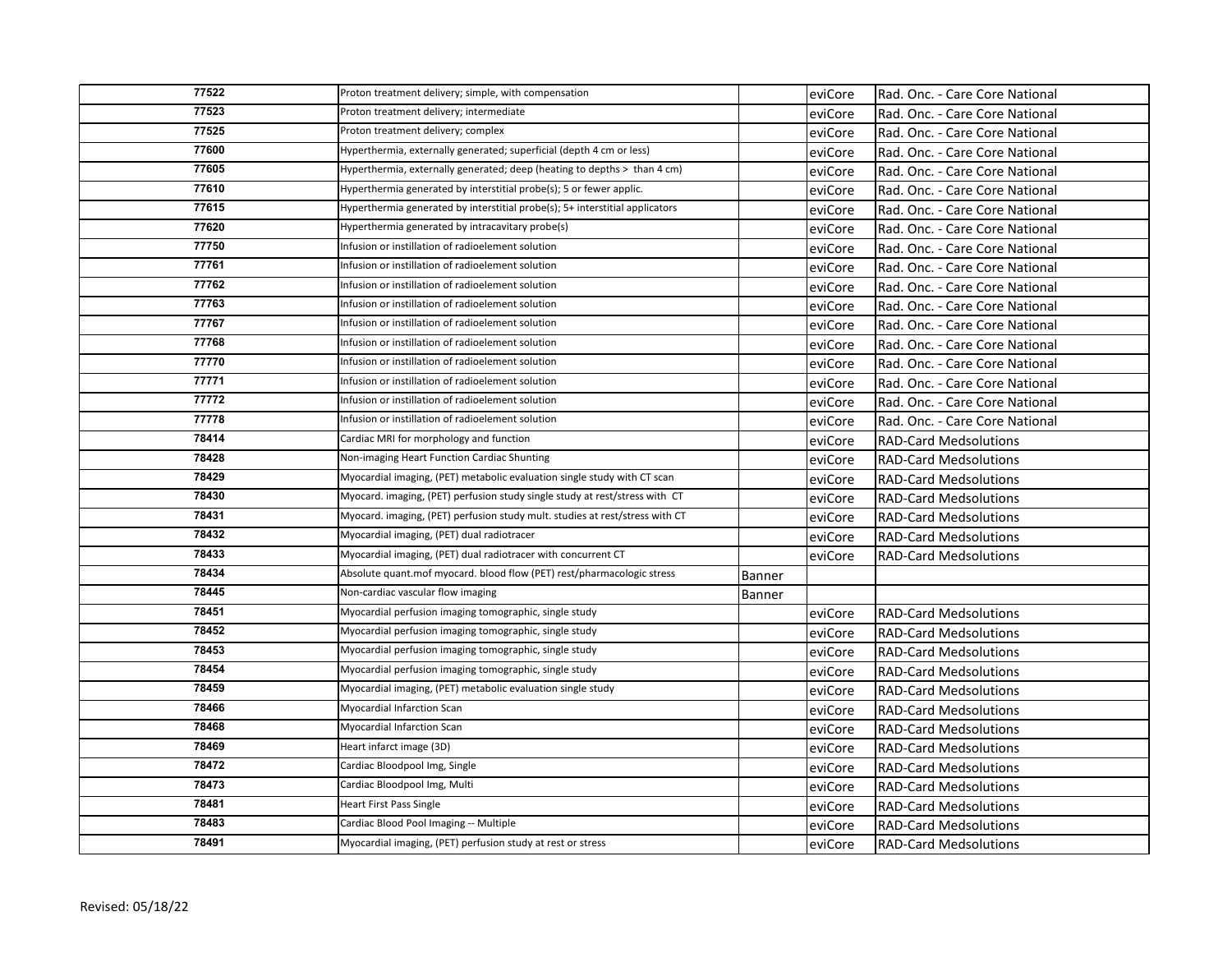| | | | | |
|---|---|---|---|---|
| 77522 | Proton treatment delivery; simple, with compensation | | eviCore | Rad. Onc. - Care Core National |
| 77523 | Proton treatment delivery; intermediate | | eviCore | Rad. Onc. - Care Core National |
| 77525 | Proton treatment delivery; complex | | eviCore | Rad. Onc. - Care Core National |
| 77600 | Hyperthermia, externally generated; superficial (depth 4 cm or less) | | eviCore | Rad. Onc. - Care Core National |
| 77605 | Hyperthermia, externally generated; deep (heating to depths > than 4 cm) | | eviCore | Rad. Onc. - Care Core National |
| 77610 | Hyperthermia generated by interstitial probe(s); 5 or fewer applic. | | eviCore | Rad. Onc. - Care Core National |
| 77615 | Hyperthermia generated by interstitial probe(s); 5+ interstitial applicators | | eviCore | Rad. Onc. - Care Core National |
| 77620 | Hyperthermia generated by intracavitary probe(s) | | eviCore | Rad. Onc. - Care Core National |
| 77750 | Infusion or instillation of radioelement solution | | eviCore | Rad. Onc. - Care Core National |
| 77761 | Infusion or instillation of radioelement solution | | eviCore | Rad. Onc. - Care Core National |
| 77762 | Infusion or instillation of radioelement solution | | eviCore | Rad. Onc. - Care Core National |
| 77763 | Infusion or instillation of radioelement solution | | eviCore | Rad. Onc. - Care Core National |
| 77767 | Infusion or instillation of radioelement solution | | eviCore | Rad. Onc. - Care Core National |
| 77768 | Infusion or instillation of radioelement solution | | eviCore | Rad. Onc. - Care Core National |
| 77770 | Infusion or instillation of radioelement solution | | eviCore | Rad. Onc. - Care Core National |
| 77771 | Infusion or instillation of radioelement solution | | eviCore | Rad. Onc. - Care Core National |
| 77772 | Infusion or instillation of radioelement solution | | eviCore | Rad. Onc. - Care Core National |
| 77778 | Infusion or instillation of radioelement solution | | eviCore | Rad. Onc. - Care Core National |
| 78414 | Cardiac MRI for morphology and function | | eviCore | RAD-Card Medsolutions |
| 78428 | Non-imaging Heart Function Cardiac Shunting | | eviCore | RAD-Card Medsolutions |
| 78429 | Myocardial imaging, (PET) metabolic evaluation single study with CT scan | | eviCore | RAD-Card Medsolutions |
| 78430 | Myocard. imaging, (PET) perfusion study single study at rest/stress with CT | | eviCore | RAD-Card Medsolutions |
| 78431 | Myocard. imaging, (PET) perfusion study mult. studies at rest/stress with CT | | eviCore | RAD-Card Medsolutions |
| 78432 | Myocardial imaging, (PET) dual radiotracer | | eviCore | RAD-Card Medsolutions |
| 78433 | Myocardial imaging, (PET) dual radiotracer with concurrent CT | | eviCore | RAD-Card Medsolutions |
| 78434 | Absolute quant.mof myocard. blood flow (PET) rest/pharmacologic stress | Banner | | |
| 78445 | Non-cardiac vascular flow imaging | Banner | | |
| 78451 | Myocardial perfusion imaging tomographic, single study | | eviCore | RAD-Card Medsolutions |
| 78452 | Myocardial perfusion imaging tomographic, single study | | eviCore | RAD-Card Medsolutions |
| 78453 | Myocardial perfusion imaging tomographic, single study | | eviCore | RAD-Card Medsolutions |
| 78454 | Myocardial perfusion imaging tomographic, single study | | eviCore | RAD-Card Medsolutions |
| 78459 | Myocardial imaging, (PET) metabolic evaluation single study | | eviCore | RAD-Card Medsolutions |
| 78466 | Myocardial Infarction Scan | | eviCore | RAD-Card Medsolutions |
| 78468 | Myocardial Infarction Scan | | eviCore | RAD-Card Medsolutions |
| 78469 | Heart infarct image (3D) | | eviCore | RAD-Card Medsolutions |
| 78472 | Cardiac Bloodpool Img, Single | | eviCore | RAD-Card Medsolutions |
| 78473 | Cardiac Bloodpool Img, Multi | | eviCore | RAD-Card Medsolutions |
| 78481 | Heart First Pass Single | | eviCore | RAD-Card Medsolutions |
| 78483 | Cardiac Blood Pool Imaging -- Multiple | | eviCore | RAD-Card Medsolutions |
| 78491 | Myocardial imaging, (PET) perfusion study at rest or stress | | eviCore | RAD-Card Medsolutions |

Revised: 05/18/22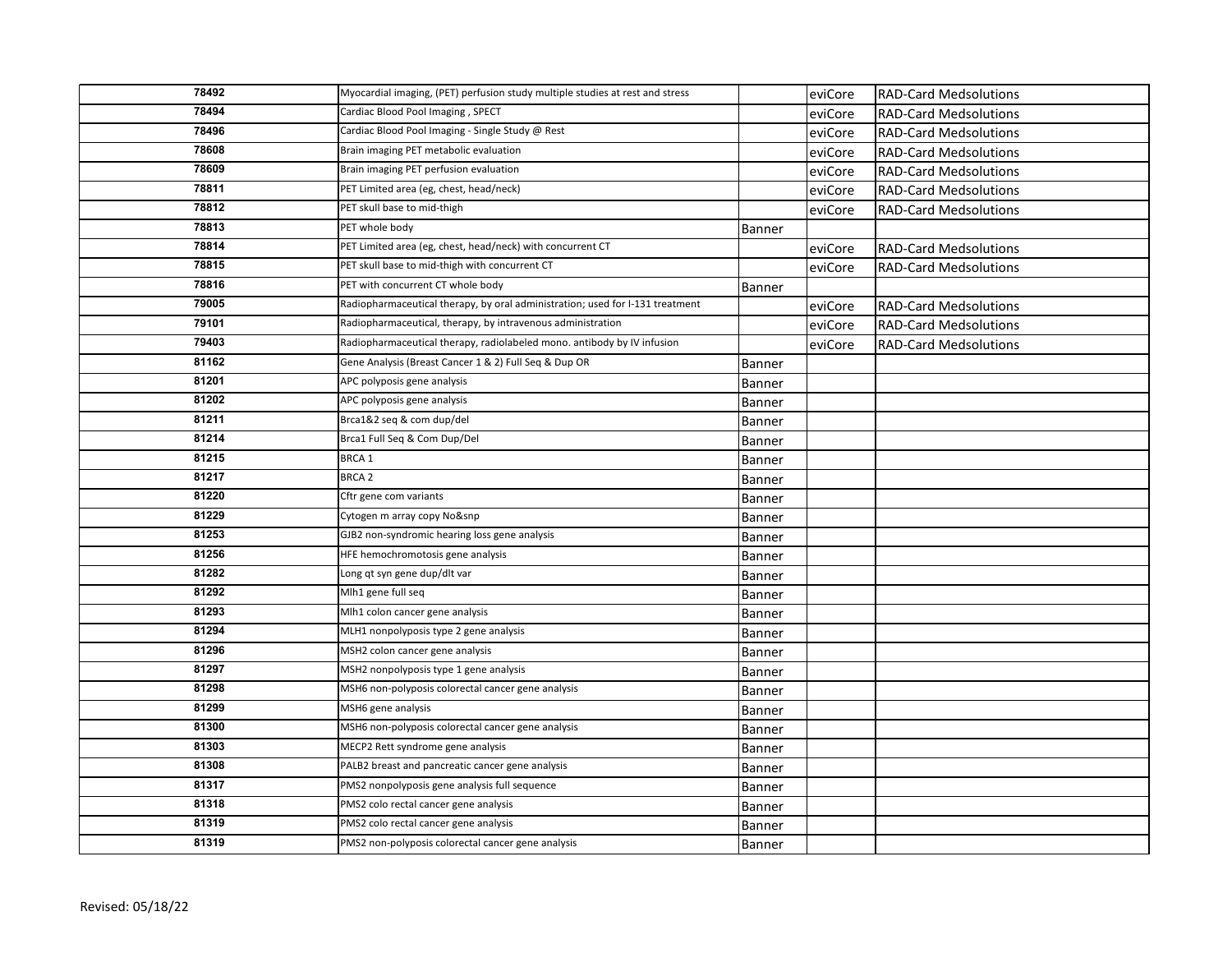| | | | | |
|---|---|---|---|---|
| 78492 | Myocardial imaging, (PET) perfusion study multiple studies at rest and stress | | eviCore | RAD-Card Medsolutions |
| 78494 | Cardiac Blood Pool Imaging , SPECT | | eviCore | RAD-Card Medsolutions |
| 78496 | Cardiac Blood Pool Imaging - Single Study @ Rest | | eviCore | RAD-Card Medsolutions |
| 78608 | Brain imaging PET metabolic evaluation | | eviCore | RAD-Card Medsolutions |
| 78609 | Brain imaging PET perfusion evaluation | | eviCore | RAD-Card Medsolutions |
| 78811 | PET Limited area (eg, chest, head/neck) | | eviCore | RAD-Card Medsolutions |
| 78812 | PET skull base to mid-thigh | | eviCore | RAD-Card Medsolutions |
| 78813 | PET whole body | Banner | | |
| 78814 | PET Limited area (eg, chest, head/neck) with concurrent CT | | eviCore | RAD-Card Medsolutions |
| 78815 | PET skull base to mid-thigh with concurrent CT | | eviCore | RAD-Card Medsolutions |
| 78816 | PET with concurrent CT whole body | Banner | | |
| 79005 | Radiopharmaceutical therapy, by oral administration; used for I-131 treatment | | eviCore | RAD-Card Medsolutions |
| 79101 | Radiopharmaceutical, therapy, by intravenous administration | | eviCore | RAD-Card Medsolutions |
| 79403 | Radiopharmaceutical therapy, radiolabeled mono. antibody by IV infusion | | eviCore | RAD-Card Medsolutions |
| 81162 | Gene Analysis (Breast Cancer 1 & 2) Full Seq & Dup OR | Banner | | |
| 81201 | APC polyposis gene analysis | Banner | | |
| 81202 | APC polyposis gene analysis | Banner | | |
| 81211 | Brca1&2 seq & com dup/del | Banner | | |
| 81214 | Brca1 Full Seq & Com Dup/Del | Banner | | |
| 81215 | BRCA 1 | Banner | | |
| 81217 | BRCA 2 | Banner | | |
| 81220 | Cftr gene com variants | Banner | | |
| 81229 | Cytogen m array copy No&snp | Banner | | |
| 81253 | GJB2 non-syndromic hearing loss gene analysis | Banner | | |
| 81256 | HFE hemochromotosis gene analysis | Banner | | |
| 81282 | Long qt syn gene dup/dlt var | Banner | | |
| 81292 | Mlh1 gene full seq | Banner | | |
| 81293 | Mlh1 colon cancer gene analysis | Banner | | |
| 81294 | MLH1 nonpolyposis type 2 gene analysis | Banner | | |
| 81296 | MSH2 colon cancer gene analysis | Banner | | |
| 81297 | MSH2 nonpolyposis type 1 gene analysis | Banner | | |
| 81298 | MSH6 non-polyposis colorectal cancer gene analysis | Banner | | |
| 81299 | MSH6 gene analysis | Banner | | |
| 81300 | MSH6 non-polyposis colorectal cancer gene analysis | Banner | | |
| 81303 | MECP2 Rett syndrome gene analysis | Banner | | |
| 81308 | PALB2 breast and pancreatic cancer gene analysis | Banner | | |
| 81317 | PMS2 nonpolyposis gene analysis full sequence | Banner | | |
| 81318 | PMS2 colo rectal cancer gene analysis | Banner | | |
| 81319 | PMS2 colo rectal cancer gene analysis | Banner | | |
| 81319 | PMS2 non-polyposis colorectal cancer gene analysis | Banner | | |

Revised: 05/18/22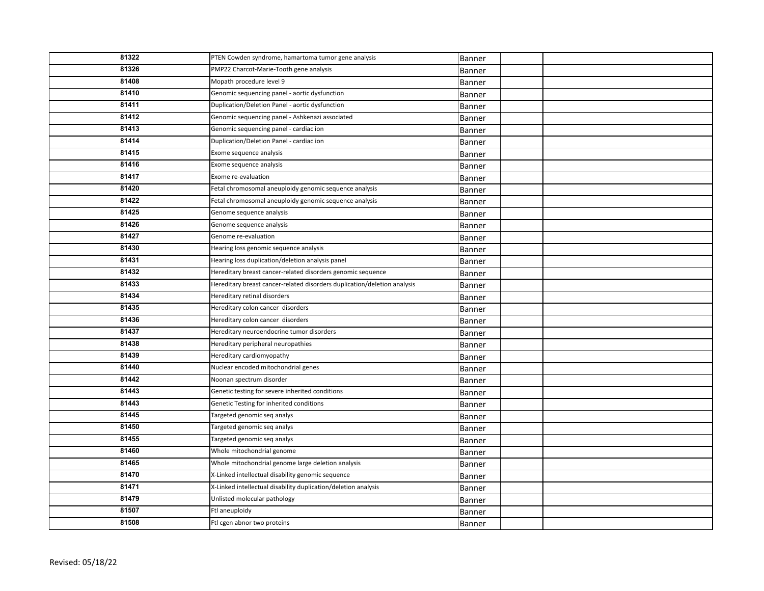| | | | | |
|---|---|---|---|---|
| 81322 | PTEN Cowden syndrome, hamartoma tumor gene analysis | Banner | | |
| 81326 | PMP22 Charcot-Marie-Tooth gene analysis | Banner | | |
| 81408 | Mopath procedure level 9 | Banner | | |
| 81410 | Genomic sequencing panel - aortic dysfunction | Banner | | |
| 81411 | Duplication/Deletion Panel - aortic dysfunction | Banner | | |
| 81412 | Genomic sequencing panel - Ashkenazi associated | Banner | | |
| 81413 | Genomic sequencing panel - cardiac ion | Banner | | |
| 81414 | Duplication/Deletion Panel - cardiac ion | Banner | | |
| 81415 | Exome sequence analysis | Banner | | |
| 81416 | Exome sequence analysis | Banner | | |
| 81417 | Exome re-evaluation | Banner | | |
| 81420 | Fetal chromosomal aneuploidy genomic sequence analysis | Banner | | |
| 81422 | Fetal chromosomal aneuploidy genomic sequence analysis | Banner | | |
| 81425 | Genome sequence analysis | Banner | | |
| 81426 | Genome sequence analysis | Banner | | |
| 81427 | Genome re-evaluation | Banner | | |
| 81430 | Hearing loss genomic sequence analysis | Banner | | |
| 81431 | Hearing loss duplication/deletion analysis panel | Banner | | |
| 81432 | Hereditary breast cancer-related disorders genomic sequence | Banner | | |
| 81433 | Hereditary breast cancer-related disorders duplication/deletion analysis | Banner | | |
| 81434 | Hereditary retinal disorders | Banner | | |
| 81435 | Hereditary colon cancer disorders | Banner | | |
| 81436 | Hereditary colon cancer disorders | Banner | | |
| 81437 | Hereditary neuroendocrine tumor disorders | Banner | | |
| 81438 | Hereditary peripheral neuropathies | Banner | | |
| 81439 | Hereditary cardiomyopathy | Banner | | |
| 81440 | Nuclear encoded mitochondrial genes | Banner | | |
| 81442 | Noonan spectrum disorder | Banner | | |
| 81443 | Genetic testing for severe inherited conditions | Banner | | |
| 81443 | Genetic Testing for inherited conditions | Banner | | |
| 81445 | Targeted genomic seq analys | Banner | | |
| 81450 | Targeted genomic seq analys | Banner | | |
| 81455 | Targeted genomic seq analys | Banner | | |
| 81460 | Whole mitochondrial genome | Banner | | |
| 81465 | Whole mitochondrial genome large deletion analysis | Banner | | |
| 81470 | X-Linked intellectual disability genomic sequence | Banner | | |
| 81471 | X-Linked intellectual disability duplication/deletion analysis | Banner | | |
| 81479 | Unlisted molecular pathology | Banner | | |
| 81507 | Ftl aneuploidy | Banner | | |
| 81508 | Ftl cgen abnor two proteins | Banner | | |

Revised: 05/18/22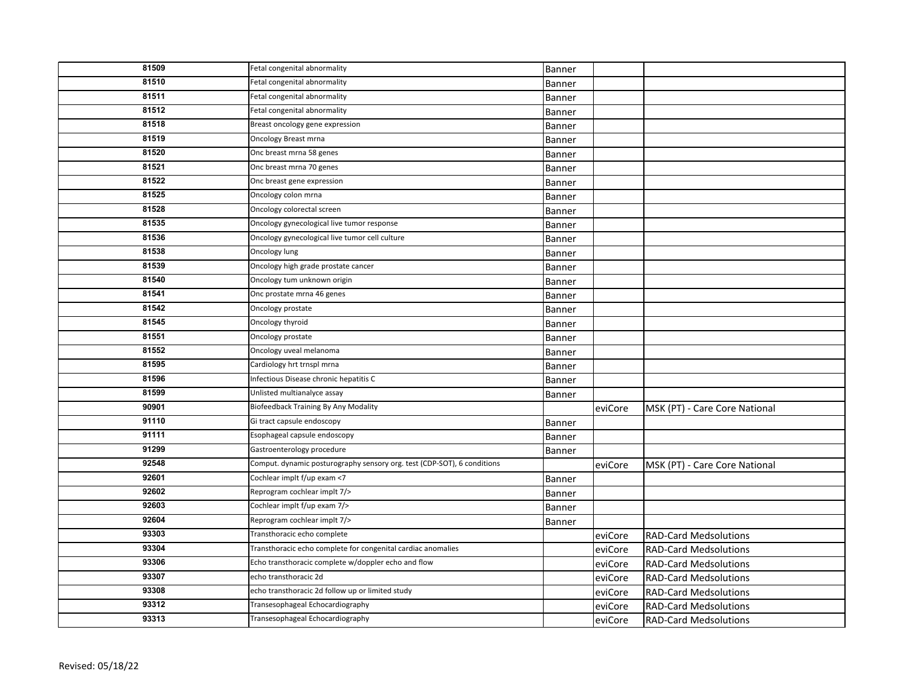| | | | | |
|---|---|---|---|---|
| 81509 | Fetal congenital abnormality | Banner | | |
| 81510 | Fetal congenital abnormality | Banner | | |
| 81511 | Fetal congenital abnormality | Banner | | |
| 81512 | Fetal congenital abnormality | Banner | | |
| 81518 | Breast oncology gene expression | Banner | | |
| 81519 | Oncology Breast mrna | Banner | | |
| 81520 | Onc breast mrna 58 genes | Banner | | |
| 81521 | Onc breast mrna 70 genes | Banner | | |
| 81522 | Onc breast gene expression | Banner | | |
| 81525 | Oncology colon mrna | Banner | | |
| 81528 | Oncology colorectal screen | Banner | | |
| 81535 | Oncology gynecological live tumor response | Banner | | |
| 81536 | Oncology gynecological live tumor cell culture | Banner | | |
| 81538 | Oncology lung | Banner | | |
| 81539 | Oncology high grade prostate cancer | Banner | | |
| 81540 | Oncology tum unknown origin | Banner | | |
| 81541 | Onc prostate mrna 46 genes | Banner | | |
| 81542 | Oncology prostate | Banner | | |
| 81545 | Oncology thyroid | Banner | | |
| 81551 | Oncology prostate | Banner | | |
| 81552 | Oncology uveal melanoma | Banner | | |
| 81595 | Cardiology hrt trnspl mrna | Banner | | |
| 81596 | Infectious Disease chronic hepatitis C | Banner | | |
| 81599 | Unlisted multianalyce assay | Banner | | |
| 90901 | Biofeedback Training By Any Modality | | eviCore | MSK (PT) - Care Core National |
| 91110 | Gi tract capsule endoscopy | Banner | | |
| 91111 | Esophageal capsule endoscopy | Banner | | |
| 91299 | Gastroenterology procedure | Banner | | |
| 92548 | Comput. dynamic posturography sensory org. test (CDP-SOT), 6 conditions | | eviCore | MSK (PT) - Care Core National |
| 92601 | Cochlear implt f/up exam <7 | Banner | | |
| 92602 | Reprogram cochlear implt 7/> | Banner | | |
| 92603 | Cochlear implt f/up exam 7/> | Banner | | |
| 92604 | Reprogram cochlear implt 7/> | Banner | | |
| 93303 | Transthoracic echo complete | | eviCore | RAD-Card Medsolutions |
| 93304 | Transthoracic echo complete for congenital cardiac anomalies | | eviCore | RAD-Card Medsolutions |
| 93306 | Echo transthoracic complete w/doppler echo and flow | | eviCore | RAD-Card Medsolutions |
| 93307 | echo transthoracic 2d | | eviCore | RAD-Card Medsolutions |
| 93308 | echo transthoracic 2d follow up or limited study | | eviCore | RAD-Card Medsolutions |
| 93312 | Transesophageal Echocardiography | | eviCore | RAD-Card Medsolutions |
| 93313 | Transesophageal Echocardiography | | eviCore | RAD-Card Medsolutions |

Revised: 05/18/22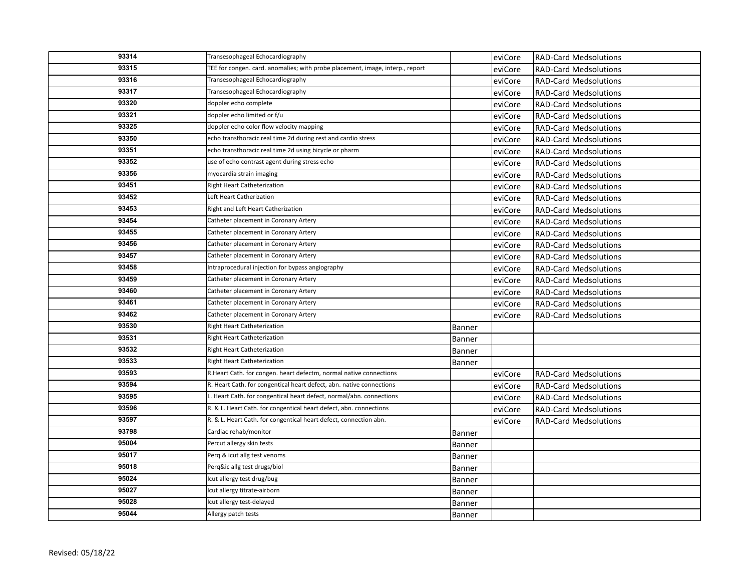| | | | | |
|---|---|---|---|---|
| 93314 | Transesophageal Echocardiography | | eviCore | RAD-Card Medsolutions |
| 93315 | TEE for congen. card. anomalies; with probe placement, image, interp., report | | eviCore | RAD-Card Medsolutions |
| 93316 | Transesophageal Echocardiography | | eviCore | RAD-Card Medsolutions |
| 93317 | Transesophageal Echocardiography | | eviCore | RAD-Card Medsolutions |
| 93320 | doppler echo complete | | eviCore | RAD-Card Medsolutions |
| 93321 | doppler echo limited or f/u | | eviCore | RAD-Card Medsolutions |
| 93325 | doppler echo color flow velocity mapping | | eviCore | RAD-Card Medsolutions |
| 93350 | echo transthoracic real time 2d during rest and cardio stress | | eviCore | RAD-Card Medsolutions |
| 93351 | echo transthoracic real time 2d using bicycle or pharm | | eviCore | RAD-Card Medsolutions |
| 93352 | use of echo contrast agent during stress echo | | eviCore | RAD-Card Medsolutions |
| 93356 | myocardia strain imaging | | eviCore | RAD-Card Medsolutions |
| 93451 | Right Heart Catheterization | | eviCore | RAD-Card Medsolutions |
| 93452 | Left Heart Catherization | | eviCore | RAD-Card Medsolutions |
| 93453 | Right and Left Heart Catherization | | eviCore | RAD-Card Medsolutions |
| 93454 | Catheter placement in Coronary Artery | | eviCore | RAD-Card Medsolutions |
| 93455 | Catheter placement in Coronary Artery | | eviCore | RAD-Card Medsolutions |
| 93456 | Catheter placement in Coronary Artery | | eviCore | RAD-Card Medsolutions |
| 93457 | Catheter placement in Coronary Artery | | eviCore | RAD-Card Medsolutions |
| 93458 | Intraprocedural injection for bypass angiography | | eviCore | RAD-Card Medsolutions |
| 93459 | Catheter placement in Coronary Artery | | eviCore | RAD-Card Medsolutions |
| 93460 | Catheter placement in Coronary Artery | | eviCore | RAD-Card Medsolutions |
| 93461 | Catheter placement in Coronary Artery | | eviCore | RAD-Card Medsolutions |
| 93462 | Catheter placement in Coronary Artery | | eviCore | RAD-Card Medsolutions |
| 93530 | Right Heart Catheterization | Banner | | |
| 93531 | Right Heart Catheterization | Banner | | |
| 93532 | Right Heart Catheterization | Banner | | |
| 93533 | Right Heart Catheterization | Banner | | |
| 93593 | R.Heart Cath. for congen. heart defectm, normal native connections | | eviCore | RAD-Card Medsolutions |
| 93594 | R. Heart Cath. for congentical heart defect, abn. native connections | | eviCore | RAD-Card Medsolutions |
| 93595 | L. Heart Cath. for congentical heart defect, normal/abn. connections | | eviCore | RAD-Card Medsolutions |
| 93596 | R. & L. Heart Cath. for congentical heart defect, abn. connections | | eviCore | RAD-Card Medsolutions |
| 93597 | R. & L. Heart Cath. for congentical heart defect, connection abn. | | eviCore | RAD-Card Medsolutions |
| 93798 | Cardiac rehab/monitor | Banner | | |
| 95004 | Percut allergy skin tests | Banner | | |
| 95017 | Perq & icut allg test venoms | Banner | | |
| 95018 | Perq&ic allg test drugs/biol | Banner | | |
| 95024 | Icut allergy test drug/bug | Banner | | |
| 95027 | Icut allergy titrate-airborn | Banner | | |
| 95028 | Icut allergy test-delayed | Banner | | |
| 95044 | Allergy patch tests | Banner | | |

Revised: 05/18/22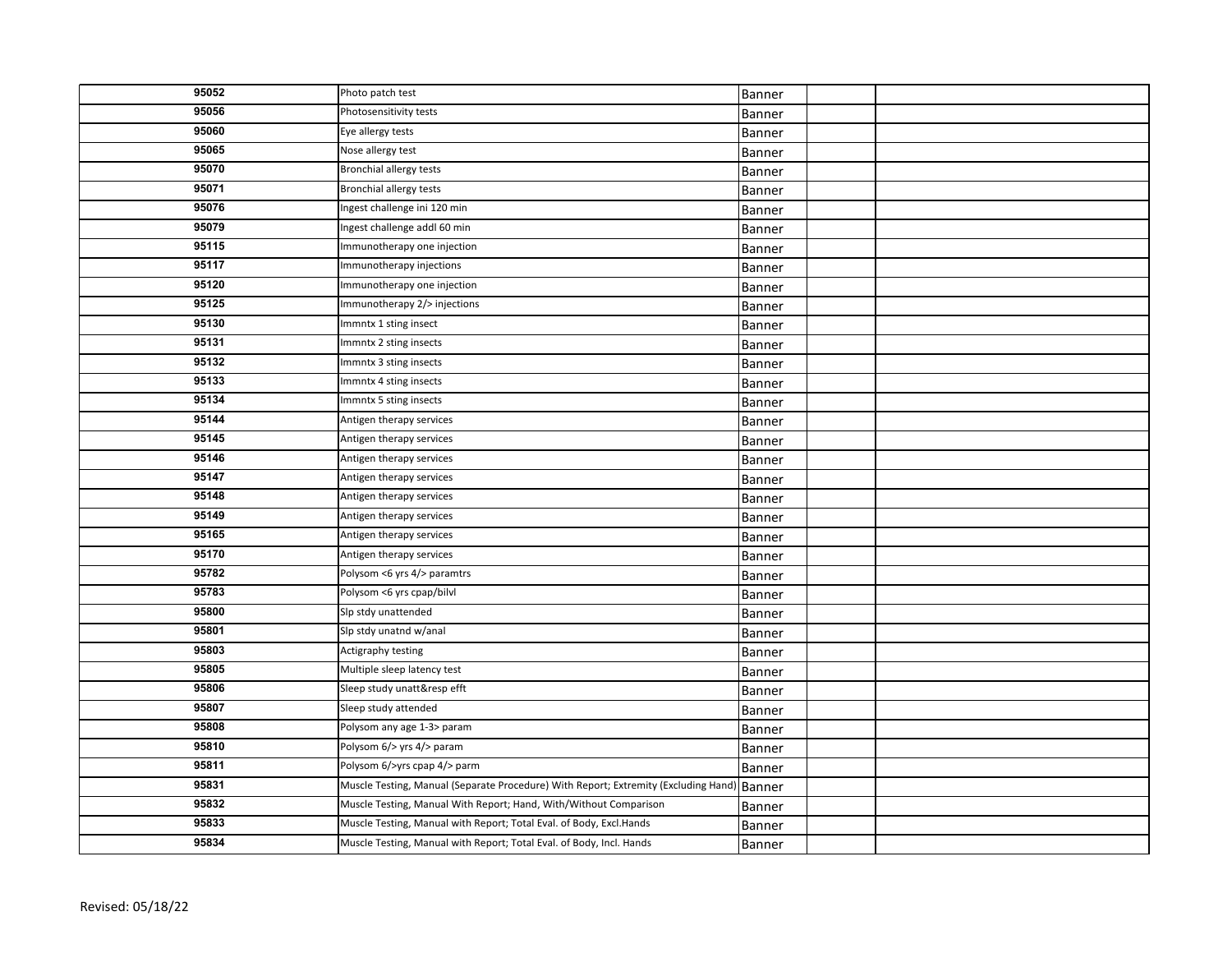| | | | | |
|---|---|---|---|---|
| 95052 | Photo patch test | Banner | | |
| 95056 | Photosensitivity tests | Banner | | |
| 95060 | Eye allergy tests | Banner | | |
| 95065 | Nose allergy test | Banner | | |
| 95070 | Bronchial allergy tests | Banner | | |
| 95071 | Bronchial allergy tests | Banner | | |
| 95076 | Ingest challenge ini 120 min | Banner | | |
| 95079 | Ingest challenge addl 60 min | Banner | | |
| 95115 | Immunotherapy one injection | Banner | | |
| 95117 | Immunotherapy injections | Banner | | |
| 95120 | Immunotherapy one injection | Banner | | |
| 95125 | Immunotherapy 2/> injections | Banner | | |
| 95130 | Immntx 1 sting insect | Banner | | |
| 95131 | Immntx 2 sting insects | Banner | | |
| 95132 | Immntx 3 sting insects | Banner | | |
| 95133 | Immntx 4 sting insects | Banner | | |
| 95134 | Immntx 5 sting insects | Banner | | |
| 95144 | Antigen therapy services | Banner | | |
| 95145 | Antigen therapy services | Banner | | |
| 95146 | Antigen therapy services | Banner | | |
| 95147 | Antigen therapy services | Banner | | |
| 95148 | Antigen therapy services | Banner | | |
| 95149 | Antigen therapy services | Banner | | |
| 95165 | Antigen therapy services | Banner | | |
| 95170 | Antigen therapy services | Banner | | |
| 95782 | Polysom <6 yrs 4/> paramtrs | Banner | | |
| 95783 | Polysom <6 yrs cpap/bilvl | Banner | | |
| 95800 | Slp stdy unattended | Banner | | |
| 95801 | Slp stdy unatnd w/anal | Banner | | |
| 95803 | Actigraphy testing | Banner | | |
| 95805 | Multiple sleep latency test | Banner | | |
| 95806 | Sleep study unatt&resp efft | Banner | | |
| 95807 | Sleep study attended | Banner | | |
| 95808 | Polysom any age 1-3> param | Banner | | |
| 95810 | Polysom 6/> yrs 4/> param | Banner | | |
| 95811 | Polysom 6/>yrs cpap 4/> parm | Banner | | |
| 95831 | Muscle Testing, Manual (Separate Procedure) With Report; Extremity (Excluding Hand) | Banner | | |
| 95832 | Muscle Testing, Manual With Report; Hand, With/Without Comparison | Banner | | |
| 95833 | Muscle Testing, Manual with Report; Total Eval. of Body, Excl.Hands | Banner | | |
| 95834 | Muscle Testing, Manual with Report; Total Eval. of Body, Incl. Hands | Banner | | |

Revised: 05/18/22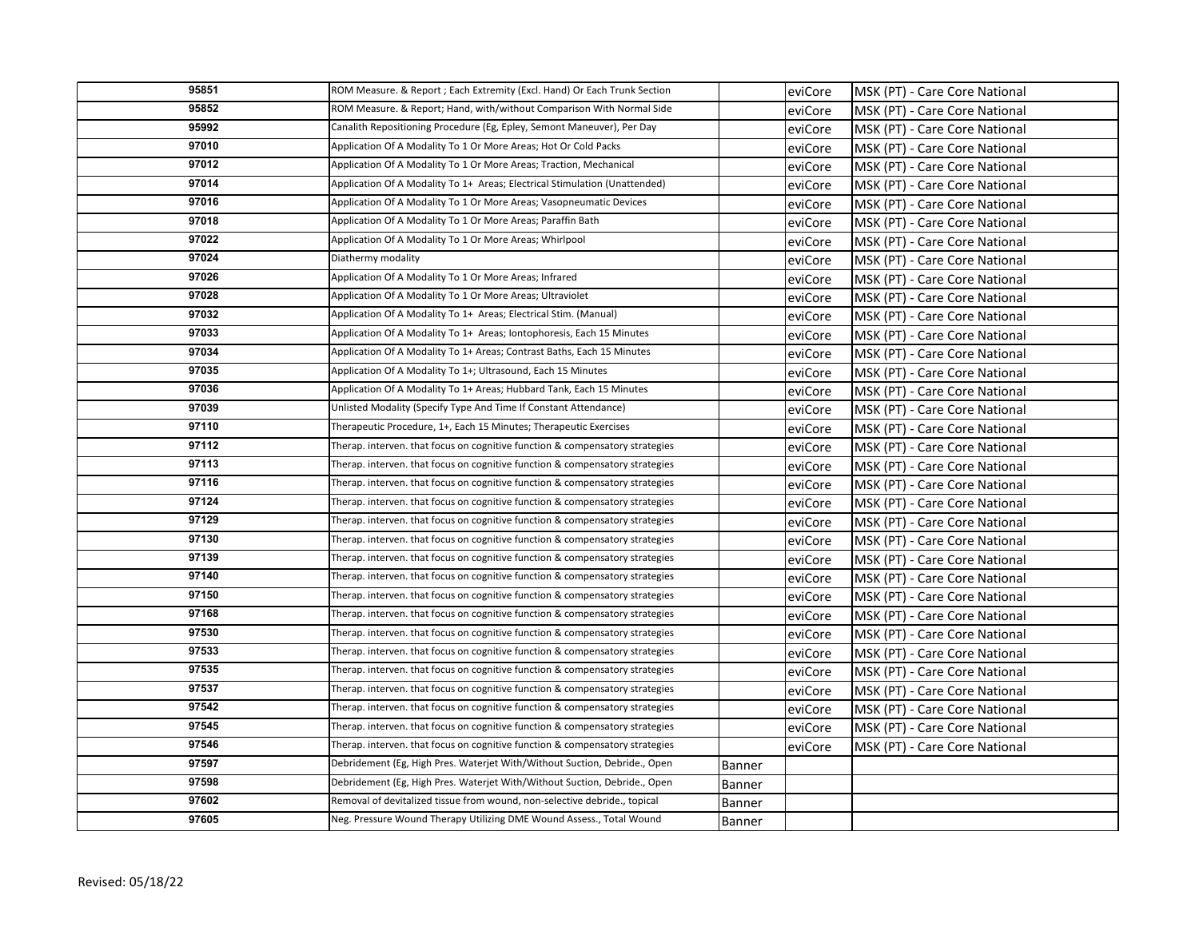| | | | | |
|---|---|---|---|---|
| 95851 | ROM Measure. & Report ; Each Extremity (Excl. Hand) Or Each Trunk Section | | eviCore | MSK (PT) - Care Core National |
| 95852 | ROM Measure. & Report; Hand, with/without Comparison With Normal Side | | eviCore | MSK (PT) - Care Core National |
| 95992 | Canalith Repositioning Procedure (Eg, Epley, Semont Maneuver), Per Day | | eviCore | MSK (PT) - Care Core National |
| 97010 | Application Of A Modality To 1 Or More Areas; Hot Or Cold Packs | | eviCore | MSK (PT) - Care Core National |
| 97012 | Application Of A Modality To 1 Or More Areas; Traction, Mechanical | | eviCore | MSK (PT) - Care Core National |
| 97014 | Application Of A Modality To 1+ Areas; Electrical Stimulation (Unattended) | | eviCore | MSK (PT) - Care Core National |
| 97016 | Application Of A Modality To 1 Or More Areas; Vasopneumatic Devices | | eviCore | MSK (PT) - Care Core National |
| 97018 | Application Of A Modality To 1 Or More Areas; Paraffin Bath | | eviCore | MSK (PT) - Care Core National |
| 97022 | Application Of A Modality To 1 Or More Areas; Whirlpool | | eviCore | MSK (PT) - Care Core National |
| 97024 | Diathermy modality | | eviCore | MSK (PT) - Care Core National |
| 97026 | Application Of A Modality To 1 Or More Areas; Infrared | | eviCore | MSK (PT) - Care Core National |
| 97028 | Application Of A Modality To 1 Or More Areas; Ultraviolet | | eviCore | MSK (PT) - Care Core National |
| 97032 | Application Of A Modality To 1+ Areas; Electrical Stim. (Manual) | | eviCore | MSK (PT) - Care Core National |
| 97033 | Application Of A Modality To 1+ Areas; Iontophoresis, Each 15 Minutes | | eviCore | MSK (PT) - Care Core National |
| 97034 | Application Of A Modality To 1+ Areas; Contrast Baths, Each 15 Minutes | | eviCore | MSK (PT) - Care Core National |
| 97035 | Application Of A Modality To 1+; Ultrasound, Each 15 Minutes | | eviCore | MSK (PT) - Care Core National |
| 97036 | Application Of A Modality To 1+ Areas; Hubbard Tank, Each 15 Minutes | | eviCore | MSK (PT) - Care Core National |
| 97039 | Unlisted Modality (Specify Type And Time If Constant Attendance) | | eviCore | MSK (PT) - Care Core National |
| 97110 | Therapeutic Procedure, 1+, Each 15 Minutes; Therapeutic Exercises | | eviCore | MSK (PT) - Care Core National |
| 97112 | Therap. interven. that focus on cognitive function & compensatory strategies | | eviCore | MSK (PT) - Care Core National |
| 97113 | Therap. interven. that focus on cognitive function & compensatory strategies | | eviCore | MSK (PT) - Care Core National |
| 97116 | Therap. interven. that focus on cognitive function & compensatory strategies | | eviCore | MSK (PT) - Care Core National |
| 97124 | Therap. interven. that focus on cognitive function & compensatory strategies | | eviCore | MSK (PT) - Care Core National |
| 97129 | Therap. interven. that focus on cognitive function & compensatory strategies | | eviCore | MSK (PT) - Care Core National |
| 97130 | Therap. interven. that focus on cognitive function & compensatory strategies | | eviCore | MSK (PT) - Care Core National |
| 97139 | Therap. interven. that focus on cognitive function & compensatory strategies | | eviCore | MSK (PT) - Care Core National |
| 97140 | Therap. interven. that focus on cognitive function & compensatory strategies | | eviCore | MSK (PT) - Care Core National |
| 97150 | Therap. interven. that focus on cognitive function & compensatory strategies | | eviCore | MSK (PT) - Care Core National |
| 97168 | Therap. interven. that focus on cognitive function & compensatory strategies | | eviCore | MSK (PT) - Care Core National |
| 97530 | Therap. interven. that focus on cognitive function & compensatory strategies | | eviCore | MSK (PT) - Care Core National |
| 97533 | Therap. interven. that focus on cognitive function & compensatory strategies | | eviCore | MSK (PT) - Care Core National |
| 97535 | Therap. interven. that focus on cognitive function & compensatory strategies | | eviCore | MSK (PT) - Care Core National |
| 97537 | Therap. interven. that focus on cognitive function & compensatory strategies | | eviCore | MSK (PT) - Care Core National |
| 97542 | Therap. interven. that focus on cognitive function & compensatory strategies | | eviCore | MSK (PT) - Care Core National |
| 97545 | Therap. interven. that focus on cognitive function & compensatory strategies | | eviCore | MSK (PT) - Care Core National |
| 97546 | Therap. interven. that focus on cognitive function & compensatory strategies | | eviCore | MSK (PT) - Care Core National |
| 97597 | Debridement (Eg, High Pres. Waterjet With/Without Suction, Debride., Open | Banner | | |
| 97598 | Debridement (Eg, High Pres. Waterjet With/Without Suction, Debride., Open | Banner | | |
| 97602 | Removal of devitalized tissue from wound, non-selective debride., topical | Banner | | |
| 97605 | Neg. Pressure Wound Therapy Utilizing DME Wound Assess., Total Wound | Banner | | |

Revised: 05/18/22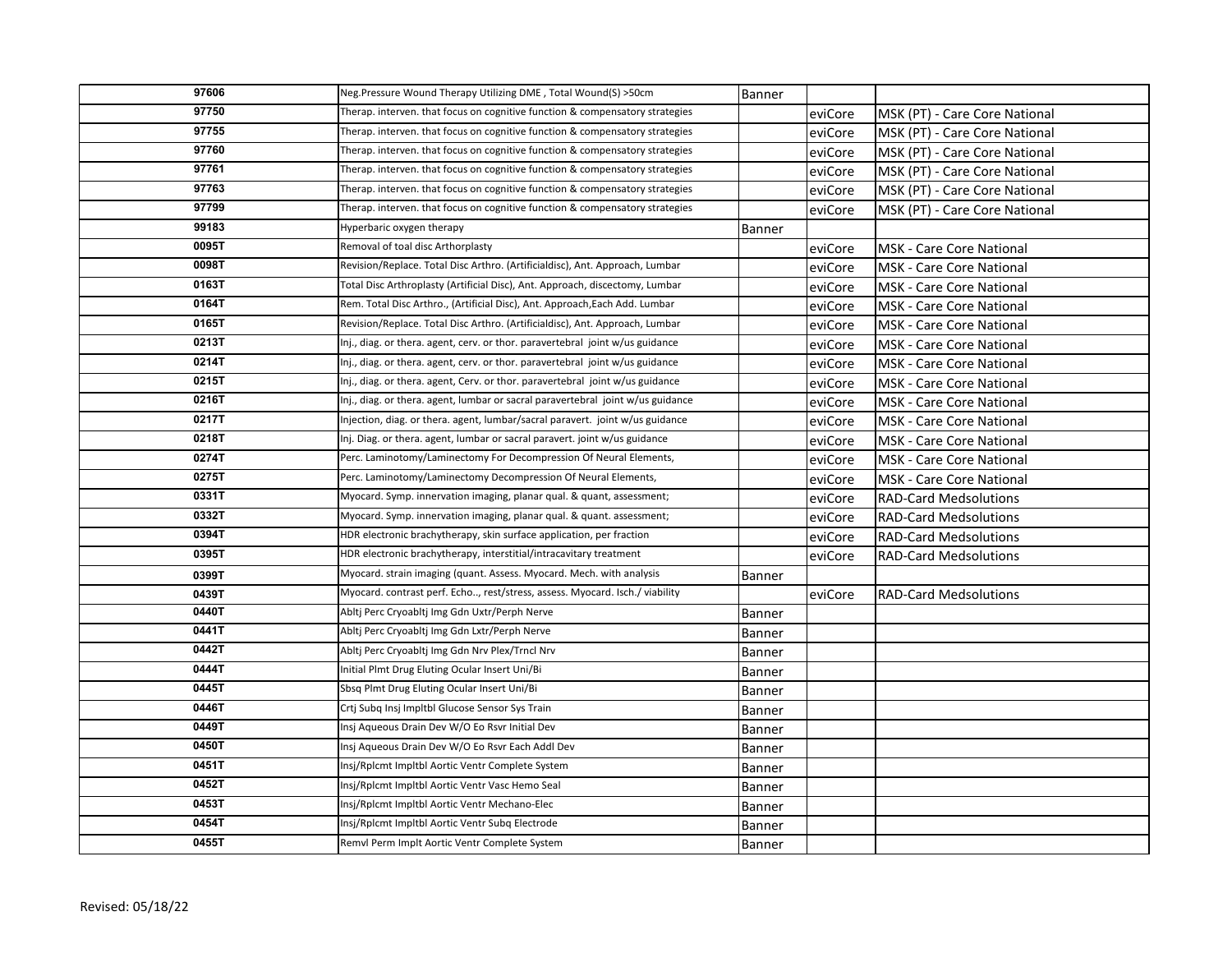| | | | | |
|---|---|---|---|---|
| 97606 | Neg.Pressure Wound Therapy Utilizing DME , Total Wound(S) >50cm | Banner | | |
| 97750 | Therap. interven. that focus on cognitive function & compensatory strategies | | eviCore | MSK (PT) - Care Core National |
| 97755 | Therap. interven. that focus on cognitive function & compensatory strategies | | eviCore | MSK (PT) - Care Core National |
| 97760 | Therap. interven. that focus on cognitive function & compensatory strategies | | eviCore | MSK (PT) - Care Core National |
| 97761 | Therap. interven. that focus on cognitive function & compensatory strategies | | eviCore | MSK (PT) - Care Core National |
| 97763 | Therap. interven. that focus on cognitive function & compensatory strategies | | eviCore | MSK (PT) - Care Core National |
| 97799 | Therap. interven. that focus on cognitive function & compensatory strategies | | eviCore | MSK (PT) - Care Core National |
| 99183 | Hyperbaric oxygen therapy | Banner | | |
| 0095T | Removal of toal disc Arthorplasty | | eviCore | MSK - Care Core National |
| 0098T | Revision/Replace. Total Disc Arthro. (Artificialdisc), Ant. Approach, Lumbar | | eviCore | MSK - Care Core National |
| 0163T | Total Disc Arthroplasty (Artificial Disc), Ant. Approach, discectomy, Lumbar | | eviCore | MSK - Care Core National |
| 0164T | Rem. Total Disc Arthro., (Artificial Disc), Ant. Approach,Each Add. Lumbar | | eviCore | MSK - Care Core National |
| 0165T | Revision/Replace. Total Disc Arthro. (Artificialdisc), Ant. Approach, Lumbar | | eviCore | MSK - Care Core National |
| 0213T | Inj., diag. or thera. agent, cerv. or thor. paravertebral joint w/us guidance | | eviCore | MSK - Care Core National |
| 0214T | Inj., diag. or thera. agent, cerv. or thor. paravertebral joint w/us guidance | | eviCore | MSK - Care Core National |
| 0215T | Inj., diag. or thera. agent, Cerv. or thor. paravertebral joint w/us guidance | | eviCore | MSK - Care Core National |
| 0216T | Inj., diag. or thera. agent, lumbar or sacral paravertebral joint w/us guidance | | eviCore | MSK - Care Core National |
| 0217T | Injection, diag. or thera. agent, lumbar/sacral paravert. joint w/us guidance | | eviCore | MSK - Care Core National |
| 0218T | Inj. Diag. or thera. agent, lumbar or sacral paravert. joint w/us guidance | | eviCore | MSK - Care Core National |
| 0274T | Perc. Laminotomy/Laminectomy For Decompression Of Neural Elements, | | eviCore | MSK - Care Core National |
| 0275T | Perc. Laminotomy/Laminectomy Decompression Of Neural Elements, | | eviCore | MSK - Care Core National |
| 0331T | Myocard. Symp. innervation imaging, planar qual. & quant, assessment; | | eviCore | RAD-Card Medsolutions |
| 0332T | Myocard. Symp. innervation imaging, planar qual. & quant. assessment; | | eviCore | RAD-Card Medsolutions |
| 0394T | HDR electronic brachytherapy, skin surface application, per fraction | | eviCore | RAD-Card Medsolutions |
| 0395T | HDR electronic brachytherapy, interstitial/intracavitary treatment | | eviCore | RAD-Card Medsolutions |
| 0399T | Myocard. strain imaging (quant. Assess. Myocard. Mech. with analysis | Banner | | |
| 0439T | Myocard. contrast perf. Echo.., rest/stress, assess. Myocard. Isch./ viability | | eviCore | RAD-Card Medsolutions |
| 0440T | Abltj Perc Cryoabltj Img Gdn Uxtr/Perph Nerve | Banner | | |
| 0441T | Abltj Perc Cryoabltj Img Gdn Lxtr/Perph Nerve | Banner | | |
| 0442T | Abltj Perc Cryoabltj Img Gdn Nrv Plex/Trncl Nrv | Banner | | |
| 0444T | Initial Plmt Drug Eluting Ocular Insert Uni/Bi | Banner | | |
| 0445T | Sbsq Plmt Drug Eluting Ocular Insert Uni/Bi | Banner | | |
| 0446T | Crtj Subq Insj Impltbl Glucose Sensor Sys Train | Banner | | |
| 0449T | Insj Aqueous Drain Dev W/O Eo Rsvr Initial Dev | Banner | | |
| 0450T | Insj Aqueous Drain Dev W/O Eo Rsvr Each Addl Dev | Banner | | |
| 0451T | Insj/Rplcmt Impltbl Aortic Ventr Complete System | Banner | | |
| 0452T | Insj/Rplcmt Impltbl Aortic Ventr Vasc Hemo Seal | Banner | | |
| 0453T | Insj/Rplcmt Impltbl Aortic Ventr Mechano-Elec | Banner | | |
| 0454T | Insj/Rplcmt Impltbl Aortic Ventr Subq Electrode | Banner | | |
| 0455T | Remvl Perm Implt Aortic Ventr Complete System | Banner | | |

Revised: 05/18/22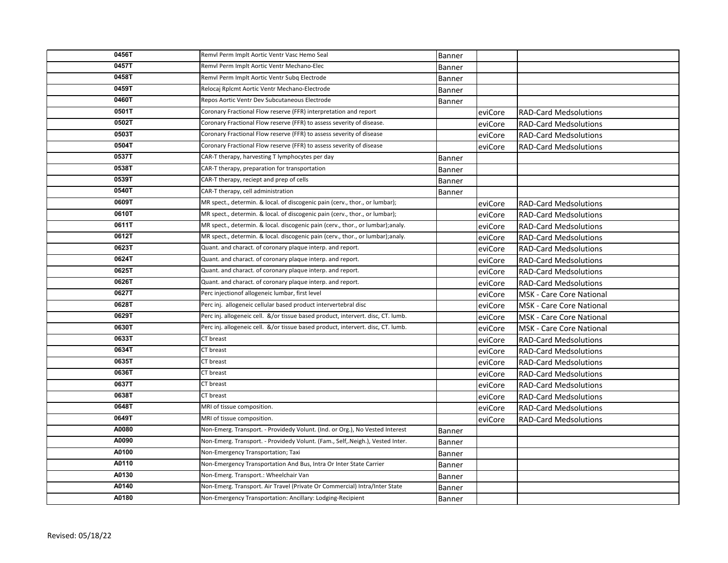| | | | | |
|---|---|---|---|---|
| 0456T | Remvl Perm Implt Aortic Ventr Vasc Hemo Seal | Banner | | |
| 0457T | Remvl Perm Implt Aortic Ventr Mechano-Elec | Banner | | |
| 0458T | Remvl Perm Implt Aortic Ventr Subq Electrode | Banner | | |
| 0459T | Relocaj Rplcmt Aortic Ventr Mechano-Electrode | Banner | | |
| 0460T | Repos Aortic Ventr Dev Subcutaneous Electrode | Banner | | |
| 0501T | Coronary Fractional Flow reserve (FFR) interpretation and report | | eviCore | RAD-Card Medsolutions |
| 0502T | Coronary Fractional Flow reserve (FFR) to assess severity of disease. | | eviCore | RAD-Card Medsolutions |
| 0503T | Coronary Fractional Flow reserve (FFR) to assess severity of disease | | eviCore | RAD-Card Medsolutions |
| 0504T | Coronary Fractional Flow reserve (FFR) to assess severity of disease | | eviCore | RAD-Card Medsolutions |
| 0537T | CAR-T therapy, harvesting T lymphocytes per day | Banner | | |
| 0538T | CAR-T therapy, preparation for transportation | Banner | | |
| 0539T | CAR-T therapy, reciept and prep of cells | Banner | | |
| 0540T | CAR-T therapy, cell administration | Banner | | |
| 0609T | MR spect., determin. & local. of discogenic pain (cerv., thor., or lumbar); | | eviCore | RAD-Card Medsolutions |
| 0610T | MR spect., determin. & local. of discogenic pain (cerv., thor., or lumbar); | | eviCore | RAD-Card Medsolutions |
| 0611T | MR spect., determin. & local. discogenic pain (cerv., thor., or lumbar);analy. | | eviCore | RAD-Card Medsolutions |
| 0612T | MR spect., determin. & local. discogenic pain (cerv., thor., or lumbar);analy. | | eviCore | RAD-Card Medsolutions |
| 0623T | Quant. and charact. of coronary plaque interp. and report. | | eviCore | RAD-Card Medsolutions |
| 0624T | Quant. and charact. of coronary plaque interp. and report. | | eviCore | RAD-Card Medsolutions |
| 0625T | Quant. and charact. of coronary plaque interp. and report. | | eviCore | RAD-Card Medsolutions |
| 0626T | Quant. and charact. of coronary plaque interp. and report. | | eviCore | RAD-Card Medsolutions |
| 0627T | Perc injectionof allogeneic lumbar, first level | | eviCore | MSK - Care Core National |
| 0628T | Perc inj. allogeneic cellular based product intervertebral disc | | eviCore | MSK - Care Core National |
| 0629T | Perc inj. allogeneic cell. &/or tissue based product, intervert. disc, CT. lumb. | | eviCore | MSK - Care Core National |
| 0630T | Perc inj. allogeneic cell. &/or tissue based product, intervert. disc, CT. lumb. | | eviCore | MSK - Care Core National |
| 0633T | CT breast | | eviCore | RAD-Card Medsolutions |
| 0634T | CT breast | | eviCore | RAD-Card Medsolutions |
| 0635T | CT breast | | eviCore | RAD-Card Medsolutions |
| 0636T | CT breast | | eviCore | RAD-Card Medsolutions |
| 0637T | CT breast | | eviCore | RAD-Card Medsolutions |
| 0638T | CT breast | | eviCore | RAD-Card Medsolutions |
| 0648T | MRI of tissue composition. | | eviCore | RAD-Card Medsolutions |
| 0649T | MRI of tissue composition. | | eviCore | RAD-Card Medsolutions |
| A0080 | Non-Emerg. Transport. - Providedy Volunt. (Ind. or Org.), No Vested Interest | Banner | | |
| A0090 | Non-Emerg. Transport. - Providedy Volunt. (Fam., Self,.Neigh.), Vested Inter. | Banner | | |
| A0100 | Non-Emergency Transportation; Taxi | Banner | | |
| A0110 | Non-Emergency Transportation And Bus, Intra Or Inter State Carrier | Banner | | |
| A0130 | Non-Emerg. Transport.: Wheelchair Van | Banner | | |
| A0140 | Non-Emerg. Transport. Air Travel (Private Or Commercial) Intra/Inter State | Banner | | |
| A0180 | Non-Emergency Transportation: Ancillary: Lodging-Recipient | Banner | | |

Revised: 05/18/22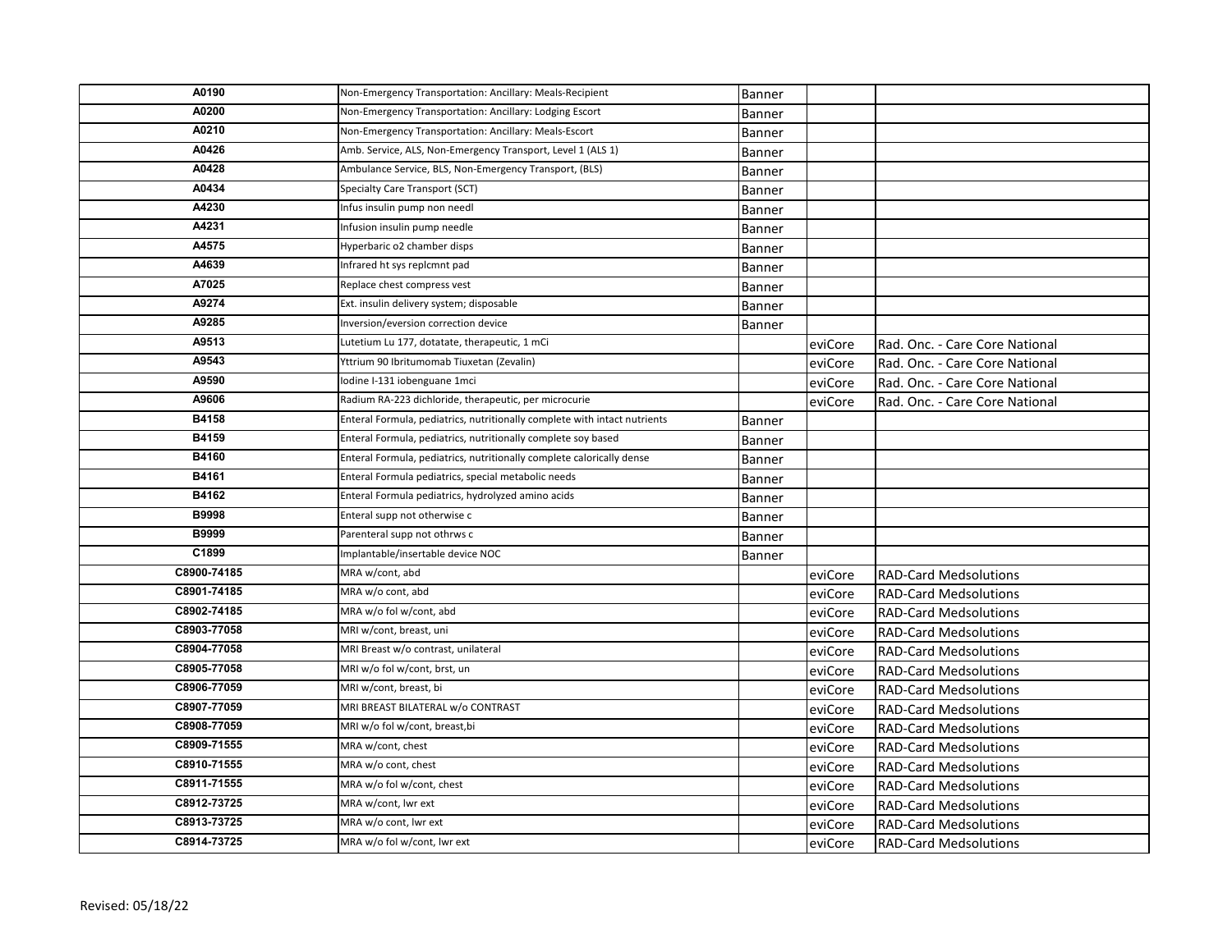| | | | | |
|---|---|---|---|---|
| A0190 | Non-Emergency Transportation: Ancillary: Meals-Recipient | Banner | | |
| A0200 | Non-Emergency Transportation: Ancillary: Lodging Escort | Banner | | |
| A0210 | Non-Emergency Transportation: Ancillary: Meals-Escort | Banner | | |
| A0426 | Amb. Service, ALS, Non-Emergency Transport, Level 1 (ALS 1) | Banner | | |
| A0428 | Ambulance Service, BLS, Non-Emergency Transport, (BLS) | Banner | | |
| A0434 | Specialty Care Transport (SCT) | Banner | | |
| A4230 | Infus insulin pump non needl | Banner | | |
| A4231 | Infusion insulin pump needle | Banner | | |
| A4575 | Hyperbaric o2 chamber disps | Banner | | |
| A4639 | Infrared ht sys replcmnt pad | Banner | | |
| A7025 | Replace chest compress vest | Banner | | |
| A9274 | Ext. insulin delivery system; disposable | Banner | | |
| A9285 | Inversion/eversion correction device | Banner | | |
| A9513 | Lutetium Lu 177, dotatate, therapeutic, 1 mCi | | eviCore | Rad. Onc. - Care Core National |
| A9543 | Yttrium 90 Ibritumomab Tiuxetan (Zevalin) | | eviCore | Rad. Onc. - Care Core National |
| A9590 | Iodine I-131 iobenguane 1mci | | eviCore | Rad. Onc. - Care Core National |
| A9606 | Radium RA-223 dichloride, therapeutic, per microcurie | | eviCore | Rad. Onc. - Care Core National |
| B4158 | Enteral Formula, pediatrics, nutritionally complete with intact nutrients | Banner | | |
| B4159 | Enteral Formula, pediatrics, nutritionally complete soy based | Banner | | |
| B4160 | Enteral Formula, pediatrics, nutritionally complete calorically dense | Banner | | |
| B4161 | Enteral Formula pediatrics, special metabolic needs | Banner | | |
| B4162 | Enteral Formula pediatrics, hydrolyzed amino acids | Banner | | |
| B9998 | Enteral supp not otherwise c | Banner | | |
| B9999 | Parenteral supp not othrws c | Banner | | |
| C1899 | Implantable/insertable device NOC | Banner | | |
| C8900-74185 | MRA w/cont, abd | | eviCore | RAD-Card Medsolutions |
| C8901-74185 | MRA w/o cont, abd | | eviCore | RAD-Card Medsolutions |
| C8902-74185 | MRA w/o fol w/cont, abd | | eviCore | RAD-Card Medsolutions |
| C8903-77058 | MRI w/cont, breast, uni | | eviCore | RAD-Card Medsolutions |
| C8904-77058 | MRI Breast w/o contrast, unilateral | | eviCore | RAD-Card Medsolutions |
| C8905-77058 | MRI w/o fol w/cont, brst, un | | eviCore | RAD-Card Medsolutions |
| C8906-77059 | MRI w/cont, breast, bi | | eviCore | RAD-Card Medsolutions |
| C8907-77059 | MRI BREAST BILATERAL w/o CONTRAST | | eviCore | RAD-Card Medsolutions |
| C8908-77059 | MRI w/o fol w/cont, breast,bi | | eviCore | RAD-Card Medsolutions |
| C8909-71555 | MRA w/cont, chest | | eviCore | RAD-Card Medsolutions |
| C8910-71555 | MRA w/o cont, chest | | eviCore | RAD-Card Medsolutions |
| C8911-71555 | MRA w/o fol w/cont, chest | | eviCore | RAD-Card Medsolutions |
| C8912-73725 | MRA w/cont, lwr ext | | eviCore | RAD-Card Medsolutions |
| C8913-73725 | MRA w/o cont, lwr ext | | eviCore | RAD-Card Medsolutions |
| C8914-73725 | MRA w/o fol w/cont, lwr ext | | eviCore | RAD-Card Medsolutions |

Revised: 05/18/22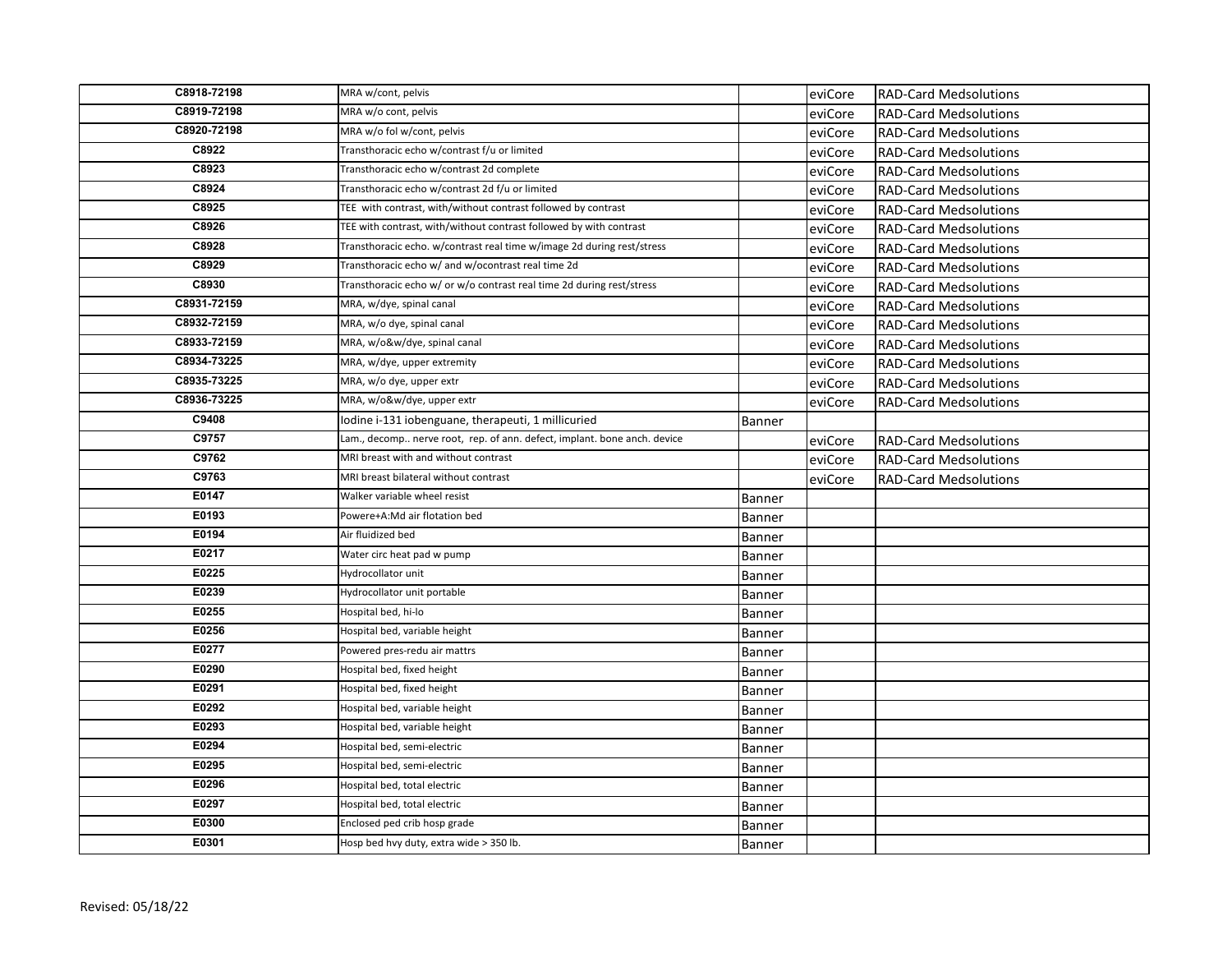| | | | | |
|---|---|---|---|---|
| C8918-72198 | MRA w/cont, pelvis | | eviCore | RAD-Card Medsolutions |
| C8919-72198 | MRA w/o cont, pelvis | | eviCore | RAD-Card Medsolutions |
| C8920-72198 | MRA w/o fol w/cont, pelvis | | eviCore | RAD-Card Medsolutions |
| C8922 | Transthoracic echo w/contrast f/u or limited | | eviCore | RAD-Card Medsolutions |
| C8923 | Transthoracic echo w/contrast 2d complete | | eviCore | RAD-Card Medsolutions |
| C8924 | Transthoracic echo w/contrast 2d f/u or limited | | eviCore | RAD-Card Medsolutions |
| C8925 | TEE with contrast, with/without contrast followed by contrast | | eviCore | RAD-Card Medsolutions |
| C8926 | TEE with contrast, with/without contrast followed by with contrast | | eviCore | RAD-Card Medsolutions |
| C8928 | Transthoracic echo. w/contrast real time w/image 2d during rest/stress | | eviCore | RAD-Card Medsolutions |
| C8929 | Transthoracic echo w/ and w/ocontrast real time 2d | | eviCore | RAD-Card Medsolutions |
| C8930 | Transthoracic echo w/ or w/o contrast real time 2d during rest/stress | | eviCore | RAD-Card Medsolutions |
| C8931-72159 | MRA, w/dye, spinal canal | | eviCore | RAD-Card Medsolutions |
| C8932-72159 | MRA, w/o dye, spinal canal | | eviCore | RAD-Card Medsolutions |
| C8933-72159 | MRA, w/o&w/dye, spinal canal | | eviCore | RAD-Card Medsolutions |
| C8934-73225 | MRA, w/dye, upper extremity | | eviCore | RAD-Card Medsolutions |
| C8935-73225 | MRA, w/o dye, upper extr | | eviCore | RAD-Card Medsolutions |
| C8936-73225 | MRA, w/o&w/dye, upper extr | | eviCore | RAD-Card Medsolutions |
| C9408 | Iodine i-131 iobenguane, therapeuti, 1 millicuried | Banner | | |
| C9757 | Lam., decomp.. nerve root, rep. of ann. defect, implant. bone anch. device | | eviCore | RAD-Card Medsolutions |
| C9762 | MRI breast with and without contrast | | eviCore | RAD-Card Medsolutions |
| C9763 | MRI breast bilateral without contrast | | eviCore | RAD-Card Medsolutions |
| E0147 | Walker variable wheel resist | Banner | | |
| E0193 | Powere+A:Md air flotation bed | Banner | | |
| E0194 | Air fluidized bed | Banner | | |
| E0217 | Water circ heat pad w pump | Banner | | |
| E0225 | Hydrocollator unit | Banner | | |
| E0239 | Hydrocollator unit portable | Banner | | |
| E0255 | Hospital bed, hi-lo | Banner | | |
| E0256 | Hospital bed, variable height | Banner | | |
| E0277 | Powered pres-redu air mattrs | Banner | | |
| E0290 | Hospital bed, fixed height | Banner | | |
| E0291 | Hospital bed, fixed height | Banner | | |
| E0292 | Hospital bed, variable height | Banner | | |
| E0293 | Hospital bed, variable height | Banner | | |
| E0294 | Hospital bed, semi-electric | Banner | | |
| E0295 | Hospital bed, semi-electric | Banner | | |
| E0296 | Hospital bed, total electric | Banner | | |
| E0297 | Hospital bed, total electric | Banner | | |
| E0300 | Enclosed ped crib hosp grade | Banner | | |
| E0301 | Hosp bed hvy duty, extra wide > 350 lb. | Banner | | |

Revised: 05/18/22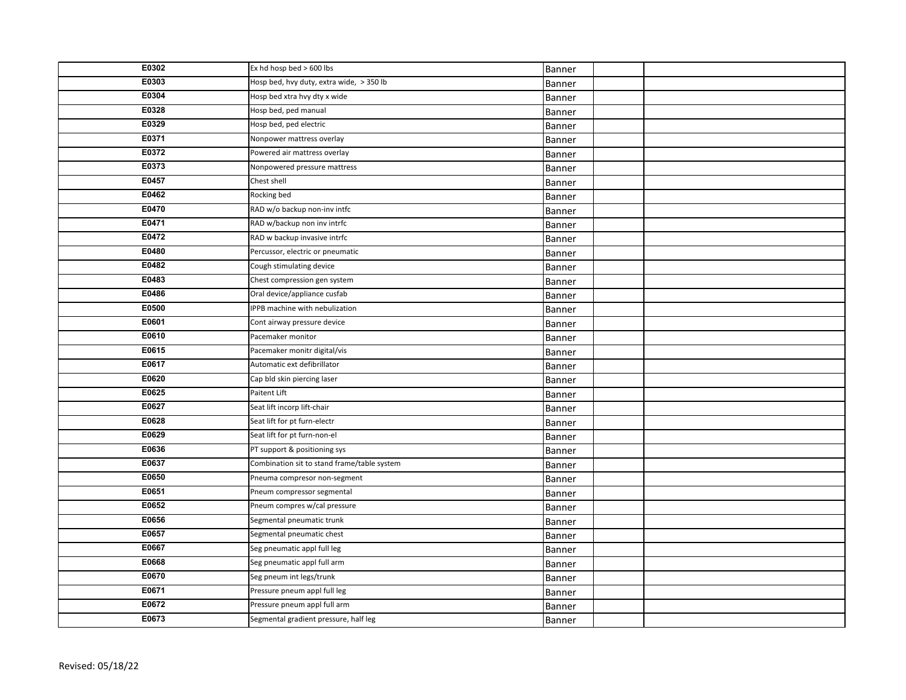| | | | | |
|---|---|---|---|---|
| E0302 | Ex hd hosp bed > 600 lbs | Banner | | |
| E0303 | Hosp bed, hvy duty, extra wide, > 350 lb | Banner | | |
| E0304 | Hosp bed xtra hvy dty x wide | Banner | | |
| E0328 | Hosp bed, ped manual | Banner | | |
| E0329 | Hosp bed, ped electric | Banner | | |
| E0371 | Nonpower mattress overlay | Banner | | |
| E0372 | Powered air mattress overlay | Banner | | |
| E0373 | Nonpowered pressure mattress | Banner | | |
| E0457 | Chest shell | Banner | | |
| E0462 | Rocking bed | Banner | | |
| E0470 | RAD w/o backup non-inv intfc | Banner | | |
| E0471 | RAD w/backup non inv intrfc | Banner | | |
| E0472 | RAD w backup invasive intrfc | Banner | | |
| E0480 | Percussor, electric or pneumatic | Banner | | |
| E0482 | Cough stimulating device | Banner | | |
| E0483 | Chest compression gen system | Banner | | |
| E0486 | Oral device/appliance cusfab | Banner | | |
| E0500 | IPPB machine with nebulization | Banner | | |
| E0601 | Cont airway pressure device | Banner | | |
| E0610 | Pacemaker monitor | Banner | | |
| E0615 | Pacemaker monitr digital/vis | Banner | | |
| E0617 | Automatic ext defibrillator | Banner | | |
| E0620 | Cap bld skin piercing laser | Banner | | |
| E0625 | Paitent Lift | Banner | | |
| E0627 | Seat lift incorp lift-chair | Banner | | |
| E0628 | Seat lift for pt furn-electr | Banner | | |
| E0629 | Seat lift for pt furn-non-el | Banner | | |
| E0636 | PT support & positioning sys | Banner | | |
| E0637 | Combination sit to stand frame/table system | Banner | | |
| E0650 | Pneuma compresor non-segment | Banner | | |
| E0651 | Pneum compressor segmental | Banner | | |
| E0652 | Pneum compres w/cal pressure | Banner | | |
| E0656 | Segmental pneumatic trunk | Banner | | |
| E0657 | Segmental pneumatic chest | Banner | | |
| E0667 | Seg pneumatic appl full leg | Banner | | |
| E0668 | Seg pneumatic appl full arm | Banner | | |
| E0670 | Seg pneum int legs/trunk | Banner | | |
| E0671 | Pressure pneum appl full leg | Banner | | |
| E0672 | Pressure pneum appl full arm | Banner | | |
| E0673 | Segmental gradient pressure, half leg | Banner | | |

Revised: 05/18/22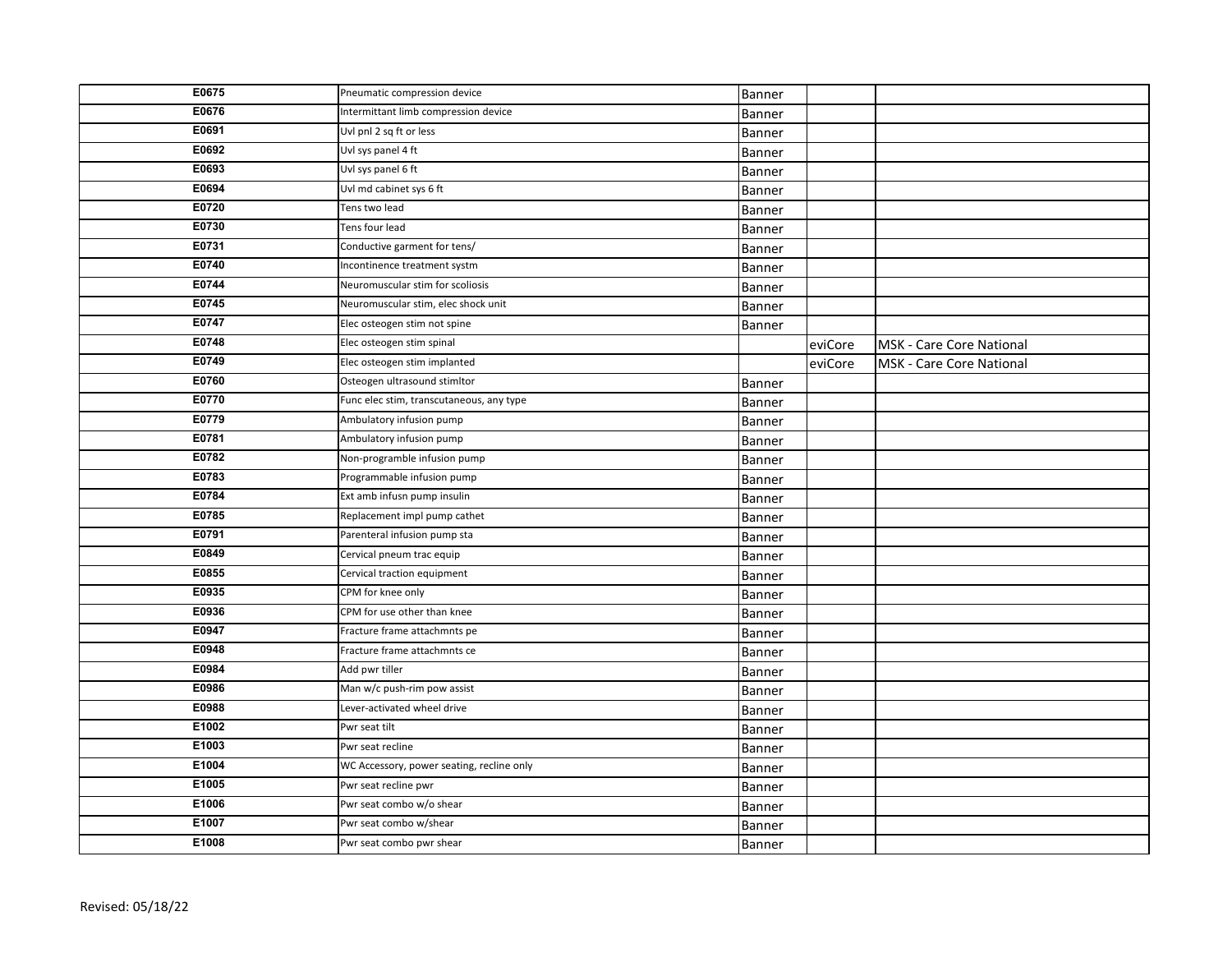| | | | | |
|---|---|---|---|---|
| E0675 | Pneumatic compression device | Banner | | |
| E0676 | Intermittant limb compression device | Banner | | |
| E0691 | Uvl pnl 2 sq ft or less | Banner | | |
| E0692 | Uvl sys panel 4 ft | Banner | | |
| E0693 | Uvl sys panel 6 ft | Banner | | |
| E0694 | Uvl md cabinet sys 6 ft | Banner | | |
| E0720 | Tens two lead | Banner | | |
| E0730 | Tens four lead | Banner | | |
| E0731 | Conductive garment for tens/ | Banner | | |
| E0740 | Incontinence treatment systm | Banner | | |
| E0744 | Neuromuscular stim for scoliosis | Banner | | |
| E0745 | Neuromuscular stim, elec shock unit | Banner | | |
| E0747 | Elec osteogen stim not spine | Banner | | |
| E0748 | Elec osteogen stim spinal | | eviCore | MSK - Care Core National |
| E0749 | Elec osteogen stim implanted | | eviCore | MSK - Care Core National |
| E0760 | Osteogen ultrasound stimltor | Banner | | |
| E0770 | Func elec stim, transcutaneous, any type | Banner | | |
| E0779 | Ambulatory infusion pump | Banner | | |
| E0781 | Ambulatory infusion pump | Banner | | |
| E0782 | Non-programble infusion pump | Banner | | |
| E0783 | Programmable infusion pump | Banner | | |
| E0784 | Ext amb infusn pump insulin | Banner | | |
| E0785 | Replacement impl pump cathet | Banner | | |
| E0791 | Parenteral infusion pump sta | Banner | | |
| E0849 | Cervical pneum trac equip | Banner | | |
| E0855 | Cervical traction equipment | Banner | | |
| E0935 | CPM for knee only | Banner | | |
| E0936 | CPM for use other than knee | Banner | | |
| E0947 | Fracture frame attachmnts pe | Banner | | |
| E0948 | Fracture frame attachmnts ce | Banner | | |
| E0984 | Add pwr tiller | Banner | | |
| E0986 | Man w/c push-rim pow assist | Banner | | |
| E0988 | Lever-activated wheel drive | Banner | | |
| E1002 | Pwr seat tilt | Banner | | |
| E1003 | Pwr seat recline | Banner | | |
| E1004 | WC Accessory, power seating, recline only | Banner | | |
| E1005 | Pwr seat recline pwr | Banner | | |
| E1006 | Pwr seat combo w/o shear | Banner | | |
| E1007 | Pwr seat combo w/shear | Banner | | |
| E1008 | Pwr seat combo pwr shear | Banner | | |

Revised: 05/18/22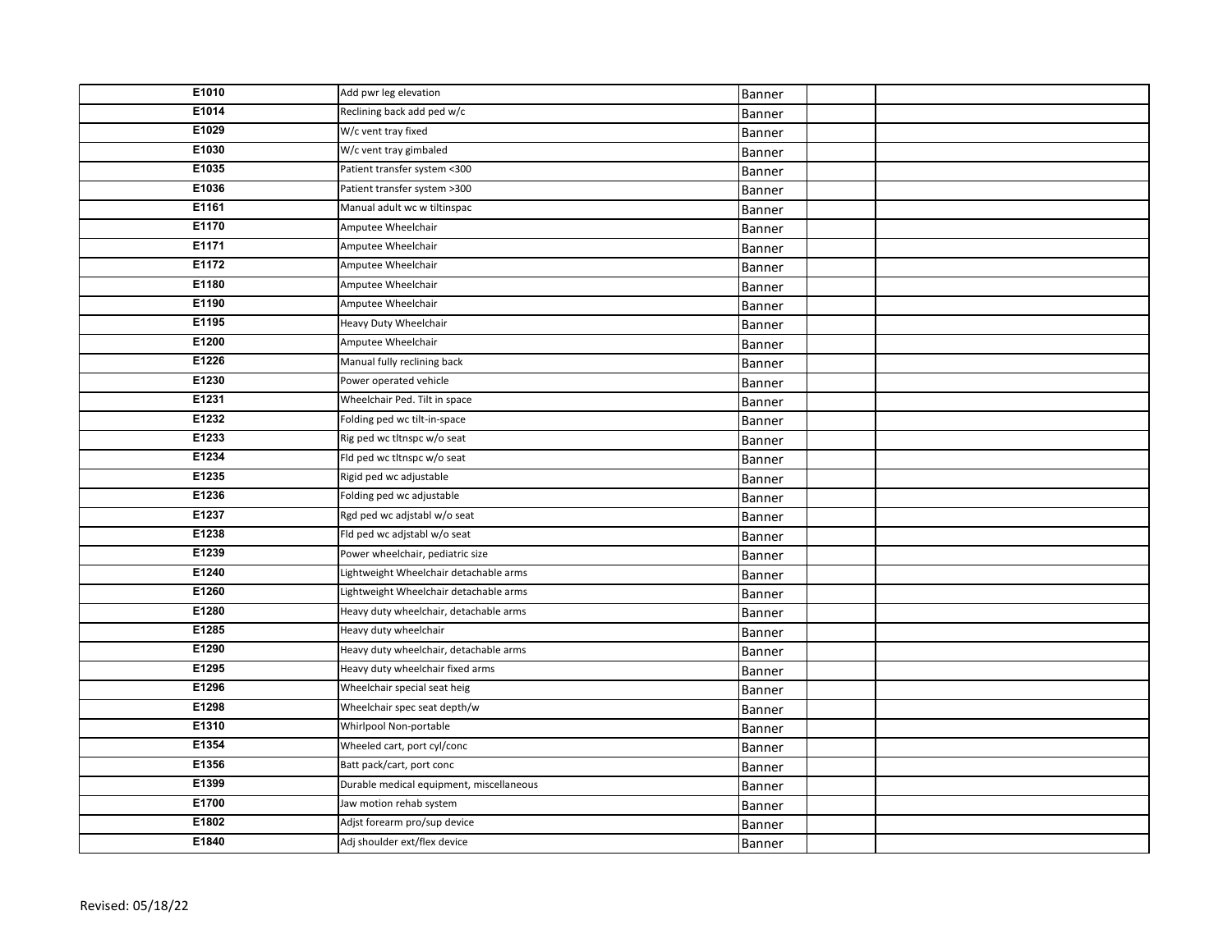| | | | | |
|---|---|---|---|---|
| E1010 | Add pwr leg elevation | Banner | | |
| E1014 | Reclining back add ped w/c | Banner | | |
| E1029 | W/c vent tray fixed | Banner | | |
| E1030 | W/c vent tray gimbaled | Banner | | |
| E1035 | Patient transfer system <300 | Banner | | |
| E1036 | Patient transfer system >300 | Banner | | |
| E1161 | Manual adult wc w tiltinspac | Banner | | |
| E1170 | Amputee Wheelchair | Banner | | |
| E1171 | Amputee Wheelchair | Banner | | |
| E1172 | Amputee Wheelchair | Banner | | |
| E1180 | Amputee Wheelchair | Banner | | |
| E1190 | Amputee Wheelchair | Banner | | |
| E1195 | Heavy Duty Wheelchair | Banner | | |
| E1200 | Amputee Wheelchair | Banner | | |
| E1226 | Manual fully reclining back | Banner | | |
| E1230 | Power operated vehicle | Banner | | |
| E1231 | Wheelchair Ped. Tilt in space | Banner | | |
| E1232 | Folding ped wc tilt-in-space | Banner | | |
| E1233 | Rig ped wc tltnspc w/o seat | Banner | | |
| E1234 | Fld ped wc tltnspc w/o seat | Banner | | |
| E1235 | Rigid ped wc adjustable | Banner | | |
| E1236 | Folding ped wc adjustable | Banner | | |
| E1237 | Rgd ped wc adjstabl w/o seat | Banner | | |
| E1238 | Fld ped wc adjstabl w/o seat | Banner | | |
| E1239 | Power wheelchair, pediatric size | Banner | | |
| E1240 | Lightweight Wheelchair detachable arms | Banner | | |
| E1260 | Lightweight Wheelchair detachable arms | Banner | | |
| E1280 | Heavy duty wheelchair, detachable arms | Banner | | |
| E1285 | Heavy duty wheelchair | Banner | | |
| E1290 | Heavy duty wheelchair, detachable arms | Banner | | |
| E1295 | Heavy duty wheelchair fixed arms | Banner | | |
| E1296 | Wheelchair special seat heig | Banner | | |
| E1298 | Wheelchair spec seat depth/w | Banner | | |
| E1310 | Whirlpool Non-portable | Banner | | |
| E1354 | Wheeled cart, port cyl/conc | Banner | | |
| E1356 | Batt pack/cart, port conc | Banner | | |
| E1399 | Durable medical equipment, miscellaneous | Banner | | |
| E1700 | Jaw motion rehab system | Banner | | |
| E1802 | Adjst forearm pro/sup device | Banner | | |
| E1840 | Adj shoulder ext/flex device | Banner | | |

Revised: 05/18/22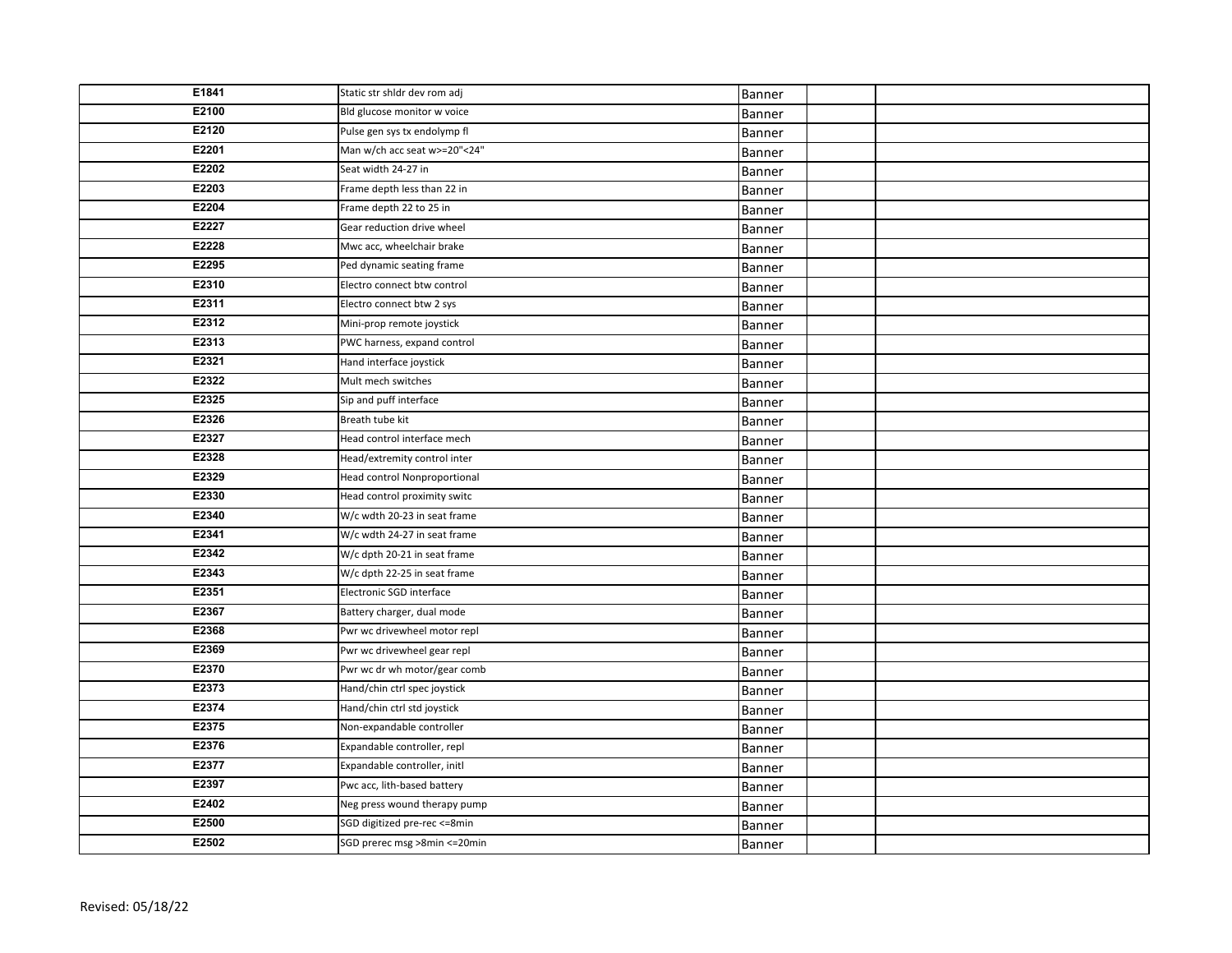| | | | | |
|---|---|---|---|---|
| E1841 | Static str shldr dev rom adj | Banner | | |
| E2100 | Bld glucose monitor w voice | Banner | | |
| E2120 | Pulse gen sys tx endolymp fl | Banner | | |
| E2201 | Man w/ch acc seat w>=20"<24" | Banner | | |
| E2202 | Seat width 24-27 in | Banner | | |
| E2203 | Frame depth less than 22 in | Banner | | |
| E2204 | Frame depth 22 to 25 in | Banner | | |
| E2227 | Gear reduction drive wheel | Banner | | |
| E2228 | Mwc acc, wheelchair brake | Banner | | |
| E2295 | Ped dynamic seating frame | Banner | | |
| E2310 | Electro connect btw control | Banner | | |
| E2311 | Electro connect btw 2 sys | Banner | | |
| E2312 | Mini-prop remote joystick | Banner | | |
| E2313 | PWC harness, expand control | Banner | | |
| E2321 | Hand interface joystick | Banner | | |
| E2322 | Mult mech switches | Banner | | |
| E2325 | Sip and puff interface | Banner | | |
| E2326 | Breath tube kit | Banner | | |
| E2327 | Head control interface mech | Banner | | |
| E2328 | Head/extremity control inter | Banner | | |
| E2329 | Head control Nonproportional | Banner | | |
| E2330 | Head control proximity switc | Banner | | |
| E2340 | W/c wdth 20-23 in seat frame | Banner | | |
| E2341 | W/c wdth 24-27 in seat frame | Banner | | |
| E2342 | W/c dpth 20-21 in seat frame | Banner | | |
| E2343 | W/c dpth 22-25 in seat frame | Banner | | |
| E2351 | Electronic SGD interface | Banner | | |
| E2367 | Battery charger, dual mode | Banner | | |
| E2368 | Pwr wc drivewheel motor repl | Banner | | |
| E2369 | Pwr wc drivewheel gear repl | Banner | | |
| E2370 | Pwr wc dr wh motor/gear comb | Banner | | |
| E2373 | Hand/chin ctrl spec joystick | Banner | | |
| E2374 | Hand/chin ctrl std joystick | Banner | | |
| E2375 | Non-expandable controller | Banner | | |
| E2376 | Expandable controller, repl | Banner | | |
| E2377 | Expandable controller, initl | Banner | | |
| E2397 | Pwc acc, lith-based battery | Banner | | |
| E2402 | Neg press wound therapy pump | Banner | | |
| E2500 | SGD digitized pre-rec <=8min | Banner | | |
| E2502 | SGD prerec msg >8min <=20min | Banner | | |

Revised: 05/18/22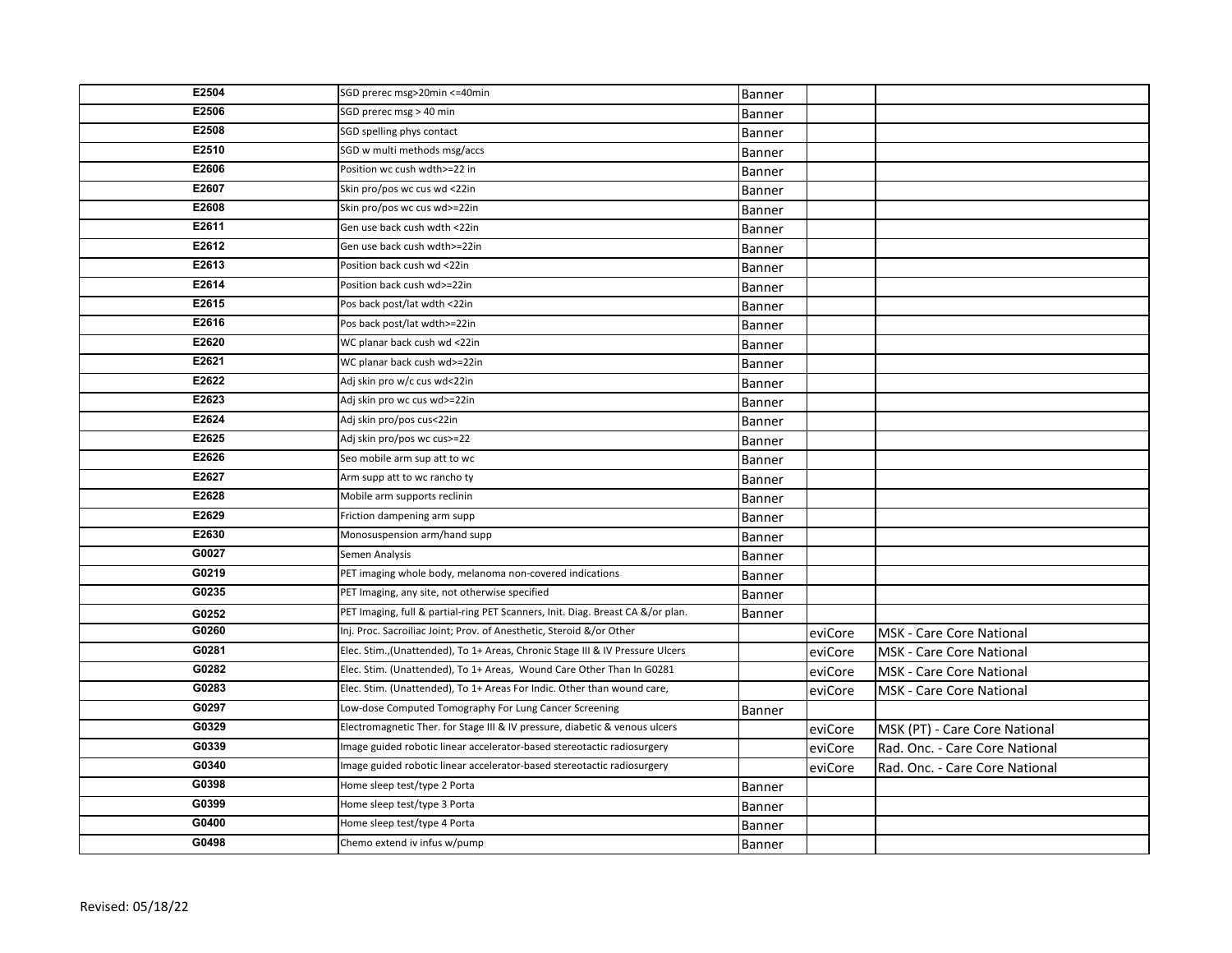| | | | | |
|---|---|---|---|---|
| E2504 | SGD prerec msg>20min <=40min | Banner | | |
| E2506 | SGD prerec msg > 40 min | Banner | | |
| E2508 | SGD spelling phys contact | Banner | | |
| E2510 | SGD w multi methods msg/accs | Banner | | |
| E2606 | Position wc cush wdth>=22 in | Banner | | |
| E2607 | Skin pro/pos wc cus wd <22in | Banner | | |
| E2608 | Skin pro/pos wc cus wd>=22in | Banner | | |
| E2611 | Gen use back cush wdth <22in | Banner | | |
| E2612 | Gen use back cush wdth>=22in | Banner | | |
| E2613 | Position back cush wd <22in | Banner | | |
| E2614 | Position back cush wd>=22in | Banner | | |
| E2615 | Pos back post/lat wdth <22in | Banner | | |
| E2616 | Pos back post/lat wdth>=22in | Banner | | |
| E2620 | WC planar back cush wd <22in | Banner | | |
| E2621 | WC planar back cush wd>=22in | Banner | | |
| E2622 | Adj skin pro w/c cus wd<22in | Banner | | |
| E2623 | Adj skin pro wc cus wd>=22in | Banner | | |
| E2624 | Adj skin pro/pos cus<22in | Banner | | |
| E2625 | Adj skin pro/pos wc cus>=22 | Banner | | |
| E2626 | Seo mobile arm sup att to wc | Banner | | |
| E2627 | Arm supp att to wc rancho ty | Banner | | |
| E2628 | Mobile arm supports reclinin | Banner | | |
| E2629 | Friction dampening arm supp | Banner | | |
| E2630 | Monosuspension arm/hand supp | Banner | | |
| G0027 | Semen Analysis | Banner | | |
| G0219 | PET imaging whole body, melanoma non-covered indications | Banner | | |
| G0235 | PET Imaging, any site, not otherwise specified | Banner | | |
| G0252 | PET Imaging, full & partial-ring PET Scanners, Init. Diag. Breast CA &/or plan. | Banner | | |
| G0260 | Inj. Proc. Sacroiliac Joint; Prov. of Anesthetic, Steroid &/or Other | | eviCore | MSK - Care Core National |
| G0281 | Elec. Stim.,(Unattended), To 1+ Areas, Chronic Stage III & IV Pressure Ulcers | | eviCore | MSK - Care Core National |
| G0282 | Elec. Stim. (Unattended), To 1+ Areas, Wound Care Other Than In G0281 | | eviCore | MSK - Care Core National |
| G0283 | Elec. Stim. (Unattended), To 1+ Areas For Indic. Other than wound care, | | eviCore | MSK - Care Core National |
| G0297 | Low-dose Computed Tomography For Lung Cancer Screening | Banner | | |
| G0329 | Electromagnetic Ther. for Stage III & IV pressure, diabetic & venous ulcers | | eviCore | MSK (PT) - Care Core National |
| G0339 | Image guided robotic linear accelerator-based stereotactic radiosurgery | | eviCore | Rad. Onc. - Care Core National |
| G0340 | Image guided robotic linear accelerator-based stereotactic radiosurgery | | eviCore | Rad. Onc. - Care Core National |
| G0398 | Home sleep test/type 2 Porta | Banner | | |
| G0399 | Home sleep test/type 3 Porta | Banner | | |
| G0400 | Home sleep test/type 4 Porta | Banner | | |
| G0498 | Chemo extend iv infus w/pump | Banner | | |

Revised: 05/18/22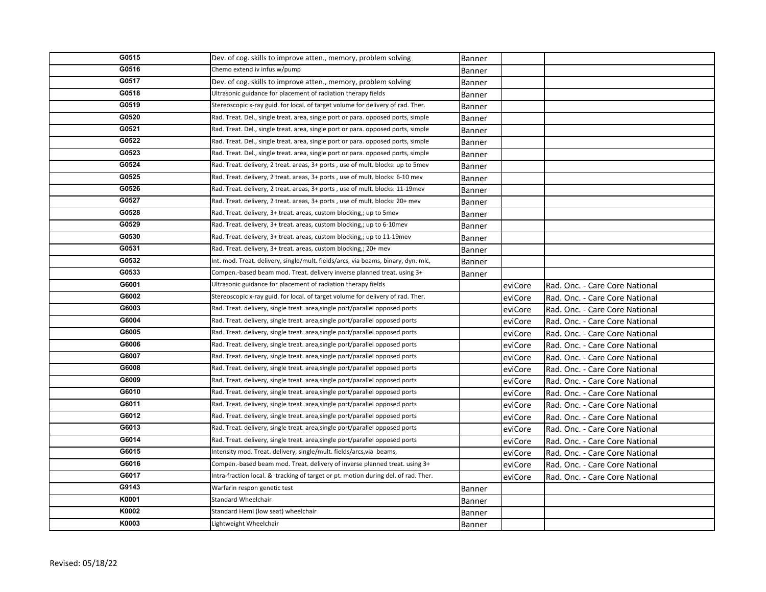| | | | | |
|---|---|---|---|---|
| G0515 | Dev. of cog. skills to improve atten., memory, problem solving | Banner | | |
| G0516 | Chemo extend iv infus w/pump | Banner | | |
| G0517 | Dev. of cog. skills to improve atten., memory, problem solving | Banner | | |
| G0518 | Ultrasonic guidance for placement of radiation therapy fields | Banner | | |
| G0519 | Stereoscopic x-ray guid. for local. of target volume for delivery of rad. Ther. | Banner | | |
| G0520 | Rad. Treat. Del., single treat. area, single port or para. opposed ports, simple | Banner | | |
| G0521 | Rad. Treat. Del., single treat. area, single port or para. opposed ports, simple | Banner | | |
| G0522 | Rad. Treat. Del., single treat. area, single port or para. opposed ports, simple | Banner | | |
| G0523 | Rad. Treat. Del., single treat. area, single port or para. opposed ports, simple | Banner | | |
| G0524 | Rad. Treat. delivery, 2 treat. areas, 3+ ports , use of mult. blocks: up to 5mev | Banner | | |
| G0525 | Rad. Treat. delivery, 2 treat. areas, 3+ ports , use of mult. blocks: 6-10 mev | Banner | | |
| G0526 | Rad. Treat. delivery, 2 treat. areas, 3+ ports , use of mult. blocks: 11-19mev | Banner | | |
| G0527 | Rad. Treat. delivery, 2 treat. areas, 3+ ports , use of mult. blocks: 20+ mev | Banner | | |
| G0528 | Rad. Treat. delivery, 3+ treat. areas, custom blocking,; up to 5mev | Banner | | |
| G0529 | Rad. Treat. delivery, 3+ treat. areas, custom blocking,; up to 6-10mev | Banner | | |
| G0530 | Rad. Treat. delivery, 3+ treat. areas, custom blocking,; up to 11-19mev | Banner | | |
| G0531 | Rad. Treat. delivery, 3+ treat. areas, custom blocking,; 20+ mev | Banner | | |
| G0532 | Int. mod. Treat. delivery, single/mult. fields/arcs, via beams, binary, dyn. mlc, | Banner | | |
| G0533 | Compen.-based beam mod. Treat. delivery inverse planned treat. using 3+ | Banner | | |
| G6001 | Ultrasonic guidance for placement of radiation therapy fields | | eviCore | Rad. Onc. - Care Core National |
| G6002 | Stereoscopic x-ray guid. for local. of target volume for delivery of rad. Ther. | | eviCore | Rad. Onc. - Care Core National |
| G6003 | Rad. Treat. delivery, single treat. area,single port/parallel opposed ports | | eviCore | Rad. Onc. - Care Core National |
| G6004 | Rad. Treat. delivery, single treat. area,single port/parallel opposed ports | | eviCore | Rad. Onc. - Care Core National |
| G6005 | Rad. Treat. delivery, single treat. area,single port/parallel opposed ports | | eviCore | Rad. Onc. - Care Core National |
| G6006 | Rad. Treat. delivery, single treat. area,single port/parallel opposed ports | | eviCore | Rad. Onc. - Care Core National |
| G6007 | Rad. Treat. delivery, single treat. area,single port/parallel opposed ports | | eviCore | Rad. Onc. - Care Core National |
| G6008 | Rad. Treat. delivery, single treat. area,single port/parallel opposed ports | | eviCore | Rad. Onc. - Care Core National |
| G6009 | Rad. Treat. delivery, single treat. area,single port/parallel opposed ports | | eviCore | Rad. Onc. - Care Core National |
| G6010 | Rad. Treat. delivery, single treat. area,single port/parallel opposed ports | | eviCore | Rad. Onc. - Care Core National |
| G6011 | Rad. Treat. delivery, single treat. area,single port/parallel opposed ports | | eviCore | Rad. Onc. - Care Core National |
| G6012 | Rad. Treat. delivery, single treat. area,single port/parallel opposed ports | | eviCore | Rad. Onc. - Care Core National |
| G6013 | Rad. Treat. delivery, single treat. area,single port/parallel opposed ports | | eviCore | Rad. Onc. - Care Core National |
| G6014 | Rad. Treat. delivery, single treat. area,single port/parallel opposed ports | | eviCore | Rad. Onc. - Care Core National |
| G6015 | Intensity mod. Treat. delivery, single/mult. fields/arcs,via beams, | | eviCore | Rad. Onc. - Care Core National |
| G6016 | Compen.-based beam mod. Treat. delivery of inverse planned treat. using 3+ | | eviCore | Rad. Onc. - Care Core National |
| G6017 | Intra-fraction local. & tracking of target or pt. motion during del. of rad. Ther. | | eviCore | Rad. Onc. - Care Core National |
| G9143 | Warfarin respon genetic test | Banner | | |
| K0001 | Standard Wheelchair | Banner | | |
| K0002 | Standard Hemi (low seat) wheelchair | Banner | | |
| K0003 | Lightweight Wheelchair | Banner | | |

Revised: 05/18/22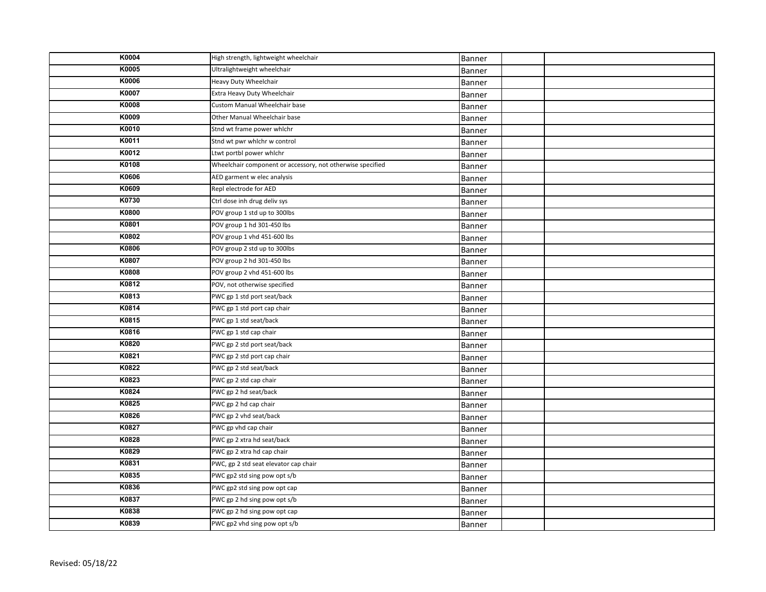| | | | | |
|---|---|---|---|---|
| K0004 | High strength, lightweight wheelchair | Banner | | |
| K0005 | Ultralightweight wheelchair | Banner | | |
| K0006 | Heavy Duty Wheelchair | Banner | | |
| K0007 | Extra Heavy Duty Wheelchair | Banner | | |
| K0008 | Custom Manual Wheelchair base | Banner | | |
| K0009 | Other Manual Wheelchair base | Banner | | |
| K0010 | Stnd wt frame power whlchr | Banner | | |
| K0011 | Stnd wt pwr whlchr w control | Banner | | |
| K0012 | Ltwt portbl power whlchr | Banner | | |
| K0108 | Wheelchair component or accessory, not otherwise specified | Banner | | |
| K0606 | AED garment w elec analysis | Banner | | |
| K0609 | Repl electrode for AED | Banner | | |
| K0730 | Ctrl dose inh drug deliv sys | Banner | | |
| K0800 | POV group 1 std up to 300lbs | Banner | | |
| K0801 | POV group 1 hd 301-450 lbs | Banner | | |
| K0802 | POV group 1 vhd 451-600 lbs | Banner | | |
| K0806 | POV group 2 std up to 300lbs | Banner | | |
| K0807 | POV group 2 hd 301-450 lbs | Banner | | |
| K0808 | POV group 2 vhd 451-600 lbs | Banner | | |
| K0812 | POV, not otherwise specified | Banner | | |
| K0813 | PWC gp 1 std port seat/back | Banner | | |
| K0814 | PWC gp 1 std port cap chair | Banner | | |
| K0815 | PWC gp 1 std seat/back | Banner | | |
| K0816 | PWC gp 1 std cap chair | Banner | | |
| K0820 | PWC gp 2 std port seat/back | Banner | | |
| K0821 | PWC gp 2 std port cap chair | Banner | | |
| K0822 | PWC gp 2 std seat/back | Banner | | |
| K0823 | PWC gp 2 std cap chair | Banner | | |
| K0824 | PWC gp 2 hd seat/back | Banner | | |
| K0825 | PWC gp 2 hd cap chair | Banner | | |
| K0826 | PWC gp 2 vhd seat/back | Banner | | |
| K0827 | PWC gp vhd cap chair | Banner | | |
| K0828 | PWC gp 2 xtra hd seat/back | Banner | | |
| K0829 | PWC gp 2 xtra hd cap chair | Banner | | |
| K0831 | PWC, gp 2 std seat elevator cap chair | Banner | | |
| K0835 | PWC gp2 std sing pow opt s/b | Banner | | |
| K0836 | PWC gp2 std sing pow opt cap | Banner | | |
| K0837 | PWC gp 2 hd sing pow opt s/b | Banner | | |
| K0838 | PWC gp 2 hd sing pow opt cap | Banner | | |
| K0839 | PWC gp2 vhd sing pow opt s/b | Banner | | |

Revised: 05/18/22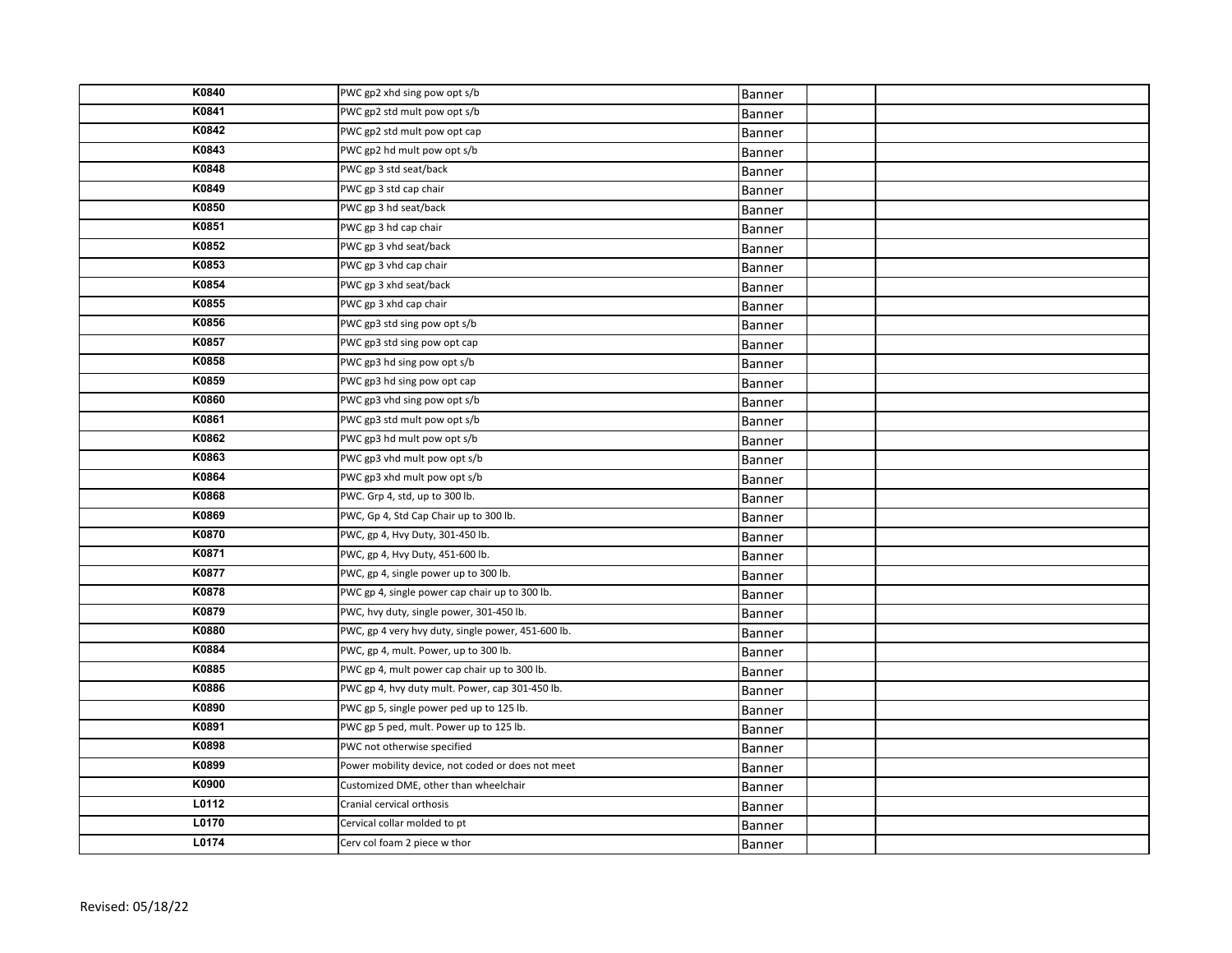| | | | | |
|---|---|---|---|---|
| **K0840** | PWC gp2 xhd sing pow opt s/b | Banner | | |
| **K0841** | PWC gp2 std mult pow opt s/b | Banner | | |
| **K0842** | PWC gp2 std mult pow opt cap | Banner | | |
| **K0843** | PWC gp2 hd mult pow opt s/b | Banner | | |
| **K0848** | PWC gp 3 std seat/back | Banner | | |
| **K0849** | PWC gp 3 std cap chair | Banner | | |
| **K0850** | PWC gp 3 hd seat/back | Banner | | |
| **K0851** | PWC gp 3 hd cap chair | Banner | | |
| **K0852** | PWC gp 3 vhd seat/back | Banner | | |
| **K0853** | PWC gp 3 vhd cap chair | Banner | | |
| **K0854** | PWC gp 3 xhd seat/back | Banner | | |
| **K0855** | PWC gp 3 xhd cap chair | Banner | | |
| **K0856** | PWC gp3 std sing pow opt s/b | Banner | | |
| **K0857** | PWC gp3 std sing pow opt cap | Banner | | |
| **K0858** | PWC gp3 hd sing pow opt s/b | Banner | | |
| **K0859** | PWC gp3 hd sing pow opt cap | Banner | | |
| **K0860** | PWC gp3 vhd sing pow opt s/b | Banner | | |
| **K0861** | PWC gp3 std mult pow opt s/b | Banner | | |
| **K0862** | PWC gp3 hd mult pow opt s/b | Banner | | |
| **K0863** | PWC gp3 vhd mult pow opt s/b | Banner | | |
| **K0864** | PWC gp3 xhd mult pow opt s/b | Banner | | |
| **K0868** | PWC. Grp 4, std, up to 300 lb. | Banner | | |
| **K0869** | PWC, Gp 4, Std Cap Chair up to 300 lb. | Banner | | |
| **K0870** | PWC, gp 4, Hvy Duty, 301-450 lb. | Banner | | |
| **K0871** | PWC, gp 4, Hvy Duty, 451-600 lb. | Banner | | |
| **K0877** | PWC, gp 4, single power up to 300 lb. | Banner | | |
| **K0878** | PWC gp 4, single power cap chair up to 300 lb. | Banner | | |
| **K0879** | PWC, hvy duty, single power, 301-450 lb. | Banner | | |
| **K0880** | PWC, gp 4 very hvy duty, single power, 451-600 lb. | Banner | | |
| **K0884** | PWC, gp 4, mult. Power, up to 300 lb. | Banner | | |
| **K0885** | PWC gp 4, mult power cap chair up to 300 lb. | Banner | | |
| **K0886** | PWC gp 4, hvy duty mult. Power, cap 301-450 lb. | Banner | | |
| **K0890** | PWC gp 5, single power ped up to 125 lb. | Banner | | |
| **K0891** | PWC gp 5 ped, mult. Power up to 125 lb. | Banner | | |
| **K0898** | PWC not otherwise specified | Banner | | |
| **K0899** | Power mobility device, not coded or does not meet | Banner | | |
| **K0900** | Customized DME, other than wheelchair | Banner | | |
| **L0112** | Cranial cervical orthosis | Banner | | |
| **L0170** | Cervical collar molded to pt | Banner | | |
| **L0174** | Cerv col foam 2 piece w thor | Banner | | |

Revised: 05/18/22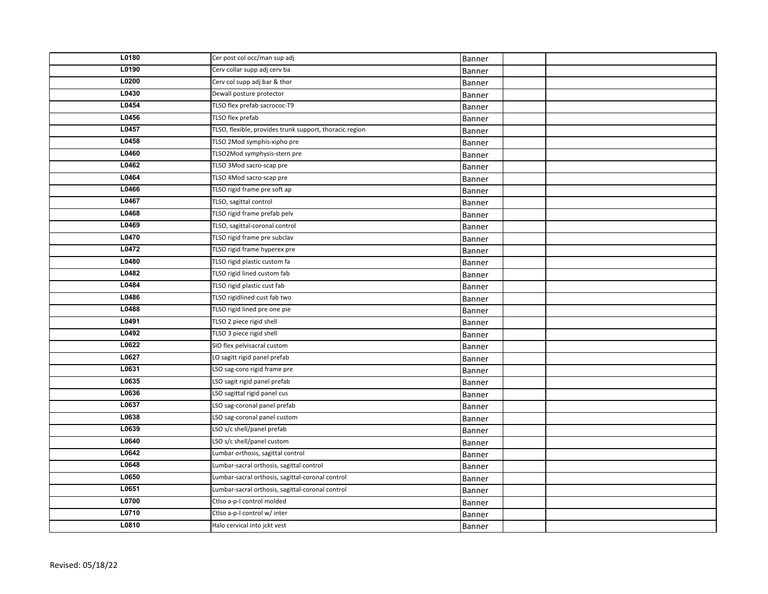| | | | | |
|---|---|---|---|---|
| L0180 | Cer post col occ/man sup adj | Banner | | |
| L0190 | Cerv collar supp adj cerv ba | Banner | | |
| L0200 | Cerv col supp adj bar & thor | Banner | | |
| L0430 | Dewall posture protector | Banner | | |
| L0454 | TLSO flex prefab sacrococ-T9 | Banner | | |
| L0456 | TLSO flex prefab | Banner | | |
| L0457 | TLSO, flexible, provides trunk support, thoracic region | Banner | | |
| L0458 | TLSO 2Mod symphis-xipho pre | Banner | | |
| L0460 | TLSO2Mod symphysis-stern pre | Banner | | |
| L0462 | TLSO 3Mod sacro-scap pre | Banner | | |
| L0464 | TLSO 4Mod sacro-scap pre | Banner | | |
| L0466 | TLSO rigid frame pre soft ap | Banner | | |
| L0467 | TLSO, sagittal control | Banner | | |
| L0468 | TLSO rigid frame prefab pelv | Banner | | |
| L0469 | TLSO, sagittal-coronal control | Banner | | |
| L0470 | TLSO rigid frame pre subclav | Banner | | |
| L0472 | TLSO rigid frame hyperex pre | Banner | | |
| L0480 | TLSO rigid plastic custom fa | Banner | | |
| L0482 | TLSO rigid lined custom fab | Banner | | |
| L0484 | TLSO rigid plastic cust fab | Banner | | |
| L0486 | TLSO rigidlined cust fab two | Banner | | |
| L0488 | TLSO rigid lined pre one pie | Banner | | |
| L0491 | TLSO 2 piece rigid shell | Banner | | |
| L0492 | TLSO 3 piece rigid shell | Banner | | |
| L0622 | SIO flex pelvisacral custom | Banner | | |
| L0627 | LO sagitt rigid panel prefab | Banner | | |
| L0631 | LSO sag-coro rigid frame pre | Banner | | |
| L0635 | LSO sagit rigid panel prefab | Banner | | |
| L0636 | LSO sagittal rigid panel cus | Banner | | |
| L0637 | LSO sag-coronal panel prefab | Banner | | |
| L0638 | LSO sag-coronal panel custom | Banner | | |
| L0639 | LSO s/c shell/panel prefab | Banner | | |
| L0640 | LSO s/c shell/panel custom | Banner | | |
| L0642 | Lumbar orthosis, sagittal control | Banner | | |
| L0648 | Lumbar-sacral orthosis, sagittal control | Banner | | |
| L0650 | Lumbar-sacral orthosis, sagittal-coronal control | Banner | | |
| L0651 | Lumbar-sacral orthosis, sagittal-coronal control | Banner | | |
| L0700 | Ctlso a-p-l control molded | Banner | | |
| L0710 | Ctlso a-p-l control w/ inter | Banner | | |
| L0810 | Halo cervical into jckt vest | Banner | | |

Revised: 05/18/22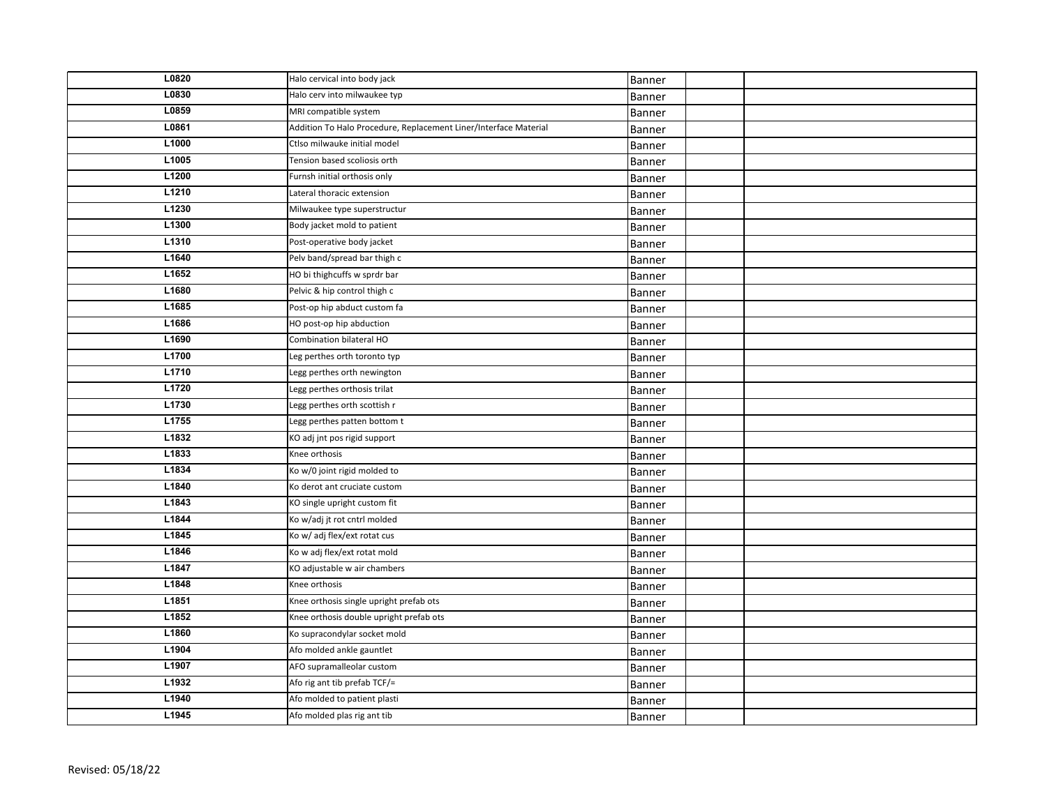| | | | | |
|---|---|---|---|---|
| L0820 | Halo cervical into body jack | Banner | | |
| L0830 | Halo cerv into milwaukee typ | Banner | | |
| L0859 | MRI compatible system | Banner | | |
| L0861 | Addition To Halo Procedure, Replacement Liner/Interface Material | Banner | | |
| L1000 | Ctlso milwauke initial model | Banner | | |
| L1005 | Tension based scoliosis orth | Banner | | |
| L1200 | Furnsh initial orthosis only | Banner | | |
| L1210 | Lateral thoracic extension | Banner | | |
| L1230 | Milwaukee type superstructur | Banner | | |
| L1300 | Body jacket mold to patient | Banner | | |
| L1310 | Post-operative body jacket | Banner | | |
| L1640 | Pelv band/spread bar thigh c | Banner | | |
| L1652 | HO bi thighcuffs w sprdr bar | Banner | | |
| L1680 | Pelvic & hip control thigh c | Banner | | |
| L1685 | Post-op hip abduct custom fa | Banner | | |
| L1686 | HO post-op hip abduction | Banner | | |
| L1690 | Combination bilateral HO | Banner | | |
| L1700 | Leg perthes orth toronto typ | Banner | | |
| L1710 | Legg perthes orth newington | Banner | | |
| L1720 | Legg perthes orthosis trilat | Banner | | |
| L1730 | Legg perthes orth scottish r | Banner | | |
| L1755 | Legg perthes patten bottom t | Banner | | |
| L1832 | KO adj jnt pos rigid support | Banner | | |
| L1833 | Knee orthosis | Banner | | |
| L1834 | Ko w/0 joint rigid molded to | Banner | | |
| L1840 | Ko derot ant cruciate custom | Banner | | |
| L1843 | KO single upright custom fit | Banner | | |
| L1844 | Ko w/adj jt rot cntrl molded | Banner | | |
| L1845 | Ko w/ adj flex/ext rotat cus | Banner | | |
| L1846 | Ko w adj flex/ext rotat mold | Banner | | |
| L1847 | KO adjustable w air chambers | Banner | | |
| L1848 | Knee orthosis | Banner | | |
| L1851 | Knee orthosis single upright prefab ots | Banner | | |
| L1852 | Knee orthosis double upright prefab ots | Banner | | |
| L1860 | Ko supracondylar socket mold | Banner | | |
| L1904 | Afo molded ankle gauntlet | Banner | | |
| L1907 | AFO supramalleolar custom | Banner | | |
| L1932 | Afo rig ant tib prefab TCF/= | Banner | | |
| L1940 | Afo molded to patient plasti | Banner | | |
| L1945 | Afo molded plas rig ant tib | Banner | | |

Revised: 05/18/22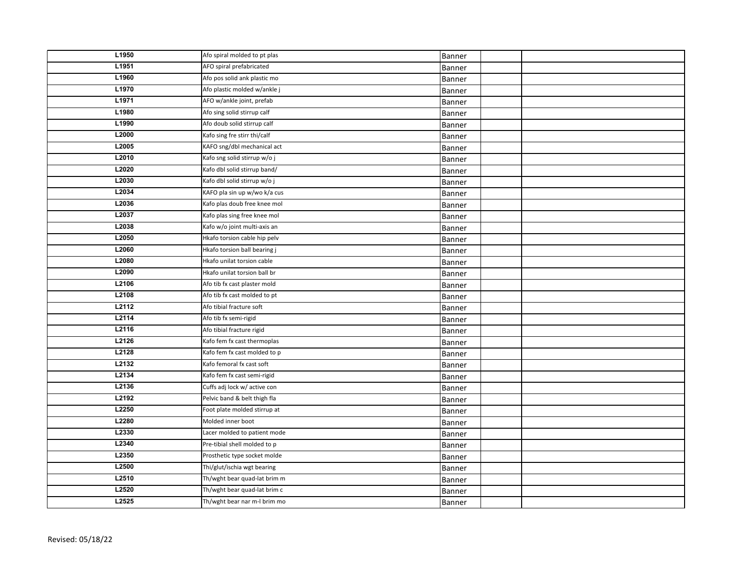| | | | | |
|---|---|---|---|---|
| L1950 | Afo spiral molded to pt plas | Banner | | |
| L1951 | AFO spiral prefabricated | Banner | | |
| L1960 | Afo pos solid ank plastic mo | Banner | | |
| L1970 | Afo plastic molded w/ankle j | Banner | | |
| L1971 | AFO w/ankle joint, prefab | Banner | | |
| L1980 | Afo sing solid stirrup calf | Banner | | |
| L1990 | Afo doub solid stirrup calf | Banner | | |
| L2000 | Kafo sing fre stirr thi/calf | Banner | | |
| L2005 | KAFO sng/dbl mechanical act | Banner | | |
| L2010 | Kafo sng solid stirrup w/o j | Banner | | |
| L2020 | Kafo dbl solid stirrup band/ | Banner | | |
| L2030 | Kafo dbl solid stirrup w/o j | Banner | | |
| L2034 | KAFO pla sin up w/wo k/a cus | Banner | | |
| L2036 | Kafo plas doub free knee mol | Banner | | |
| L2037 | Kafo plas sing free knee mol | Banner | | |
| L2038 | Kafo w/o joint multi-axis an | Banner | | |
| L2050 | Hkafo torsion cable hip pelv | Banner | | |
| L2060 | Hkafo torsion ball bearing j | Banner | | |
| L2080 | Hkafo unilat torsion cable | Banner | | |
| L2090 | Hkafo unilat torsion ball br | Banner | | |
| L2106 | Afo tib fx cast plaster mold | Banner | | |
| L2108 | Afo tib fx cast molded to pt | Banner | | |
| L2112 | Afo tibial fracture soft | Banner | | |
| L2114 | Afo tib fx semi-rigid | Banner | | |
| L2116 | Afo tibial fracture rigid | Banner | | |
| L2126 | Kafo fem fx cast thermoplas | Banner | | |
| L2128 | Kafo fem fx cast molded to p | Banner | | |
| L2132 | Kafo femoral fx cast soft | Banner | | |
| L2134 | Kafo fem fx cast semi-rigid | Banner | | |
| L2136 | Cuffs adj lock w/ active con | Banner | | |
| L2192 | Pelvic band & belt thigh fla | Banner | | |
| L2250 | Foot plate molded stirrup at | Banner | | |
| L2280 | Molded inner boot | Banner | | |
| L2330 | Lacer molded to patient mode | Banner | | |
| L2340 | Pre-tibial shell molded to p | Banner | | |
| L2350 | Prosthetic type socket molde | Banner | | |
| L2500 | Thi/glut/ischia wgt bearing | Banner | | |
| L2510 | Th/wght bear quad-lat brim m | Banner | | |
| L2520 | Th/wght bear quad-lat brim c | Banner | | |
| L2525 | Th/wght bear nar m-l brim mo | Banner | | |

Revised: 05/18/22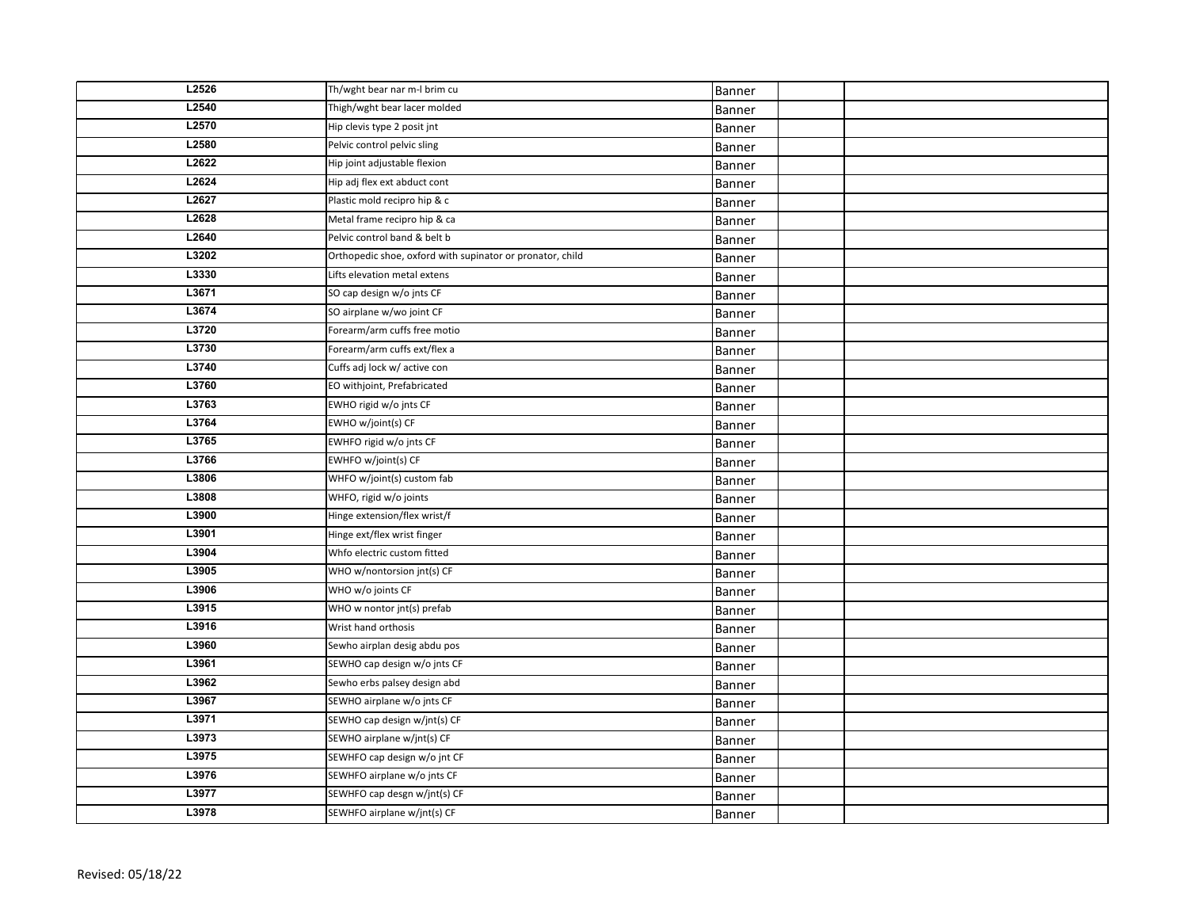| | | | | |
|---|---|---|---|---|
| L2526 | Th/wght bear nar m-l brim cu | Banner | | |
| L2540 | Thigh/wght bear lacer molded | Banner | | |
| L2570 | Hip clevis type 2 posit jnt | Banner | | |
| L2580 | Pelvic control pelvic sling | Banner | | |
| L2622 | Hip joint adjustable flexion | Banner | | |
| L2624 | Hip adj flex ext abduct cont | Banner | | |
| L2627 | Plastic mold recipro hip & c | Banner | | |
| L2628 | Metal frame recipro hip & ca | Banner | | |
| L2640 | Pelvic control band & belt b | Banner | | |
| L3202 | Orthopedic shoe, oxford with supinator or pronator, child | Banner | | |
| L3330 | Lifts elevation metal extens | Banner | | |
| L3671 | SO cap design w/o jnts CF | Banner | | |
| L3674 | SO airplane w/wo joint CF | Banner | | |
| L3720 | Forearm/arm cuffs free motio | Banner | | |
| L3730 | Forearm/arm cuffs ext/flex a | Banner | | |
| L3740 | Cuffs adj lock w/ active con | Banner | | |
| L3760 | EO withjoint, Prefabricated | Banner | | |
| L3763 | EWHO rigid w/o jnts CF | Banner | | |
| L3764 | EWHO w/joint(s) CF | Banner | | |
| L3765 | EWHFO rigid w/o jnts CF | Banner | | |
| L3766 | EWHFO w/joint(s) CF | Banner | | |
| L3806 | WHFO w/joint(s) custom fab | Banner | | |
| L3808 | WHFO, rigid w/o joints | Banner | | |
| L3900 | Hinge extension/flex wrist/f | Banner | | |
| L3901 | Hinge ext/flex wrist finger | Banner | | |
| L3904 | Whfo electric custom fitted | Banner | | |
| L3905 | WHO w/nontorsion jnt(s) CF | Banner | | |
| L3906 | WHO w/o joints CF | Banner | | |
| L3915 | WHO w nontor jnt(s) prefab | Banner | | |
| L3916 | Wrist hand orthosis | Banner | | |
| L3960 | Sewho airplan desig abdu pos | Banner | | |
| L3961 | SEWHO cap design w/o jnts CF | Banner | | |
| L3962 | Sewho erbs palsey design abd | Banner | | |
| L3967 | SEWHO airplane w/o jnts CF | Banner | | |
| L3971 | SEWHO cap design w/jnt(s) CF | Banner | | |
| L3973 | SEWHO airplane w/jnt(s) CF | Banner | | |
| L3975 | SEWHFO cap design w/o jnt CF | Banner | | |
| L3976 | SEWHFO airplane w/o jnts CF | Banner | | |
| L3977 | SEWHFO cap desgn w/jnt(s) CF | Banner | | |
| L3978 | SEWHFO airplane w/jnt(s) CF | Banner | | |

Revised: 05/18/22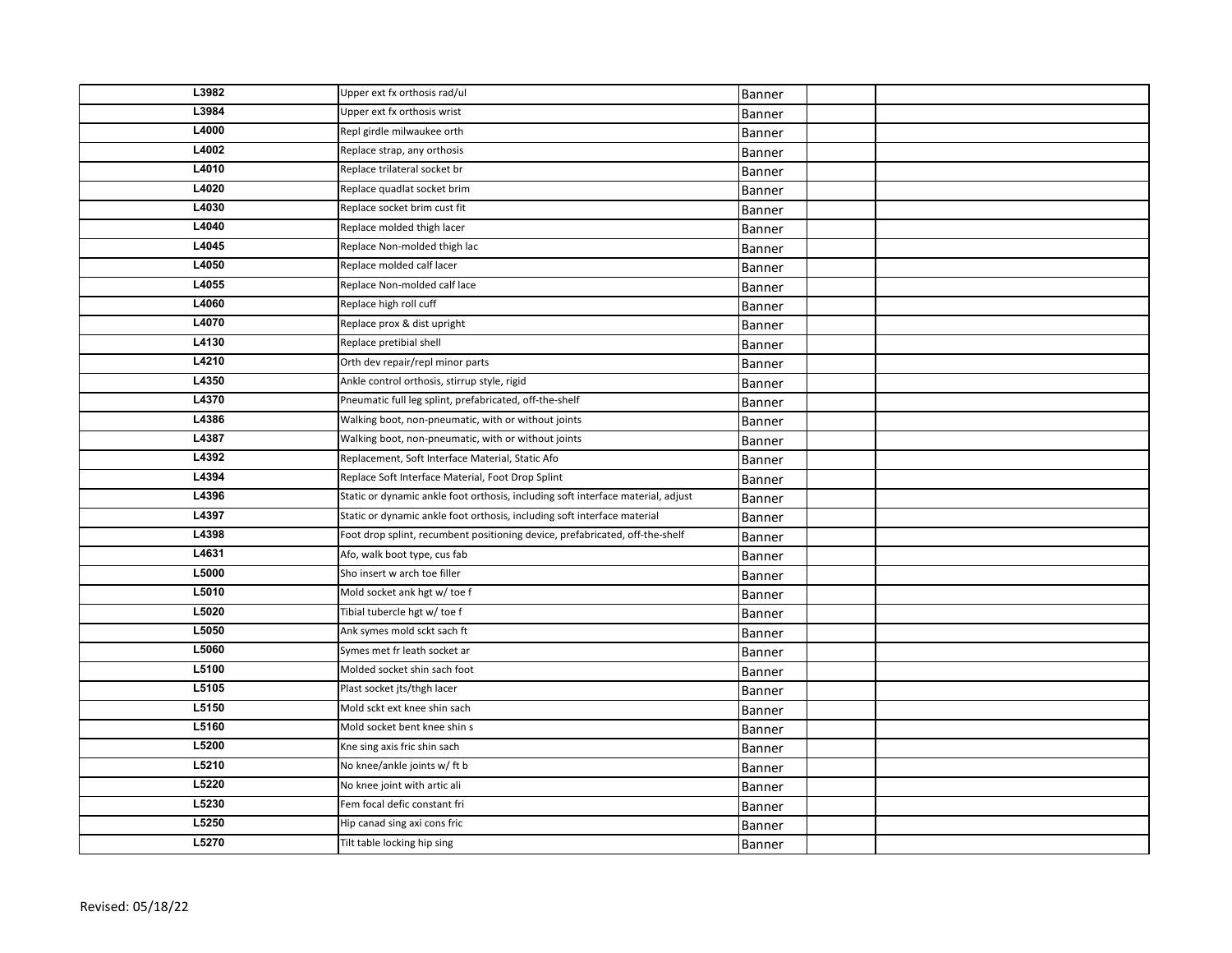| | | | | |
|---|---|---|---|---|
| L3982 | Upper ext fx orthosis rad/ul | Banner | | |
| L3984 | Upper ext fx orthosis wrist | Banner | | |
| L4000 | Repl girdle milwaukee orth | Banner | | |
| L4002 | Replace strap, any orthosis | Banner | | |
| L4010 | Replace trilateral socket br | Banner | | |
| L4020 | Replace quadlat socket brim | Banner | | |
| L4030 | Replace socket brim cust fit | Banner | | |
| L4040 | Replace molded thigh lacer | Banner | | |
| L4045 | Replace Non-molded thigh lac | Banner | | |
| L4050 | Replace molded calf lacer | Banner | | |
| L4055 | Replace Non-molded calf lace | Banner | | |
| L4060 | Replace high roll cuff | Banner | | |
| L4070 | Replace prox & dist upright | Banner | | |
| L4130 | Replace pretibial shell | Banner | | |
| L4210 | Orth dev repair/repl minor parts | Banner | | |
| L4350 | Ankle control orthosis, stirrup style, rigid | Banner | | |
| L4370 | Pneumatic full leg splint, prefabricated, off-the-shelf | Banner | | |
| L4386 | Walking boot, non-pneumatic, with or without joints | Banner | | |
| L4387 | Walking boot, non-pneumatic, with or without joints | Banner | | |
| L4392 | Replacement, Soft Interface Material, Static Afo | Banner | | |
| L4394 | Replace Soft Interface Material, Foot Drop Splint | Banner | | |
| L4396 | Static or dynamic ankle foot orthosis, including soft interface material, adjust | Banner | | |
| L4397 | Static or dynamic ankle foot orthosis, including soft interface material | Banner | | |
| L4398 | Foot drop splint, recumbent positioning device, prefabricated, off-the-shelf | Banner | | |
| L4631 | Afo, walk boot type, cus fab | Banner | | |
| L5000 | Sho insert w arch toe filler | Banner | | |
| L5010 | Mold socket ank hgt w/ toe f | Banner | | |
| L5020 | Tibial tubercle hgt w/ toe f | Banner | | |
| L5050 | Ank symes mold sckt sach ft | Banner | | |
| L5060 | Symes met fr leath socket ar | Banner | | |
| L5100 | Molded socket shin sach foot | Banner | | |
| L5105 | Plast socket jts/thgh lacer | Banner | | |
| L5150 | Mold sckt ext knee shin sach | Banner | | |
| L5160 | Mold socket bent knee shin s | Banner | | |
| L5200 | Kne sing axis fric shin sach | Banner | | |
| L5210 | No knee/ankle joints w/ ft b | Banner | | |
| L5220 | No knee joint with artic ali | Banner | | |
| L5230 | Fem focal defic constant fri | Banner | | |
| L5250 | Hip canad sing axi cons fric | Banner | | |
| L5270 | Tilt table locking hip sing | Banner | | |

Revised: 05/18/22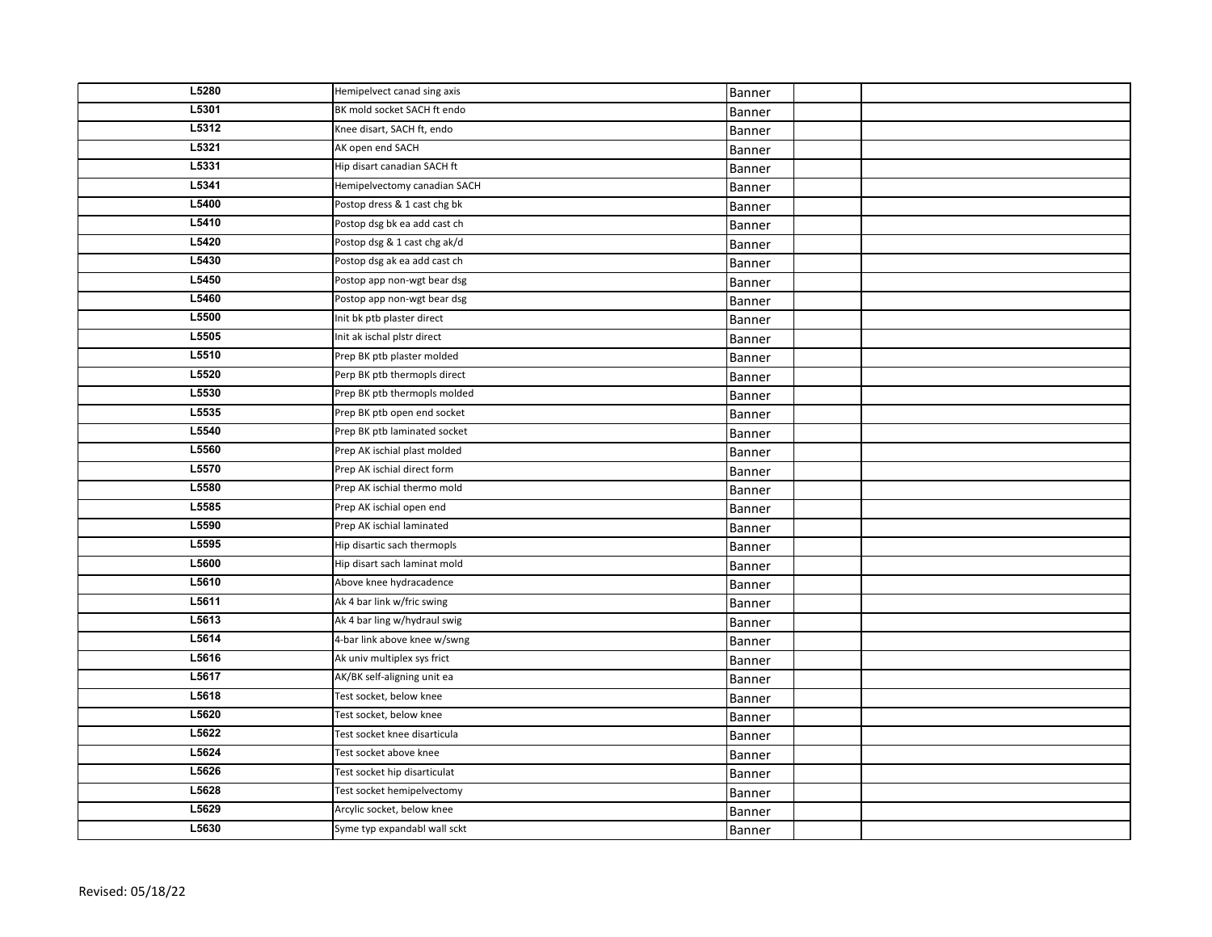| | | | | |
|---|---|---|---|---|
| L5280 | Hemipelvect canad sing axis | Banner | | |
| L5301 | BK mold socket SACH ft endo | Banner | | |
| L5312 | Knee disart, SACH ft, endo | Banner | | |
| L5321 | AK open end SACH | Banner | | |
| L5331 | Hip disart canadian SACH ft | Banner | | |
| L5341 | Hemipelvectomy canadian SACH | Banner | | |
| L5400 | Postop dress & 1 cast chg bk | Banner | | |
| L5410 | Postop dsg bk ea add cast ch | Banner | | |
| L5420 | Postop dsg & 1 cast chg ak/d | Banner | | |
| L5430 | Postop dsg ak ea add cast ch | Banner | | |
| L5450 | Postop app non-wgt bear dsg | Banner | | |
| L5460 | Postop app non-wgt bear dsg | Banner | | |
| L5500 | Init bk ptb plaster direct | Banner | | |
| L5505 | Init ak ischal plstr direct | Banner | | |
| L5510 | Prep BK ptb plaster molded | Banner | | |
| L5520 | Perp BK ptb thermopls direct | Banner | | |
| L5530 | Prep BK ptb thermopls molded | Banner | | |
| L5535 | Prep BK ptb open end socket | Banner | | |
| L5540 | Prep BK ptb laminated socket | Banner | | |
| L5560 | Prep AK ischial plast molded | Banner | | |
| L5570 | Prep AK ischial direct form | Banner | | |
| L5580 | Prep AK ischial thermo mold | Banner | | |
| L5585 | Prep AK ischial open end | Banner | | |
| L5590 | Prep AK ischial laminated | Banner | | |
| L5595 | Hip disartic sach thermopls | Banner | | |
| L5600 | Hip disart sach laminat mold | Banner | | |
| L5610 | Above knee hydracadence | Banner | | |
| L5611 | Ak 4 bar link w/fric swing | Banner | | |
| L5613 | Ak 4 bar ling w/hydraul swig | Banner | | |
| L5614 | 4-bar link above knee w/swng | Banner | | |
| L5616 | Ak univ multiplex sys frict | Banner | | |
| L5617 | AK/BK self-aligning unit ea | Banner | | |
| L5618 | Test socket, below knee | Banner | | |
| L5620 | Test socket, below knee | Banner | | |
| L5622 | Test socket knee disarticula | Banner | | |
| L5624 | Test socket above knee | Banner | | |
| L5626 | Test socket hip disarticulat | Banner | | |
| L5628 | Test socket hemipelvectomy | Banner | | |
| L5629 | Arcylic socket, below knee | Banner | | |
| L5630 | Syme typ expandabl wall sckt | Banner | | |

Revised: 05/18/22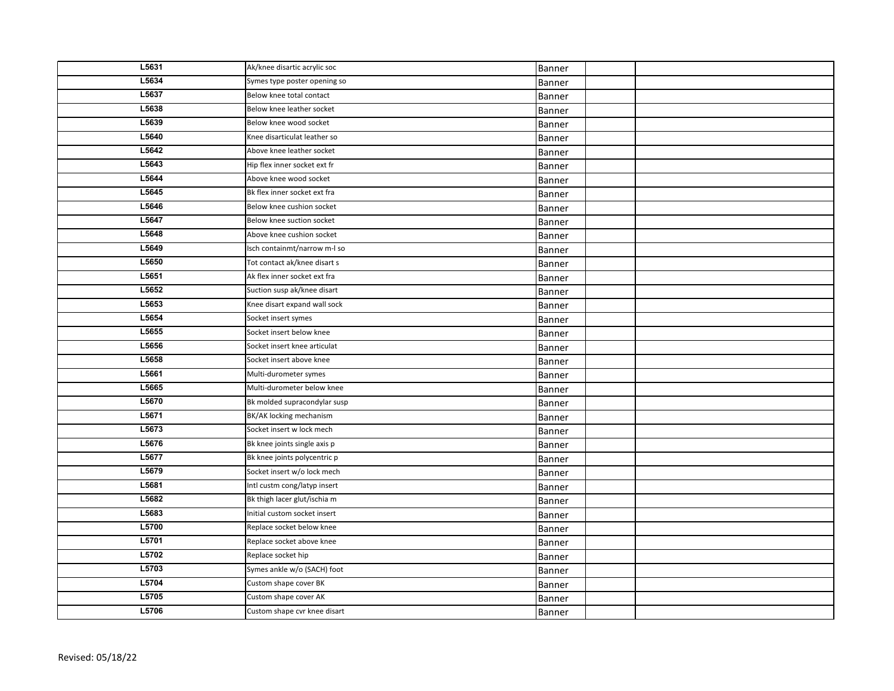| | | | | |
|---|---|---|---|---|
| L5631 | Ak/knee disartic acrylic soc | Banner | | |
| L5634 | Symes type poster opening so | Banner | | |
| L5637 | Below knee total contact | Banner | | |
| L5638 | Below knee leather socket | Banner | | |
| L5639 | Below knee wood socket | Banner | | |
| L5640 | Knee disarticulat leather so | Banner | | |
| L5642 | Above knee leather socket | Banner | | |
| L5643 | Hip flex inner socket ext fr | Banner | | |
| L5644 | Above knee wood socket | Banner | | |
| L5645 | Bk flex inner socket ext fra | Banner | | |
| L5646 | Below knee cushion socket | Banner | | |
| L5647 | Below knee suction socket | Banner | | |
| L5648 | Above knee cushion socket | Banner | | |
| L5649 | Isch containmt/narrow m-l so | Banner | | |
| L5650 | Tot contact ak/knee disart s | Banner | | |
| L5651 | Ak flex inner socket ext fra | Banner | | |
| L5652 | Suction susp ak/knee disart | Banner | | |
| L5653 | Knee disart expand wall sock | Banner | | |
| L5654 | Socket insert symes | Banner | | |
| L5655 | Socket insert below knee | Banner | | |
| L5656 | Socket insert knee articulat | Banner | | |
| L5658 | Socket insert above knee | Banner | | |
| L5661 | Multi-durometer symes | Banner | | |
| L5665 | Multi-durometer below knee | Banner | | |
| L5670 | Bk molded supracondylar susp | Banner | | |
| L5671 | BK/AK locking mechanism | Banner | | |
| L5673 | Socket insert w lock mech | Banner | | |
| L5676 | Bk knee joints single axis p | Banner | | |
| L5677 | Bk knee joints polycentric p | Banner | | |
| L5679 | Socket insert w/o lock mech | Banner | | |
| L5681 | Intl custm cong/latyp insert | Banner | | |
| L5682 | Bk thigh lacer glut/ischia m | Banner | | |
| L5683 | Initial custom socket insert | Banner | | |
| L5700 | Replace socket below knee | Banner | | |
| L5701 | Replace socket above knee | Banner | | |
| L5702 | Replace socket hip | Banner | | |
| L5703 | Symes ankle w/o (SACH) foot | Banner | | |
| L5704 | Custom shape cover BK | Banner | | |
| L5705 | Custom shape cover AK | Banner | | |
| L5706 | Custom shape cvr knee disart | Banner | | |

Revised: 05/18/22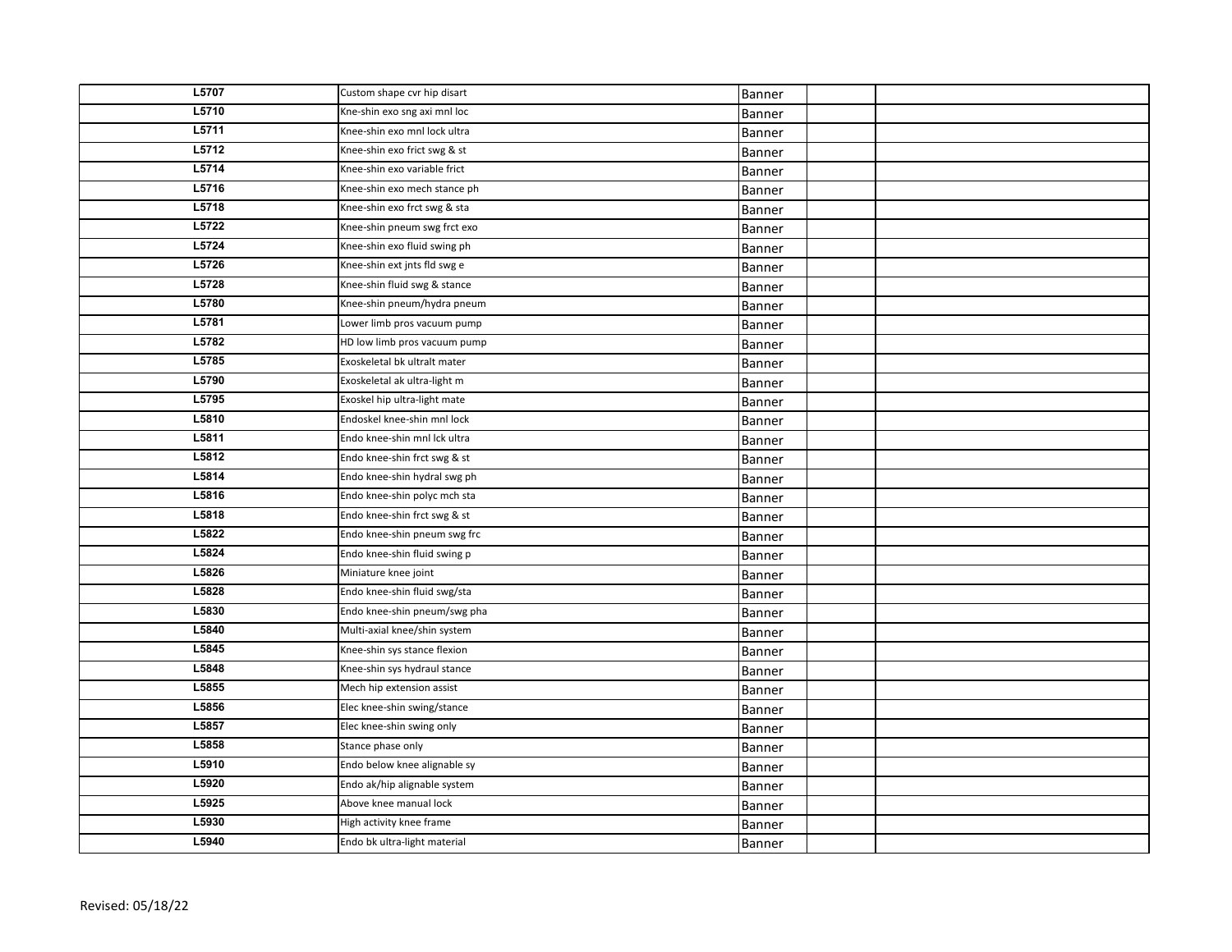| | | | | |
|---|---|---|---|---|
| L5707 | Custom shape cvr hip disart | Banner | | |
| L5710 | Kne-shin exo sng axi mnl loc | Banner | | |
| L5711 | Knee-shin exo mnl lock ultra | Banner | | |
| L5712 | Knee-shin exo frict swg & st | Banner | | |
| L5714 | Knee-shin exo variable frict | Banner | | |
| L5716 | Knee-shin exo mech stance ph | Banner | | |
| L5718 | Knee-shin exo frct swg & sta | Banner | | |
| L5722 | Knee-shin pneum swg frct exo | Banner | | |
| L5724 | Knee-shin exo fluid swing ph | Banner | | |
| L5726 | Knee-shin ext jnts fld swg e | Banner | | |
| L5728 | Knee-shin fluid swg & stance | Banner | | |
| L5780 | Knee-shin pneum/hydra pneum | Banner | | |
| L5781 | Lower limb pros vacuum pump | Banner | | |
| L5782 | HD low limb pros vacuum pump | Banner | | |
| L5785 | Exoskeletal bk ultralt mater | Banner | | |
| L5790 | Exoskeletal ak ultra-light m | Banner | | |
| L5795 | Exoskel hip ultra-light mate | Banner | | |
| L5810 | Endoskel knee-shin mnl lock | Banner | | |
| L5811 | Endo knee-shin mnl lck ultra | Banner | | |
| L5812 | Endo knee-shin frct swg & st | Banner | | |
| L5814 | Endo knee-shin hydral swg ph | Banner | | |
| L5816 | Endo knee-shin polyc mch sta | Banner | | |
| L5818 | Endo knee-shin frct swg & st | Banner | | |
| L5822 | Endo knee-shin pneum swg frc | Banner | | |
| L5824 | Endo knee-shin fluid swing p | Banner | | |
| L5826 | Miniature knee joint | Banner | | |
| L5828 | Endo knee-shin fluid swg/sta | Banner | | |
| L5830 | Endo knee-shin pneum/swg pha | Banner | | |
| L5840 | Multi-axial knee/shin system | Banner | | |
| L5845 | Knee-shin sys stance flexion | Banner | | |
| L5848 | Knee-shin sys hydraul stance | Banner | | |
| L5855 | Mech hip extension assist | Banner | | |
| L5856 | Elec knee-shin swing/stance | Banner | | |
| L5857 | Elec knee-shin swing only | Banner | | |
| L5858 | Stance phase only | Banner | | |
| L5910 | Endo below knee alignable sy | Banner | | |
| L5920 | Endo ak/hip alignable system | Banner | | |
| L5925 | Above knee manual lock | Banner | | |
| L5930 | High activity knee frame | Banner | | |
| L5940 | Endo bk ultra-light material | Banner | | |

Revised: 05/18/22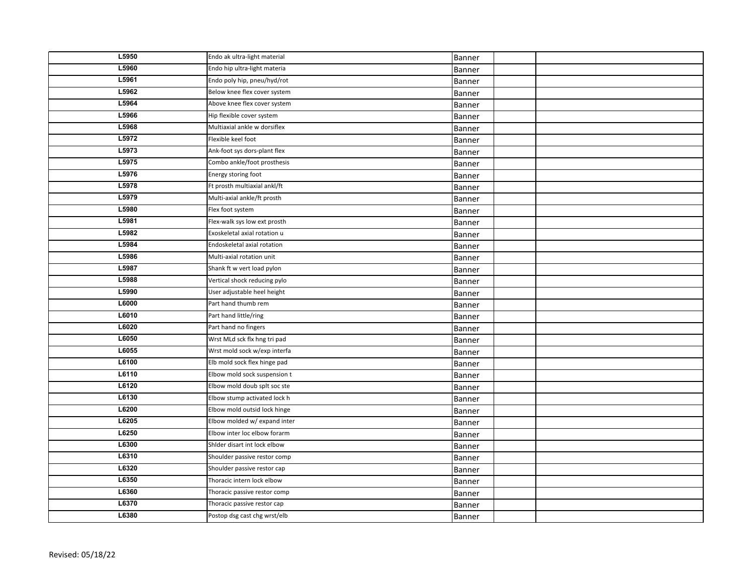| | | | | |
|---|---|---|---|---|
| L5950 | Endo ak ultra-light material | Banner | | |
| L5960 | Endo hip ultra-light materia | Banner | | |
| L5961 | Endo poly hip, pneu/hyd/rot | Banner | | |
| L5962 | Below knee flex cover system | Banner | | |
| L5964 | Above knee flex cover system | Banner | | |
| L5966 | Hip flexible cover system | Banner | | |
| L5968 | Multiaxial ankle w dorsiflex | Banner | | |
| L5972 | Flexible keel foot | Banner | | |
| L5973 | Ank-foot sys dors-plant flex | Banner | | |
| L5975 | Combo ankle/foot prosthesis | Banner | | |
| L5976 | Energy storing foot | Banner | | |
| L5978 | Ft prosth multiaxial ankl/ft | Banner | | |
| L5979 | Multi-axial ankle/ft prosth | Banner | | |
| L5980 | Flex foot system | Banner | | |
| L5981 | Flex-walk sys low ext prosth | Banner | | |
| L5982 | Exoskeletal axial rotation u | Banner | | |
| L5984 | Endoskeletal axial rotation | Banner | | |
| L5986 | Multi-axial rotation unit | Banner | | |
| L5987 | Shank ft w vert load pylon | Banner | | |
| L5988 | Vertical shock reducing pylo | Banner | | |
| L5990 | User adjustable heel height | Banner | | |
| L6000 | Part hand thumb rem | Banner | | |
| L6010 | Part hand little/ring | Banner | | |
| L6020 | Part hand no fingers | Banner | | |
| L6050 | Wrst MLd sck flx hng tri pad | Banner | | |
| L6055 | Wrst mold sock w/exp interfa | Banner | | |
| L6100 | Elb mold sock flex hinge pad | Banner | | |
| L6110 | Elbow mold sock suspension t | Banner | | |
| L6120 | Elbow mold doub splt soc ste | Banner | | |
| L6130 | Elbow stump activated lock h | Banner | | |
| L6200 | Elbow mold outsid lock hinge | Banner | | |
| L6205 | Elbow molded w/ expand inter | Banner | | |
| L6250 | Elbow inter loc elbow forarm | Banner | | |
| L6300 | Shlder disart int lock elbow | Banner | | |
| L6310 | Shoulder passive restor comp | Banner | | |
| L6320 | Shoulder passive restor cap | Banner | | |
| L6350 | Thoracic intern lock elbow | Banner | | |
| L6360 | Thoracic passive restor comp | Banner | | |
| L6370 | Thoracic passive restor cap | Banner | | |
| L6380 | Postop dsg cast chg wrst/elb | Banner | | |

Revised: 05/18/22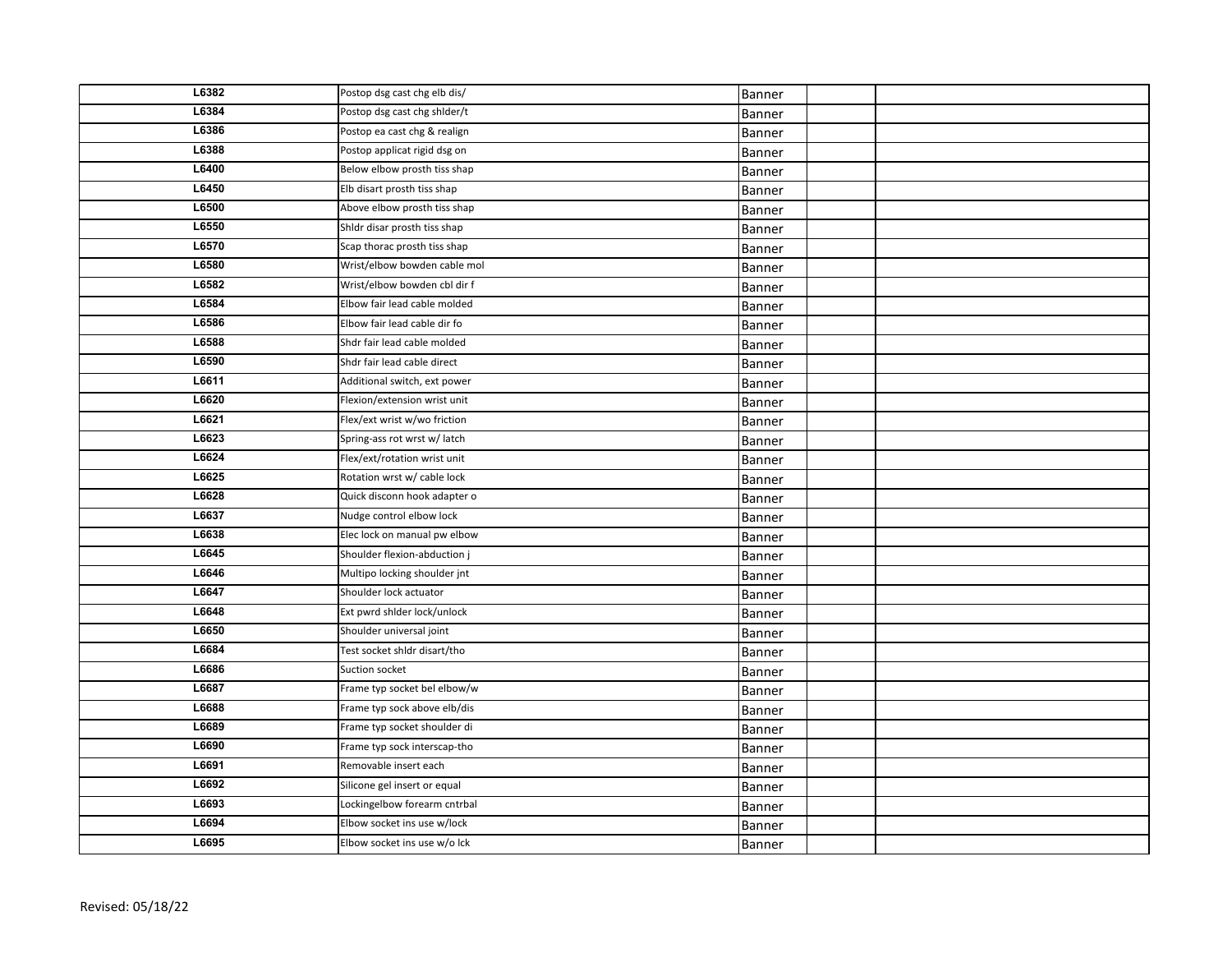| | | | | |
|---|---|---|---|---|
| L6382 | Postop dsg cast chg elb dis/ | Banner | | |
| L6384 | Postop dsg cast chg shlder/t | Banner | | |
| L6386 | Postop ea cast chg & realign | Banner | | |
| L6388 | Postop applicat rigid dsg on | Banner | | |
| L6400 | Below elbow prosth tiss shap | Banner | | |
| L6450 | Elb disart prosth tiss shap | Banner | | |
| L6500 | Above elbow prosth tiss shap | Banner | | |
| L6550 | Shldr disar prosth tiss shap | Banner | | |
| L6570 | Scap thorac prosth tiss shap | Banner | | |
| L6580 | Wrist/elbow bowden cable mol | Banner | | |
| L6582 | Wrist/elbow bowden cbl dir f | Banner | | |
| L6584 | Elbow fair lead cable molded | Banner | | |
| L6586 | Elbow fair lead cable dir fo | Banner | | |
| L6588 | Shdr fair lead cable molded | Banner | | |
| L6590 | Shdr fair lead cable direct | Banner | | |
| L6611 | Additional switch, ext power | Banner | | |
| L6620 | Flexion/extension wrist unit | Banner | | |
| L6621 | Flex/ext wrist w/wo friction | Banner | | |
| L6623 | Spring-ass rot wrst w/ latch | Banner | | |
| L6624 | Flex/ext/rotation wrist unit | Banner | | |
| L6625 | Rotation wrst w/ cable lock | Banner | | |
| L6628 | Quick disconn hook adapter o | Banner | | |
| L6637 | Nudge control elbow lock | Banner | | |
| L6638 | Elec lock on manual pw elbow | Banner | | |
| L6645 | Shoulder flexion-abduction j | Banner | | |
| L6646 | Multipo locking shoulder jnt | Banner | | |
| L6647 | Shoulder lock actuator | Banner | | |
| L6648 | Ext pwrd shlder lock/unlock | Banner | | |
| L6650 | Shoulder universal joint | Banner | | |
| L6684 | Test socket shldr disart/tho | Banner | | |
| L6686 | Suction socket | Banner | | |
| L6687 | Frame typ socket bel elbow/w | Banner | | |
| L6688 | Frame typ sock above elb/dis | Banner | | |
| L6689 | Frame typ socket shoulder di | Banner | | |
| L6690 | Frame typ sock interscap-tho | Banner | | |
| L6691 | Removable insert each | Banner | | |
| L6692 | Silicone gel insert or equal | Banner | | |
| L6693 | Lockingelbow forearm cntrbal | Banner | | |
| L6694 | Elbow socket ins use w/lock | Banner | | |
| L6695 | Elbow socket ins use w/o lck | Banner | | |

Revised: 05/18/22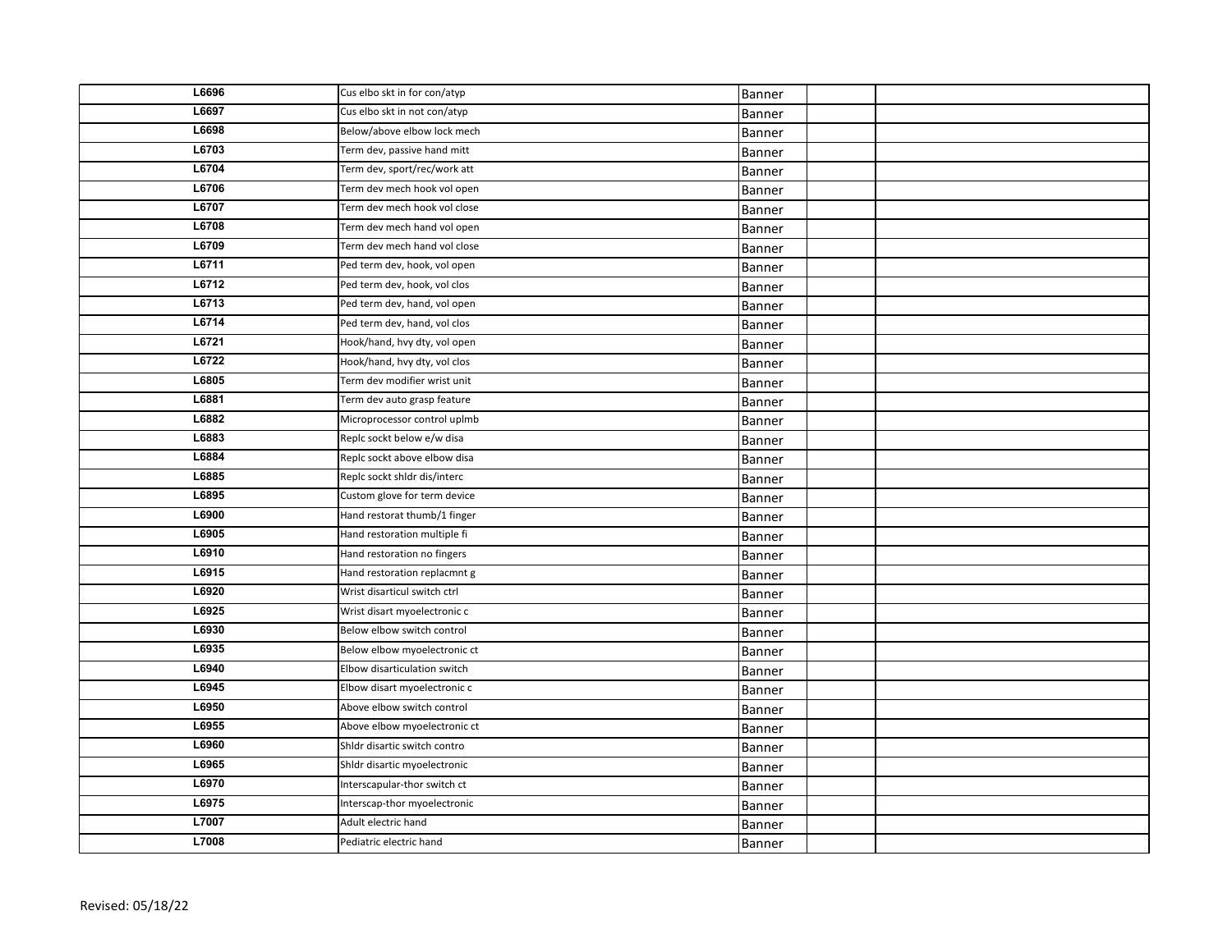| | | | | |
|---|---|---|---|---|
| L6696 | Cus elbo skt in for con/atyp | Banner | | |
| L6697 | Cus elbo skt in not con/atyp | Banner | | |
| L6698 | Below/above elbow lock mech | Banner | | |
| L6703 | Term dev, passive hand mitt | Banner | | |
| L6704 | Term dev, sport/rec/work att | Banner | | |
| L6706 | Term dev mech hook vol open | Banner | | |
| L6707 | Term dev mech hook vol close | Banner | | |
| L6708 | Term dev mech hand vol open | Banner | | |
| L6709 | Term dev mech hand vol close | Banner | | |
| L6711 | Ped term dev, hook, vol open | Banner | | |
| L6712 | Ped term dev, hook, vol clos | Banner | | |
| L6713 | Ped term dev, hand, vol open | Banner | | |
| L6714 | Ped term dev, hand, vol clos | Banner | | |
| L6721 | Hook/hand, hvy dty, vol open | Banner | | |
| L6722 | Hook/hand, hvy dty, vol clos | Banner | | |
| L6805 | Term dev modifier wrist unit | Banner | | |
| L6881 | Term dev auto grasp feature | Banner | | |
| L6882 | Microprocessor control uplmb | Banner | | |
| L6883 | Replc sockt below e/w disa | Banner | | |
| L6884 | Replc sockt above elbow disa | Banner | | |
| L6885 | Replc sockt shldr dis/interc | Banner | | |
| L6895 | Custom glove for term device | Banner | | |
| L6900 | Hand restorat thumb/1 finger | Banner | | |
| L6905 | Hand restoration multiple fi | Banner | | |
| L6910 | Hand restoration no fingers | Banner | | |
| L6915 | Hand restoration replacmnt g | Banner | | |
| L6920 | Wrist disarticul switch ctrl | Banner | | |
| L6925 | Wrist disart myoelectronic c | Banner | | |
| L6930 | Below elbow switch control | Banner | | |
| L6935 | Below elbow myoelectronic ct | Banner | | |
| L6940 | Elbow disarticulation switch | Banner | | |
| L6945 | Elbow disart myoelectronic c | Banner | | |
| L6950 | Above elbow switch control | Banner | | |
| L6955 | Above elbow myoelectronic ct | Banner | | |
| L6960 | Shldr disartic switch contro | Banner | | |
| L6965 | Shldr disartic myoelectronic | Banner | | |
| L6970 | Interscapular-thor switch ct | Banner | | |
| L6975 | Interscap-thor myoelectronic | Banner | | |
| L7007 | Adult electric hand | Banner | | |
| L7008 | Pediatric electric hand | Banner | | |

Revised: 05/18/22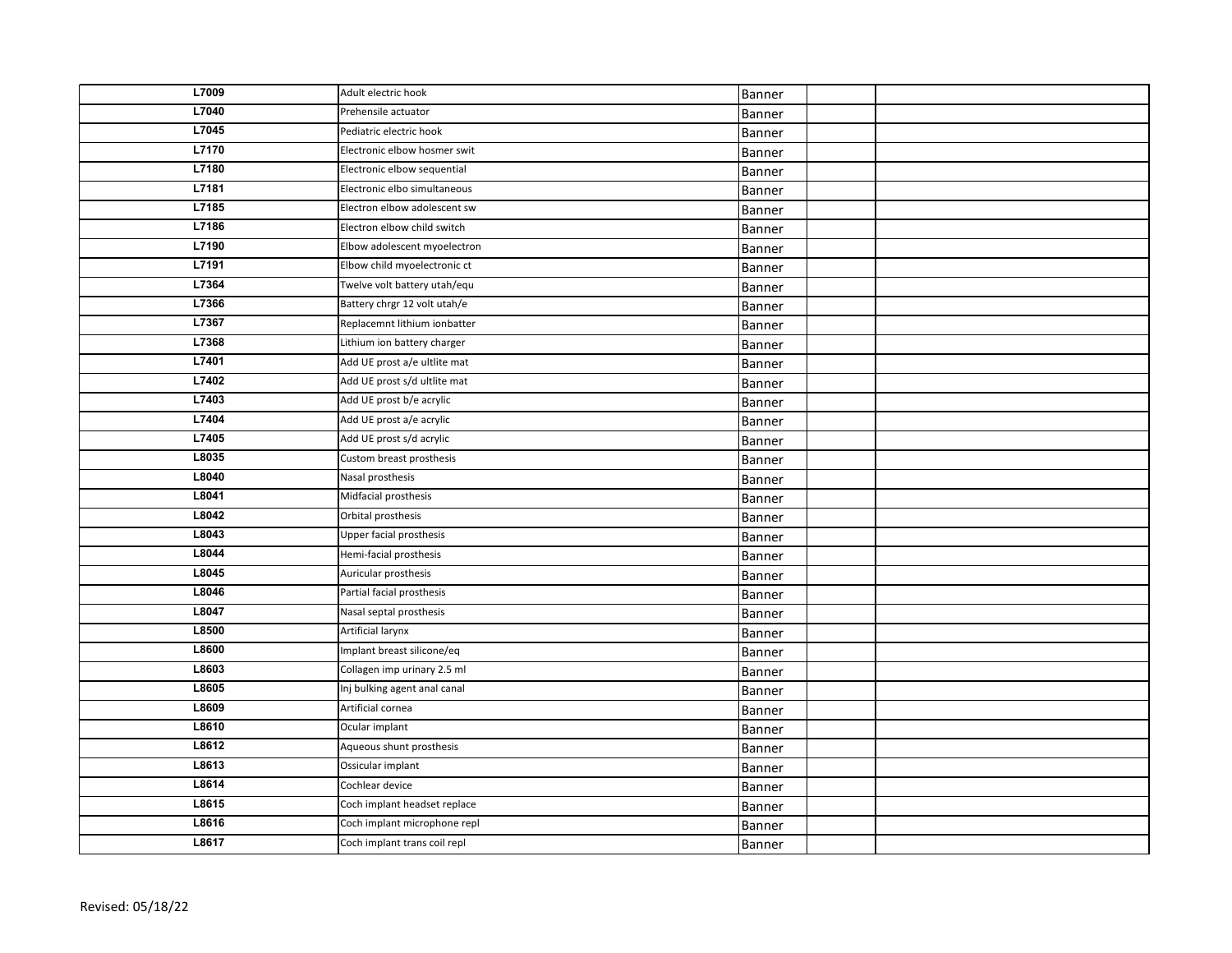| | | | | |
|---|---|---|---|---|
| L7009 | Adult electric hook | Banner | | |
| L7040 | Prehensile actuator | Banner | | |
| L7045 | Pediatric electric hook | Banner | | |
| L7170 | Electronic elbow hosmer swit | Banner | | |
| L7180 | Electronic elbow sequential | Banner | | |
| L7181 | Electronic elbo simultaneous | Banner | | |
| L7185 | Electron elbow adolescent sw | Banner | | |
| L7186 | Electron elbow child switch | Banner | | |
| L7190 | Elbow adolescent myoelectron | Banner | | |
| L7191 | Elbow child myoelectronic ct | Banner | | |
| L7364 | Twelve volt battery utah/equ | Banner | | |
| L7366 | Battery chrgr 12 volt utah/e | Banner | | |
| L7367 | Replacemnt lithium ionbatter | Banner | | |
| L7368 | Lithium ion battery charger | Banner | | |
| L7401 | Add UE prost a/e ultlite mat | Banner | | |
| L7402 | Add UE prost s/d ultlite mat | Banner | | |
| L7403 | Add UE prost b/e acrylic | Banner | | |
| L7404 | Add UE prost a/e acrylic | Banner | | |
| L7405 | Add UE prost s/d acrylic | Banner | | |
| L8035 | Custom breast prosthesis | Banner | | |
| L8040 | Nasal prosthesis | Banner | | |
| L8041 | Midfacial prosthesis | Banner | | |
| L8042 | Orbital prosthesis | Banner | | |
| L8043 | Upper facial prosthesis | Banner | | |
| L8044 | Hemi-facial prosthesis | Banner | | |
| L8045 | Auricular prosthesis | Banner | | |
| L8046 | Partial facial prosthesis | Banner | | |
| L8047 | Nasal septal prosthesis | Banner | | |
| L8500 | Artificial larynx | Banner | | |
| L8600 | Implant breast silicone/eq | Banner | | |
| L8603 | Collagen imp urinary 2.5 ml | Banner | | |
| L8605 | Inj bulking agent anal canal | Banner | | |
| L8609 | Artificial cornea | Banner | | |
| L8610 | Ocular implant | Banner | | |
| L8612 | Aqueous shunt prosthesis | Banner | | |
| L8613 | Ossicular implant | Banner | | |
| L8614 | Cochlear device | Banner | | |
| L8615 | Coch implant headset replace | Banner | | |
| L8616 | Coch implant microphone repl | Banner | | |
| L8617 | Coch implant trans coil repl | Banner | | |

Revised: 05/18/22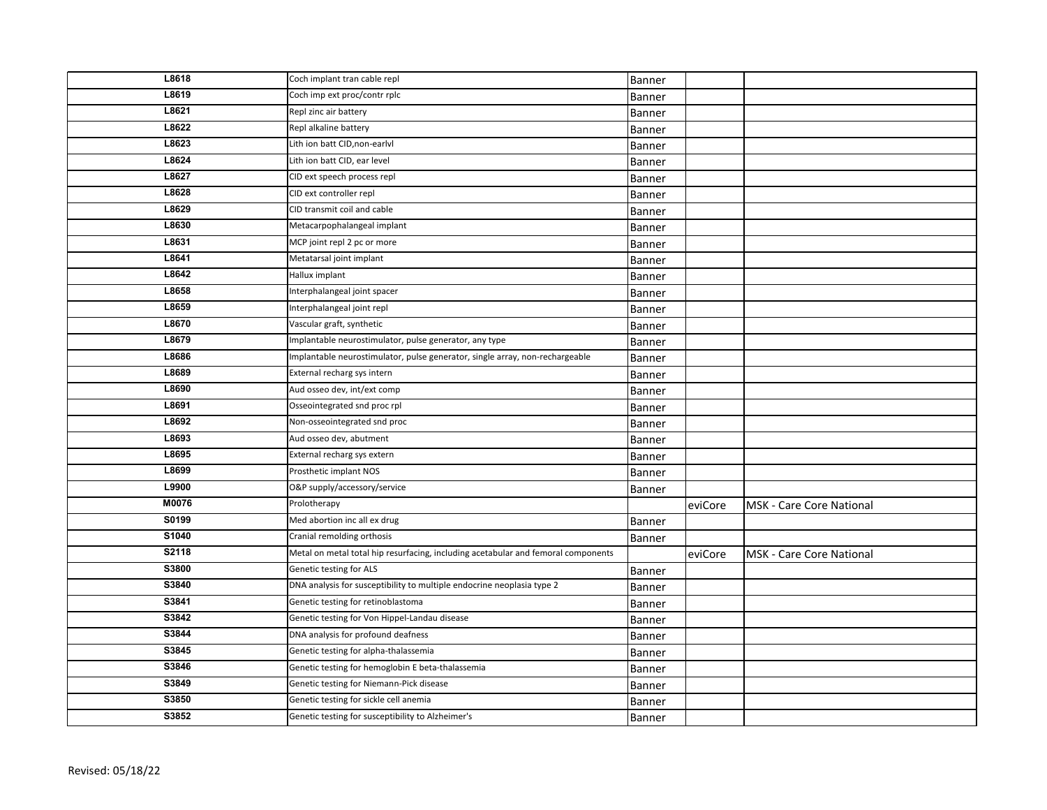| | | | | |
|---|---|---|---|---|
| L8618 | Coch implant tran cable repl | Banner | | |
| L8619 | Coch imp ext proc/contr rplc | Banner | | |
| L8621 | Repl zinc air battery | Banner | | |
| L8622 | Repl alkaline battery | Banner | | |
| L8623 | Lith ion batt CID,non-earlvl | Banner | | |
| L8624 | Lith ion batt CID, ear level | Banner | | |
| L8627 | CID ext speech process repl | Banner | | |
| L8628 | CID ext controller repl | Banner | | |
| L8629 | CID transmit coil and cable | Banner | | |
| L8630 | Metacarpophalangeal implant | Banner | | |
| L8631 | MCP joint repl 2 pc or more | Banner | | |
| L8641 | Metatarsal joint implant | Banner | | |
| L8642 | Hallux implant | Banner | | |
| L8658 | Interphalangeal joint spacer | Banner | | |
| L8659 | Interphalangeal joint repl | Banner | | |
| L8670 | Vascular graft, synthetic | Banner | | |
| L8679 | Implantable neurostimulator, pulse generator, any type | Banner | | |
| L8686 | Implantable neurostimulator, pulse generator, single array, non-rechargeable | Banner | | |
| L8689 | External recharg sys intern | Banner | | |
| L8690 | Aud osseo dev, int/ext comp | Banner | | |
| L8691 | Osseointegrated snd proc rpl | Banner | | |
| L8692 | Non-osseointegrated snd proc | Banner | | |
| L8693 | Aud osseo dev, abutment | Banner | | |
| L8695 | External recharg sys extern | Banner | | |
| L8699 | Prosthetic implant NOS | Banner | | |
| L9900 | O&P supply/accessory/service | Banner | | |
| M0076 | Prolotherapy | | eviCore | MSK - Care Core National |
| S0199 | Med abortion inc all ex drug | Banner | | |
| S1040 | Cranial remolding orthosis | Banner | | |
| S2118 | Metal on metal total hip resurfacing, including acetabular and femoral components | | eviCore | MSK - Care Core National |
| S3800 | Genetic testing for ALS | Banner | | |
| S3840 | DNA analysis for susceptibility to multiple endocrine neoplasia type 2 | Banner | | |
| S3841 | Genetic testing for retinoblastoma | Banner | | |
| S3842 | Genetic testing for Von Hippel-Landau disease | Banner | | |
| S3844 | DNA analysis for profound deafness | Banner | | |
| S3845 | Genetic testing for alpha-thalassemia | Banner | | |
| S3846 | Genetic testing for hemoglobin E beta-thalassemia | Banner | | |
| S3849 | Genetic testing for Niemann-Pick disease | Banner | | |
| S3850 | Genetic testing for sickle cell anemia | Banner | | |
| S3852 | Genetic testing for susceptibility to Alzheimer's | Banner | | |

Revised: 05/18/22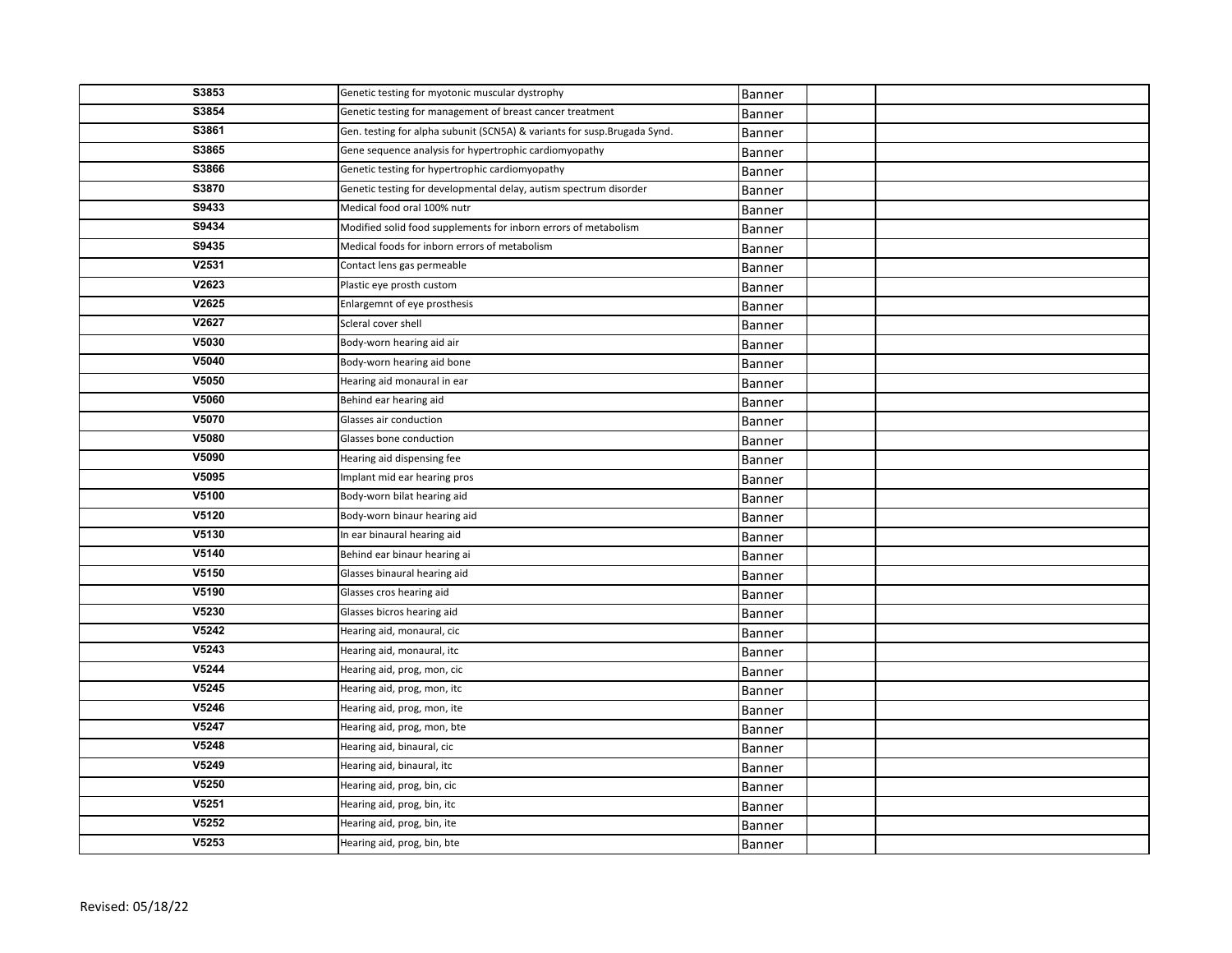| | | | | |
|---|---|---|---|---|
| S3853 | Genetic testing for myotonic muscular dystrophy | Banner | | |
| S3854 | Genetic testing for management of breast cancer treatment | Banner | | |
| S3861 | Gen. testing for alpha subunit (SCN5A) & variants for susp.Brugada Synd. | Banner | | |
| S3865 | Gene sequence analysis for hypertrophic cardiomyopathy | Banner | | |
| S3866 | Genetic testing for hypertrophic cardiomyopathy | Banner | | |
| S3870 | Genetic testing for developmental delay, autism spectrum disorder | Banner | | |
| S9433 | Medical food oral 100% nutr | Banner | | |
| S9434 | Modified solid food supplements for inborn errors of metabolism | Banner | | |
| S9435 | Medical foods for inborn errors of metabolism | Banner | | |
| V2531 | Contact lens gas permeable | Banner | | |
| V2623 | Plastic eye prosth custom | Banner | | |
| V2625 | Enlargemnt of eye prosthesis | Banner | | |
| V2627 | Scleral cover shell | Banner | | |
| V5030 | Body-worn hearing aid air | Banner | | |
| V5040 | Body-worn hearing aid bone | Banner | | |
| V5050 | Hearing aid monaural in ear | Banner | | |
| V5060 | Behind ear hearing aid | Banner | | |
| V5070 | Glasses air conduction | Banner | | |
| V5080 | Glasses bone conduction | Banner | | |
| V5090 | Hearing aid dispensing fee | Banner | | |
| V5095 | Implant mid ear hearing pros | Banner | | |
| V5100 | Body-worn bilat hearing aid | Banner | | |
| V5120 | Body-worn binaur hearing aid | Banner | | |
| V5130 | In ear binaural hearing aid | Banner | | |
| V5140 | Behind ear binaur hearing ai | Banner | | |
| V5150 | Glasses binaural hearing aid | Banner | | |
| V5190 | Glasses cros hearing aid | Banner | | |
| V5230 | Glasses bicros hearing aid | Banner | | |
| V5242 | Hearing aid, monaural, cic | Banner | | |
| V5243 | Hearing aid, monaural, itc | Banner | | |
| V5244 | Hearing aid, prog, mon, cic | Banner | | |
| V5245 | Hearing aid, prog, mon, itc | Banner | | |
| V5246 | Hearing aid, prog, mon, ite | Banner | | |
| V5247 | Hearing aid, prog, mon, bte | Banner | | |
| V5248 | Hearing aid, binaural, cic | Banner | | |
| V5249 | Hearing aid, binaural, itc | Banner | | |
| V5250 | Hearing aid, prog, bin, cic | Banner | | |
| V5251 | Hearing aid, prog, bin, itc | Banner | | |
| V5252 | Hearing aid, prog, bin, ite | Banner | | |
| V5253 | Hearing aid, prog, bin, bte | Banner | | |

Revised: 05/18/22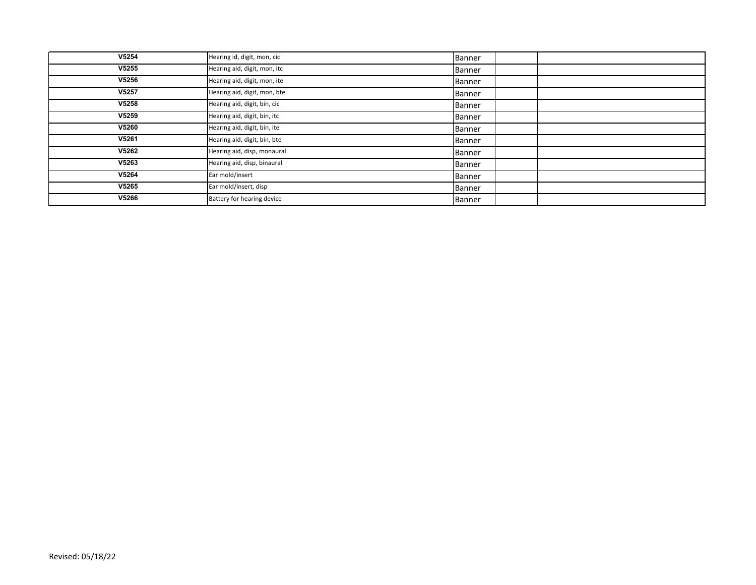| | | | | |
|---|---|---|---|---|
| **V5254** | Hearing id, digit, mon, cic | Banner | | |
| **V5255** | Hearing aid, digit, mon, itc | Banner | | |
| **V5256** | Hearing aid, digit, mon, ite | Banner | | |
| **V5257** | Hearing aid, digit, mon, bte | Banner | | |
| **V5258** | Hearing aid, digit, bin, cic | Banner | | |
| **V5259** | Hearing aid, digit, bin, itc | Banner | | |
| **V5260** | Hearing aid, digit, bin, ite | Banner | | |
| **V5261** | Hearing aid, digit, bin, bte | Banner | | |
| **V5262** | Hearing aid, disp, monaural | Banner | | |
| **V5263** | Hearing aid, disp, binaural | Banner | | |
| **V5264** | Ear mold/insert | Banner | | |
| **V5265** | Ear mold/insert, disp | Banner | | |
| **V5266** | Battery for hearing device | Banner | | |

Revised: 05/18/22